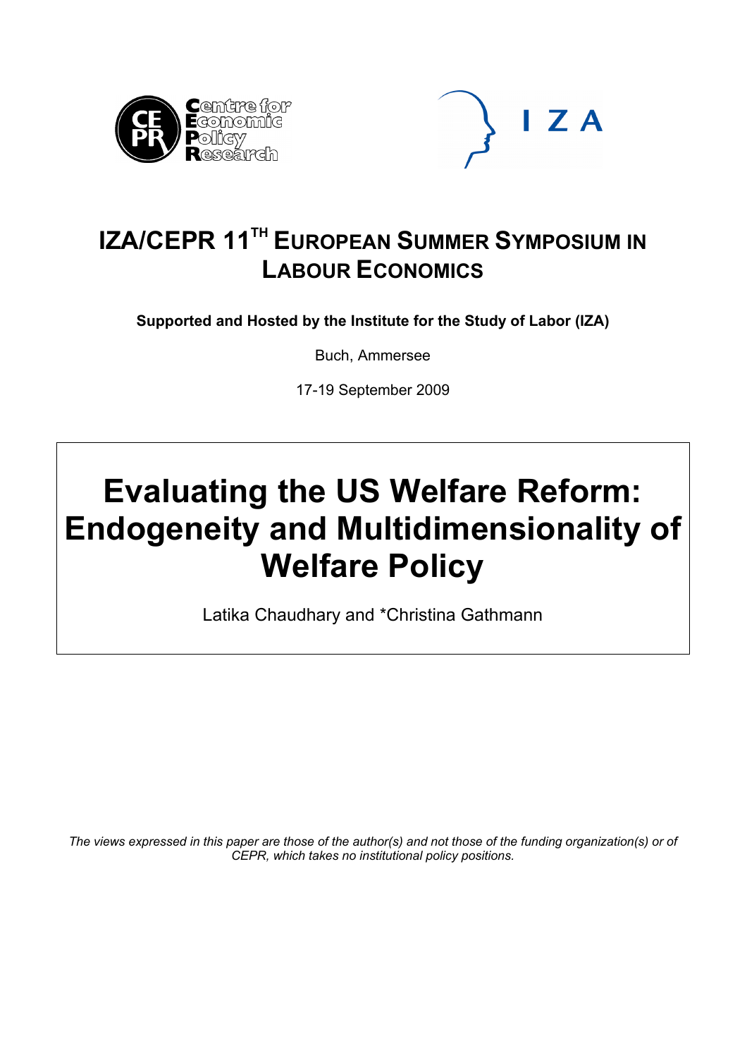# IZA/CEPR 11TH EUROPEAN SUMMER SYMPOSIUM IN LABOUR ECONOMICS

**Supported and Hosted by the Institute for the Study of Labor (IZA)**

Buch, Ammersee

17-19 September 2009

# Evaluating the US Welfare Reform: Endogeneity and Multidimensionality of Welfare Policy

Latika Chaudhary and *Christina Gathmann

*The views expressed in this paper are those of the author(s) and not those of the funding organization(s) or of CEPR, which takes no institutional policy positions.*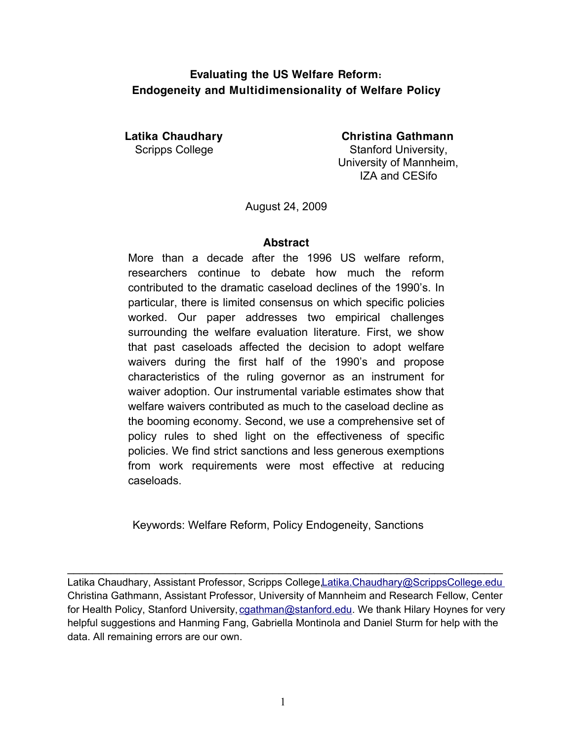**Evaluating the US Welfare Reform:**
**Endogeneity and Multidimensionality of Welfare Policy**

**Latika Chaudhary**
Scripps College

**Christina Gathmann**
Stanford University,
University of Mannheim,
IZA and CESifo

August 24, 2009

**Abstract**

More than a decade after the 1996 US welfare reform, researchers continue to debate how much the reform contributed to the dramatic caseload declines of the 1990's. In particular, there is limited consensus on which specific policies worked. Our paper addresses two empirical challenges surrounding the welfare evaluation literature. First, we show that past caseloads affected the decision to adopt welfare waivers during the first half of the 1990's and propose characteristics of the ruling governor as an instrument for waiver adoption. Our instrumental variable estimates show that welfare waivers contributed as much to the caseload decline as the booming economy. Second, we use a comprehensive set of policy rules to shed light on the effectiveness of specific policies. We find strict sanctions and less generous exemptions from work requirements were most effective at reducing caseloads.

Keywords: Welfare Reform, Policy Endogeneity, Sanctions

---

Latika Chaudhary, Assistant Professor, Scripps College, Latika.Chaudhary@ScrippsCollege.edu
Christina Gathmann, Assistant Professor, University of Mannheim and Research Fellow, Center for Health Policy, Stanford University, cgathman@stanford.edu. We thank Hilary Hoynes for very helpful suggestions and Hanming Fang, Gabriella Montinola and Daniel Sturm for help with the data. All remaining errors are our own.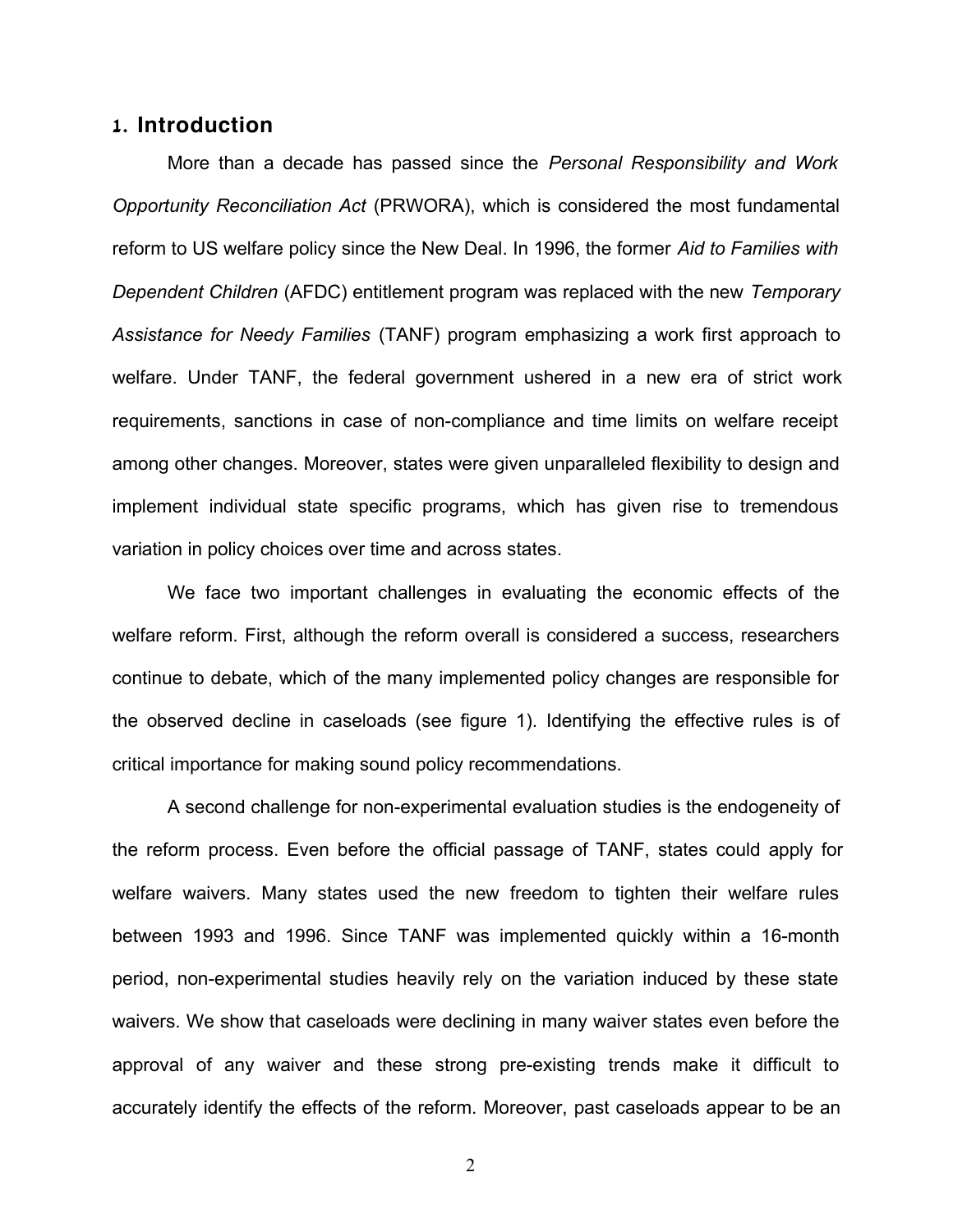## 1. Introduction

More than a decade has passed since the *Personal Responsibility and Work Opportunity Reconciliation Act* (PRWORA), which is considered the most fundamental reform to US welfare policy since the New Deal. In 1996, the former *Aid to Families with Dependent Children* (AFDC) entitlement program was replaced with the new *Temporary Assistance for Needy Families* (TANF) program emphasizing a work first approach to welfare. Under TANF, the federal government ushered in a new era of strict work requirements, sanctions in case of non-compliance and time limits on welfare receipt among other changes. Moreover, states were given unparalleled flexibility to design and implement individual state specific programs, which has given rise to tremendous variation in policy choices over time and across states.

We face two important challenges in evaluating the economic effects of the welfare reform. First, although the reform overall is considered a success, researchers continue to debate, which of the many implemented policy changes are responsible for the observed decline in caseloads (see figure 1). Identifying the effective rules is of critical importance for making sound policy recommendations.

A second challenge for non-experimental evaluation studies is the endogeneity of the reform process. Even before the official passage of TANF, states could apply for welfare waivers. Many states used the new freedom to tighten their welfare rules between 1993 and 1996. Since TANF was implemented quickly within a 16-month period, non-experimental studies heavily rely on the variation induced by these state waivers. We show that caseloads were declining in many waiver states even before the approval of any waiver and these strong pre-existing trends make it difficult to accurately identify the effects of the reform. Moreover, past caseloads appear to be an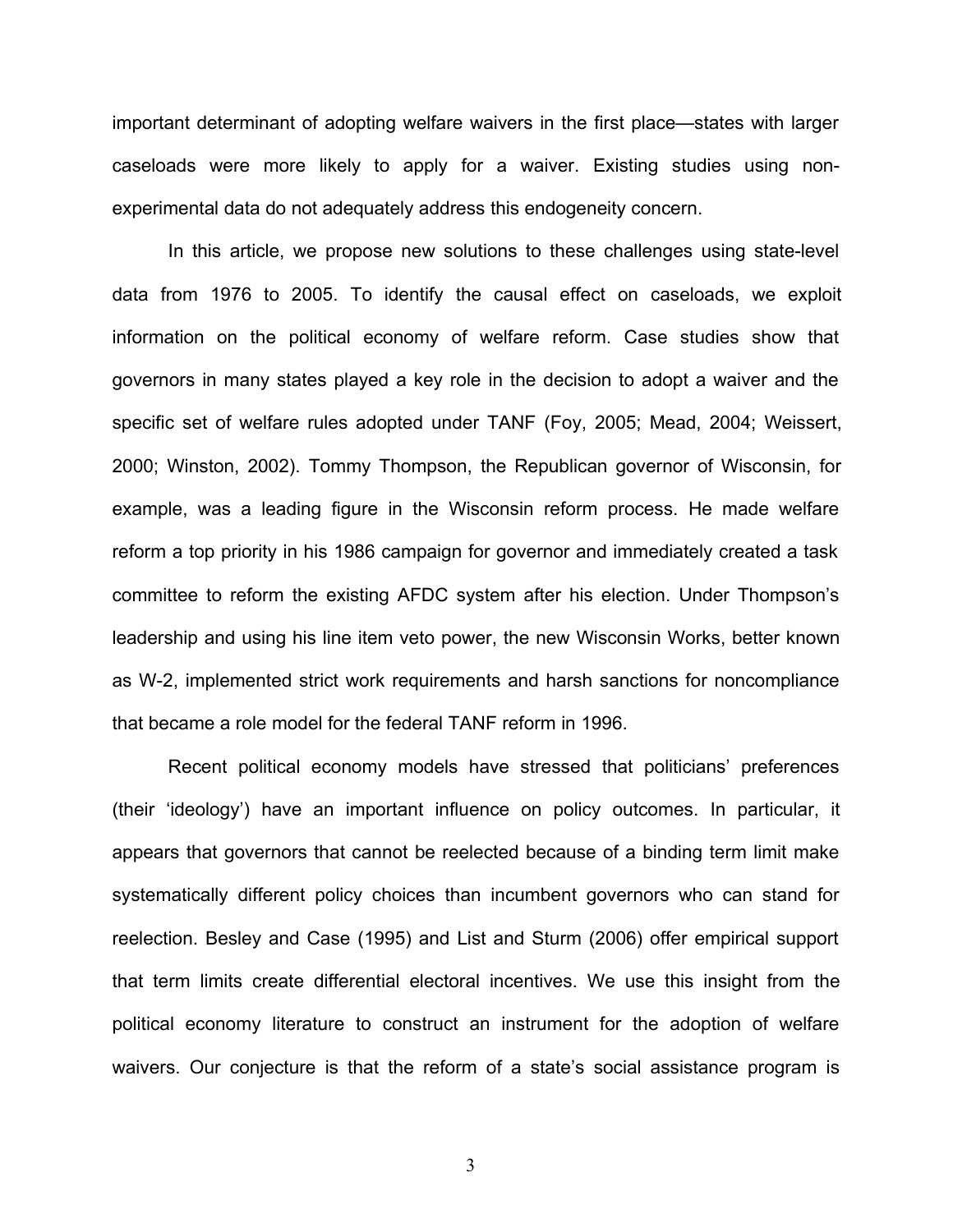important determinant of adopting welfare waivers in the first place—states with larger caseloads were more likely to apply for a waiver. Existing studies using non-experimental data do not adequately address this endogeneity concern.

In this article, we propose new solutions to these challenges using state-level data from 1976 to 2005. To identify the causal effect on caseloads, we exploit information on the political economy of welfare reform. Case studies show that governors in many states played a key role in the decision to adopt a waiver and the specific set of welfare rules adopted under TANF (Foy, 2005; Mead, 2004; Weissert, 2000; Winston, 2002). Tommy Thompson, the Republican governor of Wisconsin, for example, was a leading figure in the Wisconsin reform process. He made welfare reform a top priority in his 1986 campaign for governor and immediately created a task committee to reform the existing AFDC system after his election. Under Thompson's leadership and using his line item veto power, the new Wisconsin Works, better known as W-2, implemented strict work requirements and harsh sanctions for noncompliance that became a role model for the federal TANF reform in 1996.

Recent political economy models have stressed that politicians' preferences (their 'ideology') have an important influence on policy outcomes. In particular, it appears that governors that cannot be reelected because of a binding term limit make systematically different policy choices than incumbent governors who can stand for reelection. Besley and Case (1995) and List and Sturm (2006) offer empirical support that term limits create differential electoral incentives. We use this insight from the political economy literature to construct an instrument for the adoption of welfare waivers. Our conjecture is that the reform of a state's social assistance program is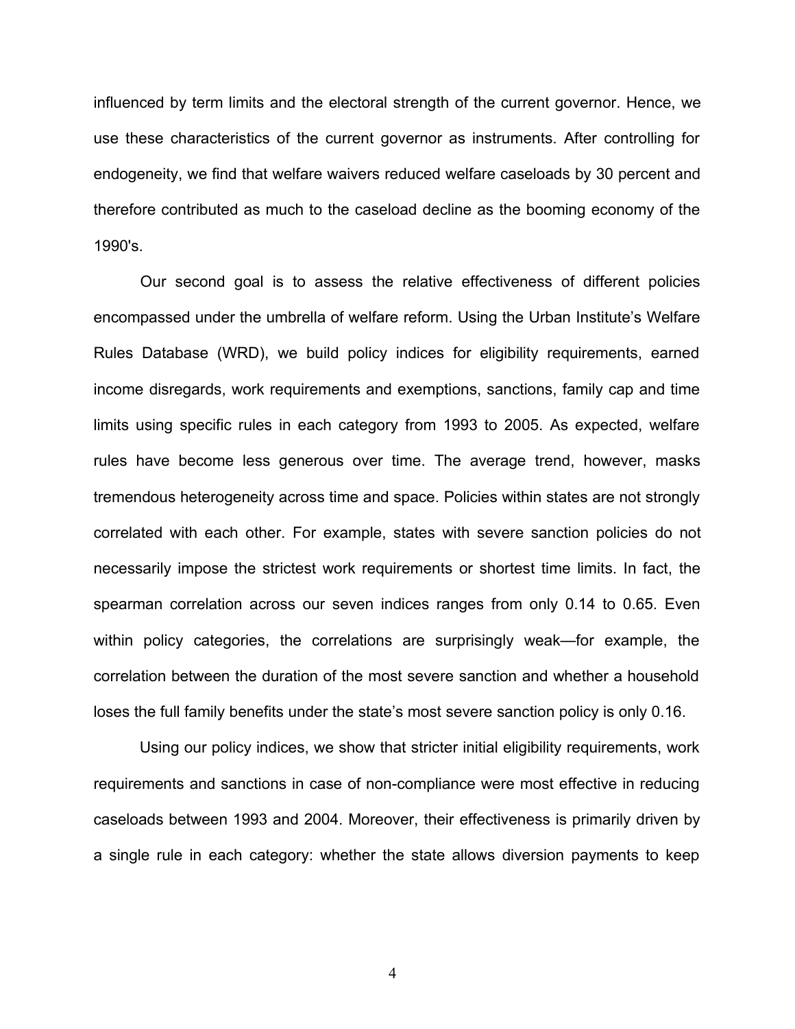influenced by term limits and the electoral strength of the current governor. Hence, we use these characteristics of the current governor as instruments. After controlling for endogeneity, we find that welfare waivers reduced welfare caseloads by 30 percent and therefore contributed as much to the caseload decline as the booming economy of the 1990's.

Our second goal is to assess the relative effectiveness of different policies encompassed under the umbrella of welfare reform. Using the Urban Institute's Welfare Rules Database (WRD), we build policy indices for eligibility requirements, earned income disregards, work requirements and exemptions, sanctions, family cap and time limits using specific rules in each category from 1993 to 2005. As expected, welfare rules have become less generous over time. The average trend, however, masks tremendous heterogeneity across time and space. Policies within states are not strongly correlated with each other. For example, states with severe sanction policies do not necessarily impose the strictest work requirements or shortest time limits. In fact, the spearman correlation across our seven indices ranges from only 0.14 to 0.65. Even within policy categories, the correlations are surprisingly weak—for example, the correlation between the duration of the most severe sanction and whether a household loses the full family benefits under the state's most severe sanction policy is only 0.16.

Using our policy indices, we show that stricter initial eligibility requirements, work requirements and sanctions in case of non-compliance were most effective in reducing caseloads between 1993 and 2004. Moreover, their effectiveness is primarily driven by a single rule in each category: whether the state allows diversion payments to keep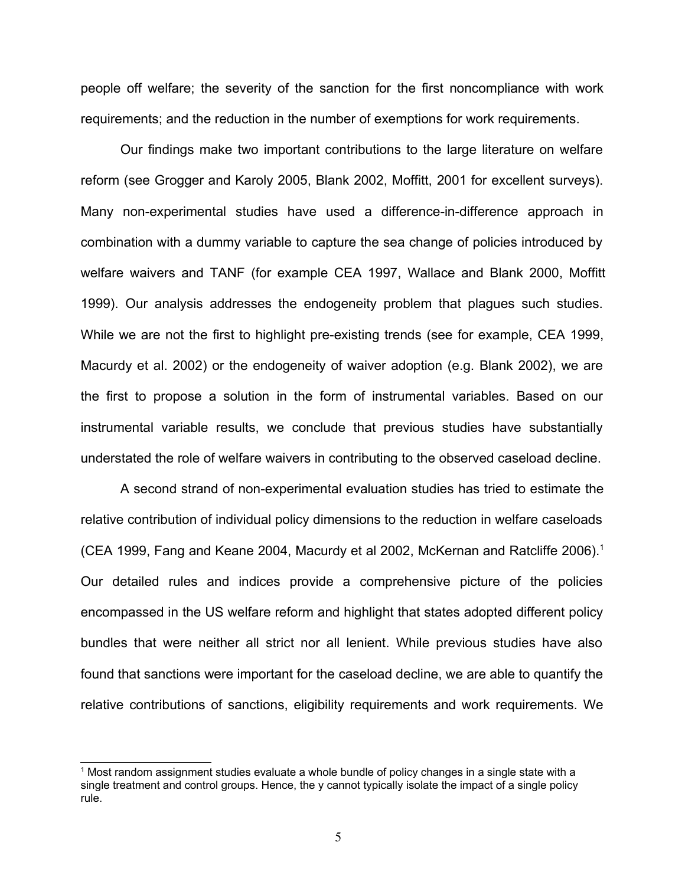people off welfare; the severity of the sanction for the first noncompliance with work requirements; and the reduction in the number of exemptions for work requirements.

Our findings make two important contributions to the large literature on welfare reform (see Grogger and Karoly 2005, Blank 2002, Moffitt, 2001 for excellent surveys). Many non-experimental studies have used a difference-in-difference approach in combination with a dummy variable to capture the sea change of policies introduced by welfare waivers and TANF (for example CEA 1997, Wallace and Blank 2000, Moffitt 1999). Our analysis addresses the endogeneity problem that plagues such studies. While we are not the first to highlight pre-existing trends (see for example, CEA 1999, Macurdy et al. 2002) or the endogeneity of waiver adoption (e.g. Blank 2002), we are the first to propose a solution in the form of instrumental variables. Based on our instrumental variable results, we conclude that previous studies have substantially understated the role of welfare waivers in contributing to the observed caseload decline.

A second strand of non-experimental evaluation studies has tried to estimate the relative contribution of individual policy dimensions to the reduction in welfare caseloads (CEA 1999, Fang and Keane 2004, Macurdy et al 2002, McKernan and Ratcliffe 2006).[1] Our detailed rules and indices provide a comprehensive picture of the policies encompassed in the US welfare reform and highlight that states adopted different policy bundles that were neither all strict nor all lenient. While previous studies have also found that sanctions were important for the caseload decline, we are able to quantify the relative contributions of sanctions, eligibility requirements and work requirements. We

[1] Most random assignment studies evaluate a whole bundle of policy changes in a single state with a single treatment and control groups. Hence, the y cannot typically isolate the impact of a single policy rule.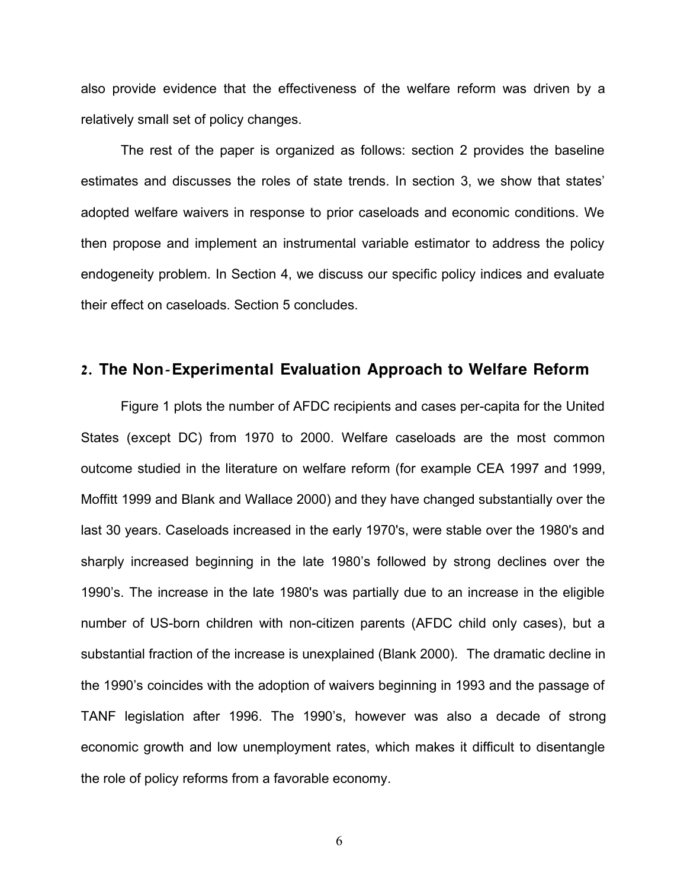also provide evidence that the effectiveness of the welfare reform was driven by a relatively small set of policy changes.

The rest of the paper is organized as follows: section 2 provides the baseline estimates and discusses the roles of state trends. In section 3, we show that states' adopted welfare waivers in response to prior caseloads and economic conditions. We then propose and implement an instrumental variable estimator to address the policy endogeneity problem. In Section 4, we discuss our specific policy indices and evaluate their effect on caseloads. Section 5 concludes.

## 2. The Non-Experimental Evaluation Approach to Welfare Reform

Figure 1 plots the number of AFDC recipients and cases per-capita for the United States (except DC) from 1970 to 2000. Welfare caseloads are the most common outcome studied in the literature on welfare reform (for example CEA 1997 and 1999, Moffitt 1999 and Blank and Wallace 2000) and they have changed substantially over the last 30 years. Caseloads increased in the early 1970's, were stable over the 1980's and sharply increased beginning in the late 1980's followed by strong declines over the 1990's. The increase in the late 1980's was partially due to an increase in the eligible number of US-born children with non-citizen parents (AFDC child only cases), but a substantial fraction of the increase is unexplained (Blank 2000). The dramatic decline in the 1990's coincides with the adoption of waivers beginning in 1993 and the passage of TANF legislation after 1996. The 1990's, however was also a decade of strong economic growth and low unemployment rates, which makes it difficult to disentangle the role of policy reforms from a favorable economy.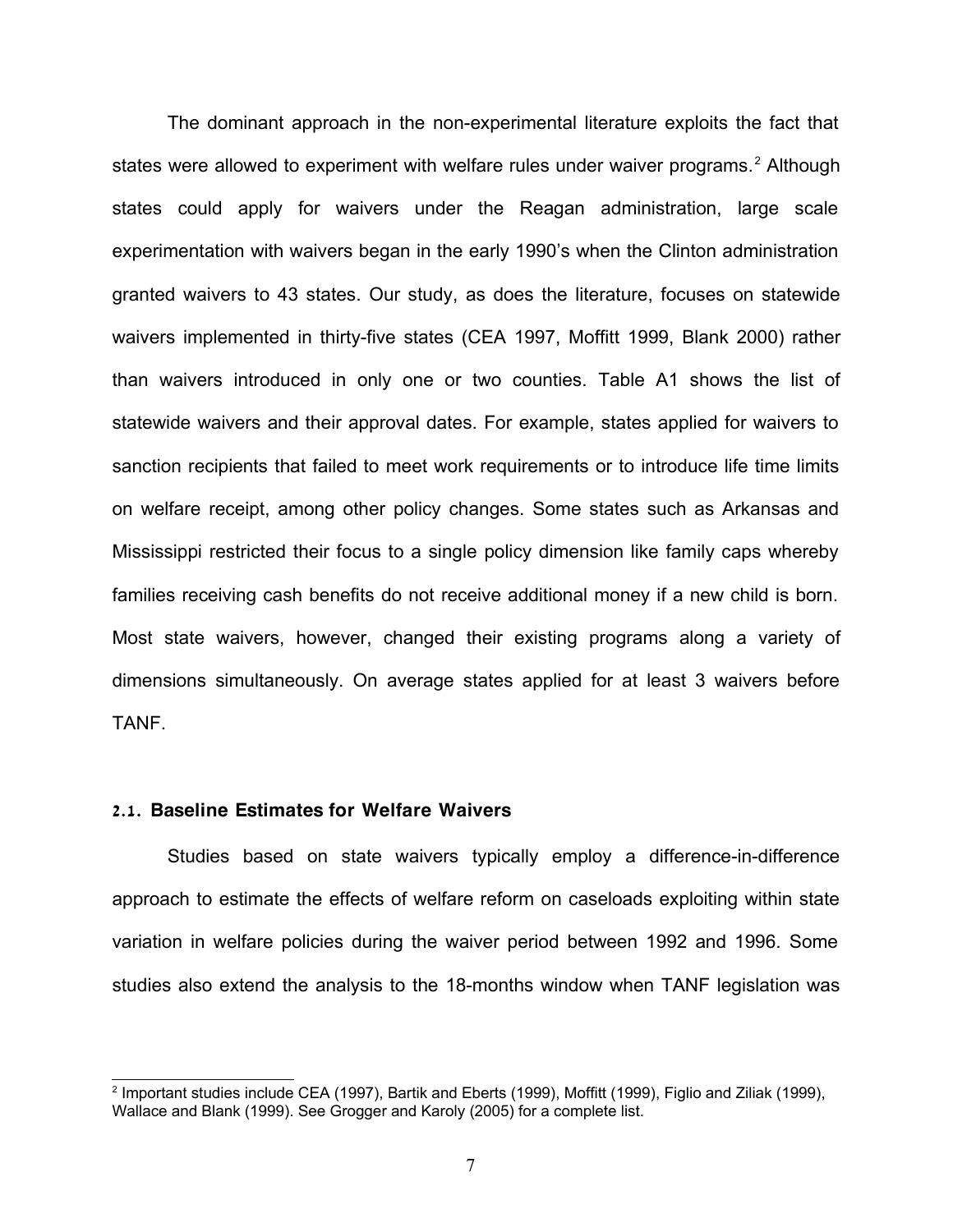The dominant approach in the non-experimental literature exploits the fact that states were allowed to experiment with welfare rules under waiver programs.[2] Although states could apply for waivers under the Reagan administration, large scale experimentation with waivers began in the early 1990's when the Clinton administration granted waivers to 43 states. Our study, as does the literature, focuses on statewide waivers implemented in thirty-five states (CEA 1997, Moffitt 1999, Blank 2000) rather than waivers introduced in only one or two counties. Table A1 shows the list of statewide waivers and their approval dates. For example, states applied for waivers to sanction recipients that failed to meet work requirements or to introduce life time limits on welfare receipt, among other policy changes. Some states such as Arkansas and Mississippi restricted their focus to a single policy dimension like family caps whereby families receiving cash benefits do not receive additional money if a new child is born. Most state waivers, however, changed their existing programs along a variety of dimensions simultaneously. On average states applied for at least 3 waivers before TANF.

### 2.1. Baseline Estimates for Welfare Waivers

Studies based on state waivers typically employ a difference-in-difference approach to estimate the effects of welfare reform on caseloads exploiting within state variation in welfare policies during the waiver period between 1992 and 1996. Some studies also extend the analysis to the 18-months window when TANF legislation was

[2] Important studies include CEA (1997), Bartik and Eberts (1999), Moffitt (1999), Figlio and Ziliak (1999), Wallace and Blank (1999). See Grogger and Karoly (2005) for a complete list.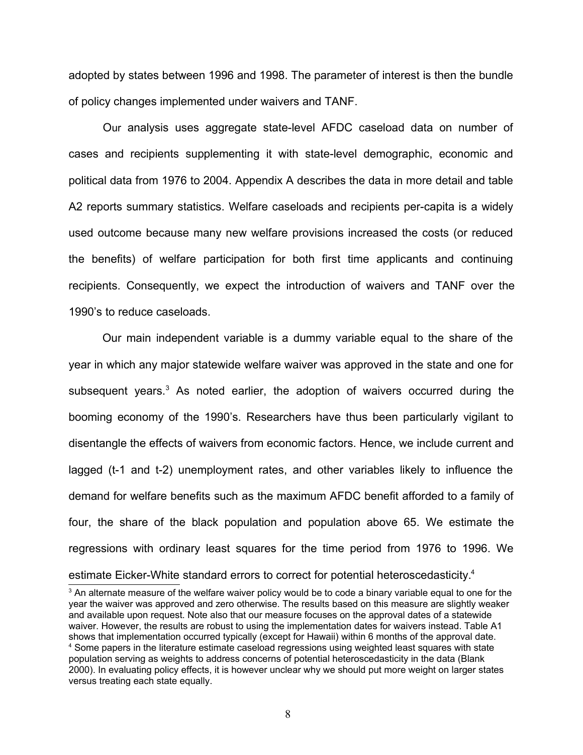adopted by states between 1996 and 1998. The parameter of interest is then the bundle of policy changes implemented under waivers and TANF.

Our analysis uses aggregate state-level AFDC caseload data on number of cases and recipients supplementing it with state-level demographic, economic and political data from 1976 to 2004. Appendix A describes the data in more detail and table A2 reports summary statistics. Welfare caseloads and recipients per-capita is a widely used outcome because many new welfare provisions increased the costs (or reduced the benefits) of welfare participation for both first time applicants and continuing recipients. Consequently, we expect the introduction of waivers and TANF over the 1990's to reduce caseloads.

Our main independent variable is a dummy variable equal to the share of the year in which any major statewide welfare waiver was approved in the state and one for subsequent years.[3] As noted earlier, the adoption of waivers occurred during the booming economy of the 1990's. Researchers have thus been particularly vigilant to disentangle the effects of waivers from economic factors. Hence, we include current and lagged (t-1 and t-2) unemployment rates, and other variables likely to influence the demand for welfare benefits such as the maximum AFDC benefit afforded to a family of four, the share of the black population and population above 65. We estimate the regressions with ordinary least squares for the time period from 1976 to 1996. We estimate Eicker-White standard errors to correct for potential heteroscedasticity.[4]

---

[3] An alternate measure of the welfare waiver policy would be to code a binary variable equal to one for the year the waiver was approved and zero otherwise. The results based on this measure are slightly weaker and available upon request. Note also that our measure focuses on the approval dates of a statewide waiver. However, the results are robust to using the implementation dates for waivers instead. Table A1 shows that implementation occurred typically (except for Hawaii) within 6 months of the approval date.

[4] Some papers in the literature estimate caseload regressions using weighted least squares with state population serving as weights to address concerns of potential heteroscedasticity in the data (Blank 2000). In evaluating policy effects, it is however unclear why we should put more weight on larger states versus treating each state equally.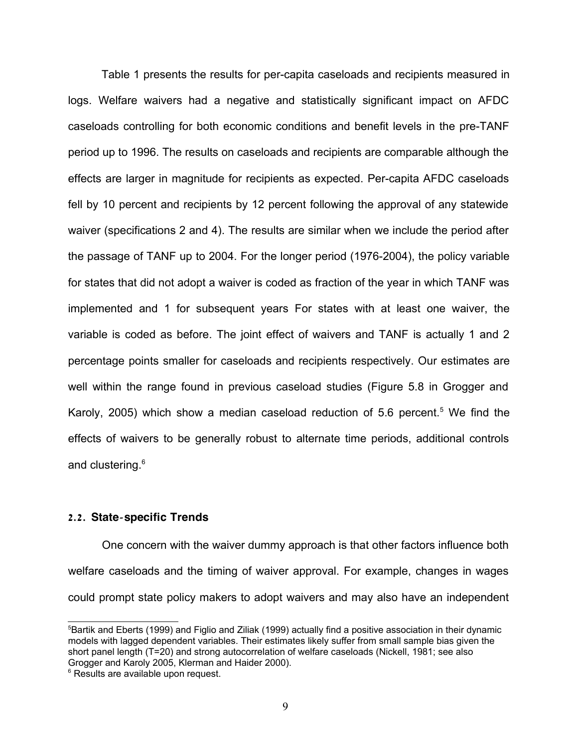Table 1 presents the results for per-capita caseloads and recipients measured in logs. Welfare waivers had a negative and statistically significant impact on AFDC caseloads controlling for both economic conditions and benefit levels in the pre-TANF period up to 1996. The results on caseloads and recipients are comparable although the effects are larger in magnitude for recipients as expected. Per-capita AFDC caseloads fell by 10 percent and recipients by 12 percent following the approval of any statewide waiver (specifications 2 and 4). The results are similar when we include the period after the passage of TANF up to 2004. For the longer period (1976-2004), the policy variable for states that did not adopt a waiver is coded as fraction of the year in which TANF was implemented and 1 for subsequent years For states with at least one waiver, the variable is coded as before. The joint effect of waivers and TANF is actually 1 and 2 percentage points smaller for caseloads and recipients respectively. Our estimates are well within the range found in previous caseload studies (Figure 5.8 in Grogger and Karoly, 2005) which show a median caseload reduction of 5.6 percent.[5] We find the effects of waivers to be generally robust to alternate time periods, additional controls and clustering.[6]

### 2.2. State-specific Trends

One concern with the waiver dummy approach is that other factors influence both welfare caseloads and the timing of waiver approval. For example, changes in wages could prompt state policy makers to adopt waivers and may also have an independent

[5] Bartik and Eberts (1999) and Figlio and Ziliak (1999) actually find a positive association in their dynamic models with lagged dependent variables. Their estimates likely suffer from small sample bias given the short panel length (T=20) and strong autocorrelation of welfare caseloads (Nickell, 1981; see also Grogger and Karoly 2005, Klerman and Haider 2000).

[6] Results are available upon request.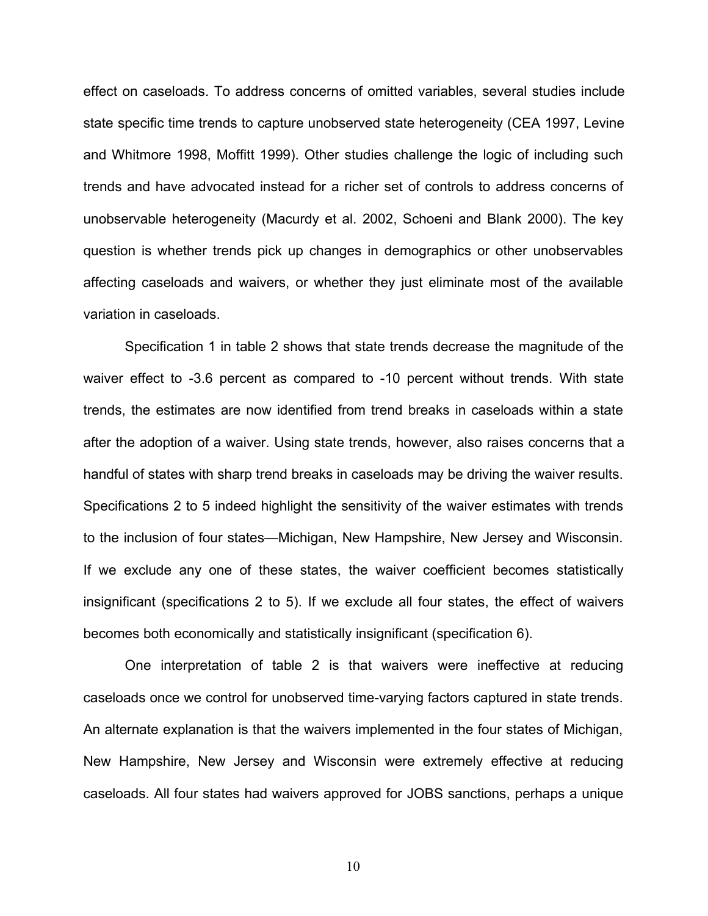effect on caseloads. To address concerns of omitted variables, several studies include state specific time trends to capture unobserved state heterogeneity (CEA 1997, Levine and Whitmore 1998, Moffitt 1999). Other studies challenge the logic of including such trends and have advocated instead for a richer set of controls to address concerns of unobservable heterogeneity (Macurdy et al. 2002, Schoeni and Blank 2000). The key question is whether trends pick up changes in demographics or other unobservables affecting caseloads and waivers, or whether they just eliminate most of the available variation in caseloads.

Specification 1 in table 2 shows that state trends decrease the magnitude of the waiver effect to -3.6 percent as compared to -10 percent without trends. With state trends, the estimates are now identified from trend breaks in caseloads within a state after the adoption of a waiver. Using state trends, however, also raises concerns that a handful of states with sharp trend breaks in caseloads may be driving the waiver results. Specifications 2 to 5 indeed highlight the sensitivity of the waiver estimates with trends to the inclusion of four states—Michigan, New Hampshire, New Jersey and Wisconsin. If we exclude any one of these states, the waiver coefficient becomes statistically insignificant (specifications 2 to 5). If we exclude all four states, the effect of waivers becomes both economically and statistically insignificant (specification 6).

One interpretation of table 2 is that waivers were ineffective at reducing caseloads once we control for unobserved time-varying factors captured in state trends. An alternate explanation is that the waivers implemented in the four states of Michigan, New Hampshire, New Jersey and Wisconsin were extremely effective at reducing caseloads. All four states had waivers approved for JOBS sanctions, perhaps a unique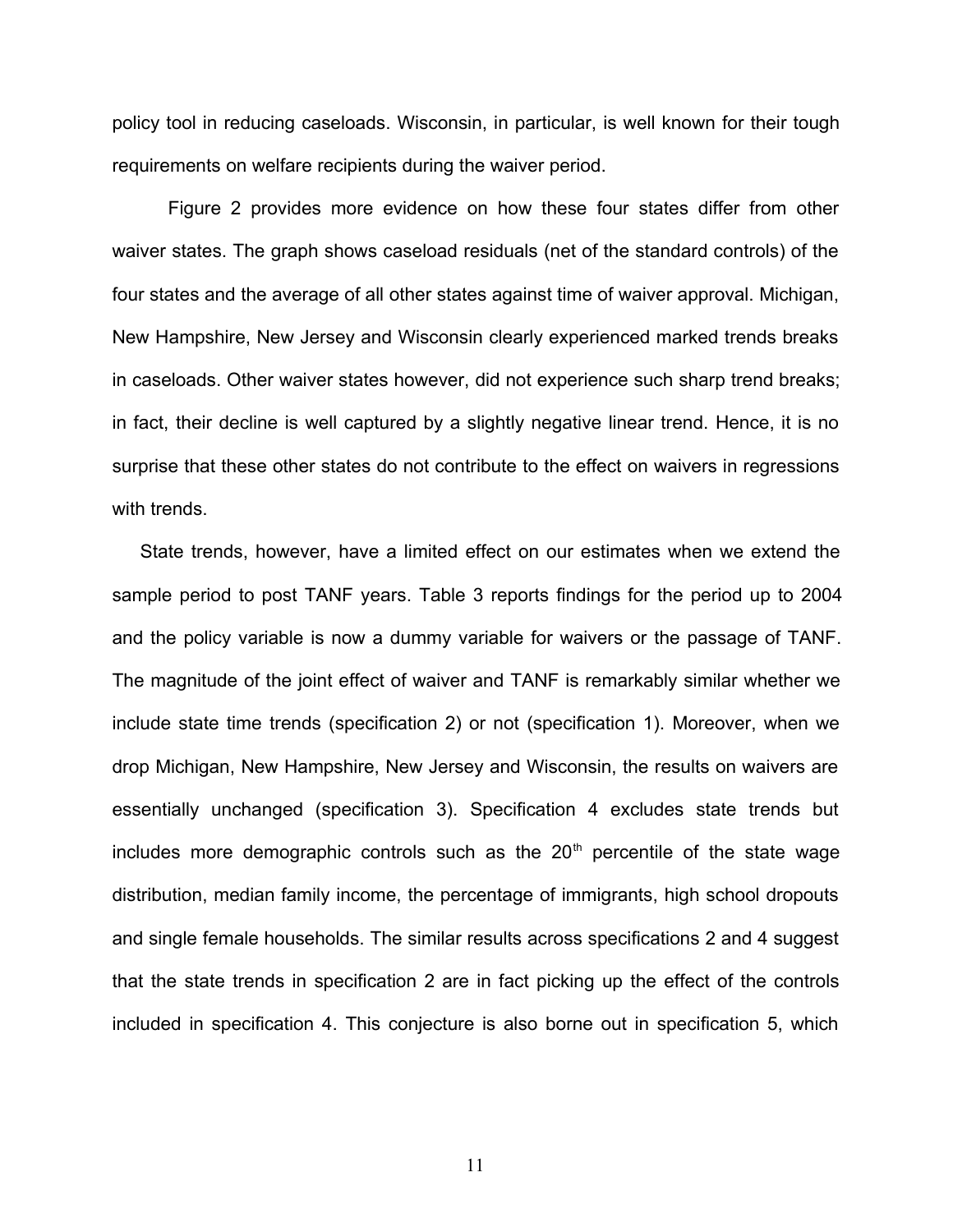policy tool in reducing caseloads. Wisconsin, in particular, is well known for their tough requirements on welfare recipients during the waiver period.

Figure 2 provides more evidence on how these four states differ from other waiver states. The graph shows caseload residuals (net of the standard controls) of the four states and the average of all other states against time of waiver approval. Michigan, New Hampshire, New Jersey and Wisconsin clearly experienced marked trends breaks in caseloads. Other waiver states however, did not experience such sharp trend breaks; in fact, their decline is well captured by a slightly negative linear trend. Hence, it is no surprise that these other states do not contribute to the effect on waivers in regressions with trends.

State trends, however, have a limited effect on our estimates when we extend the sample period to post TANF years. Table 3 reports findings for the period up to 2004 and the policy variable is now a dummy variable for waivers or the passage of TANF. The magnitude of the joint effect of waiver and TANF is remarkably similar whether we include state time trends (specification 2) or not (specification 1). Moreover, when we drop Michigan, New Hampshire, New Jersey and Wisconsin, the results on waivers are essentially unchanged (specification 3). Specification 4 excludes state trends but includes more demographic controls such as the 20[th] percentile of the state wage distribution, median family income, the percentage of immigrants, high school dropouts and single female households. The similar results across specifications 2 and 4 suggest that the state trends in specification 2 are in fact picking up the effect of the controls included in specification 4. This conjecture is also borne out in specification 5, which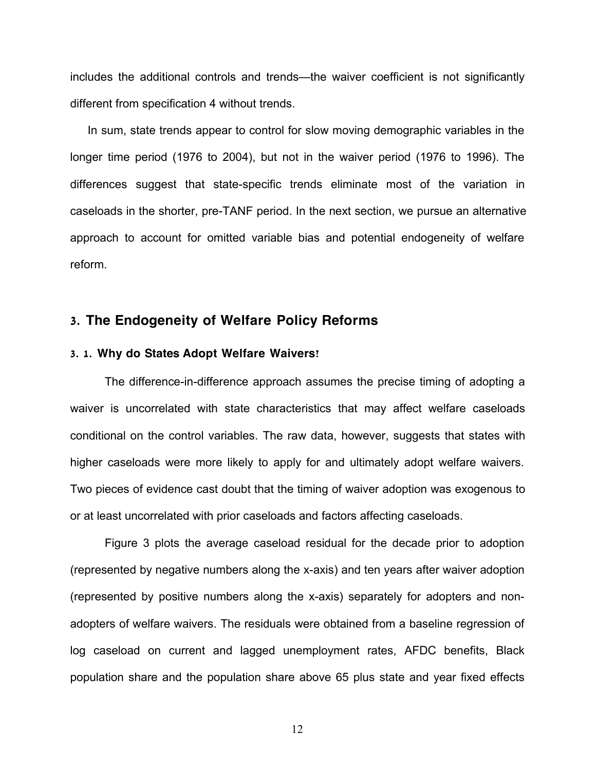includes the additional controls and trends—the waiver coefficient is not significantly different from specification 4 without trends.

In sum, state trends appear to control for slow moving demographic variables in the longer time period (1976 to 2004), but not in the waiver period (1976 to 1996). The differences suggest that state-specific trends eliminate most of the variation in caseloads in the shorter, pre-TANF period. In the next section, we pursue an alternative approach to account for omitted variable bias and potential endogeneity of welfare reform.

## 3. The Endogeneity of Welfare Policy Reforms

### 3. 1. Why do States Adopt Welfare Waivers?

The difference-in-difference approach assumes the precise timing of adopting a waiver is uncorrelated with state characteristics that may affect welfare caseloads conditional on the control variables. The raw data, however, suggests that states with higher caseloads were more likely to apply for and ultimately adopt welfare waivers. Two pieces of evidence cast doubt that the timing of waiver adoption was exogenous to or at least uncorrelated with prior caseloads and factors affecting caseloads.

Figure 3 plots the average caseload residual for the decade prior to adoption (represented by negative numbers along the x-axis) and ten years after waiver adoption (represented by positive numbers along the x-axis) separately for adopters and non-adopters of welfare waivers. The residuals were obtained from a baseline regression of log caseload on current and lagged unemployment rates, AFDC benefits, Black population share and the population share above 65 plus state and year fixed effects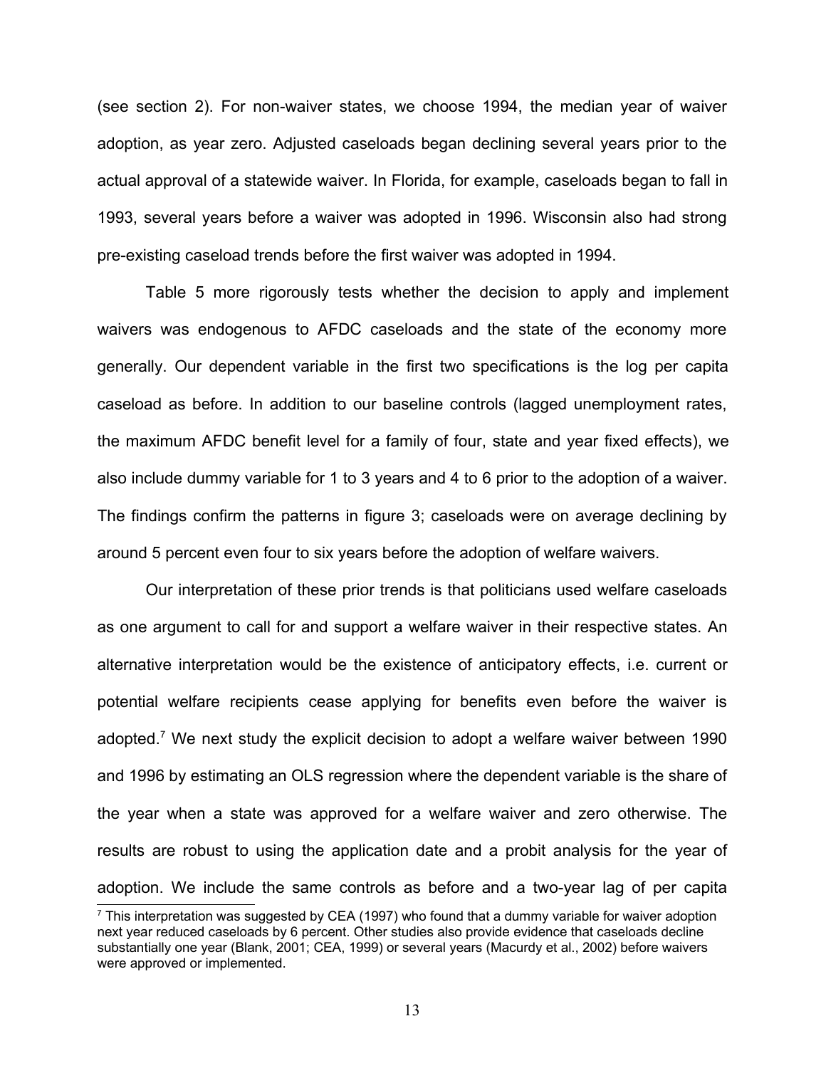(see section 2). For non-waiver states, we choose 1994, the median year of waiver adoption, as year zero. Adjusted caseloads began declining several years prior to the actual approval of a statewide waiver. In Florida, for example, caseloads began to fall in 1993, several years before a waiver was adopted in 1996. Wisconsin also had strong pre-existing caseload trends before the first waiver was adopted in 1994.

Table 5 more rigorously tests whether the decision to apply and implement waivers was endogenous to AFDC caseloads and the state of the economy more generally. Our dependent variable in the first two specifications is the log per capita caseload as before. In addition to our baseline controls (lagged unemployment rates, the maximum AFDC benefit level for a family of four, state and year fixed effects), we also include dummy variable for 1 to 3 years and 4 to 6 prior to the adoption of a waiver. The findings confirm the patterns in figure 3; caseloads were on average declining by around 5 percent even four to six years before the adoption of welfare waivers.

Our interpretation of these prior trends is that politicians used welfare caseloads as one argument to call for and support a welfare waiver in their respective states. An alternative interpretation would be the existence of anticipatory effects, i.e. current or potential welfare recipients cease applying for benefits even before the waiver is adopted.[7] We next study the explicit decision to adopt a welfare waiver between 1990 and 1996 by estimating an OLS regression where the dependent variable is the share of the year when a state was approved for a welfare waiver and zero otherwise. The results are robust to using the application date and a probit analysis for the year of adoption. We include the same controls as before and a two-year lag of per capita

[7] This interpretation was suggested by CEA (1997) who found that a dummy variable for waiver adoption next year reduced caseloads by 6 percent. Other studies also provide evidence that caseloads decline substantially one year (Blank, 2001; CEA, 1999) or several years (Macurdy et al., 2002) before waivers were approved or implemented.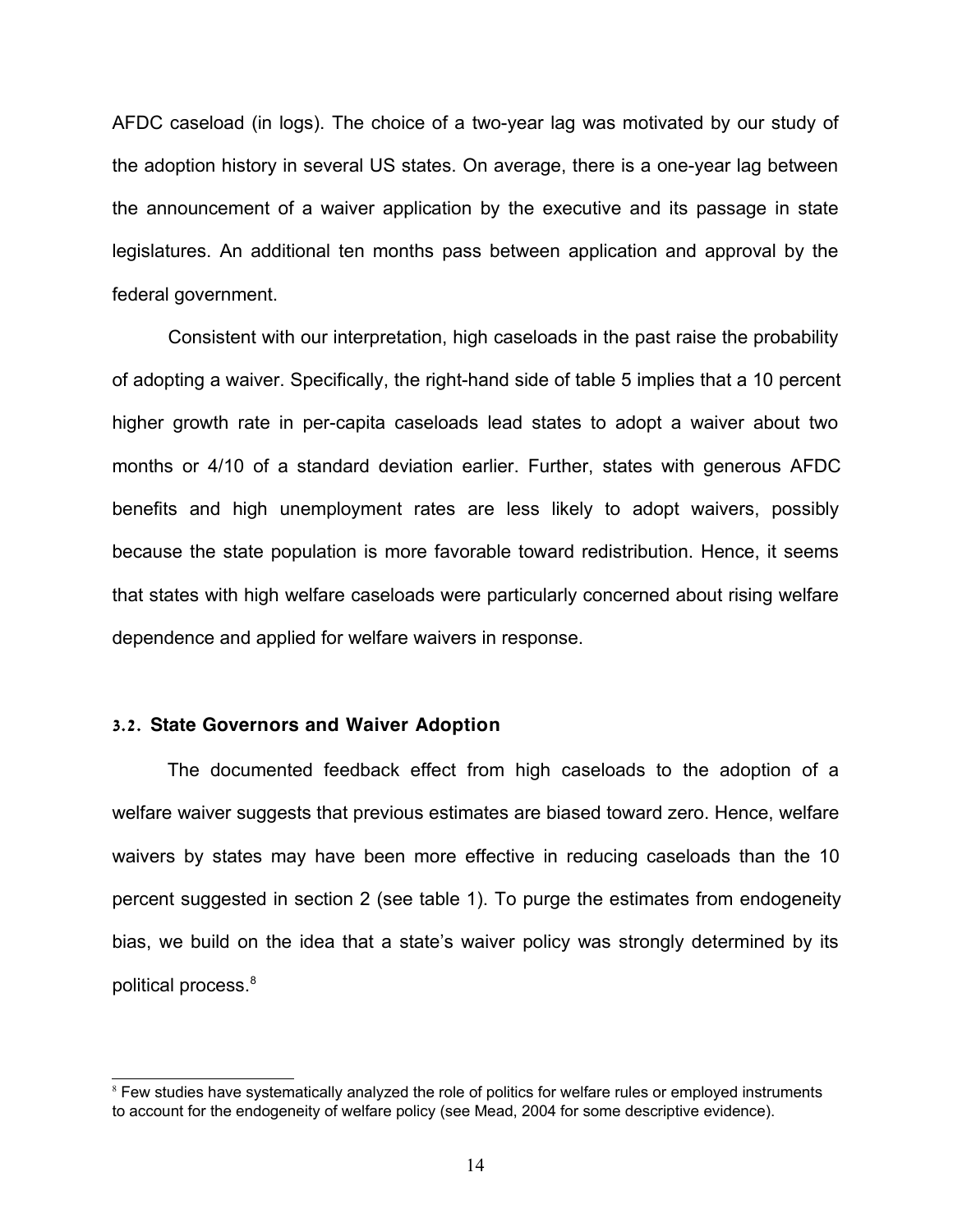AFDC caseload (in logs). The choice of a two-year lag was motivated by our study of the adoption history in several US states. On average, there is a one-year lag between the announcement of a waiver application by the executive and its passage in state legislatures. An additional ten months pass between application and approval by the federal government.

Consistent with our interpretation, high caseloads in the past raise the probability of adopting a waiver. Specifically, the right-hand side of table 5 implies that a 10 percent higher growth rate in per-capita caseloads lead states to adopt a waiver about two months or 4/10 of a standard deviation earlier. Further, states with generous AFDC benefits and high unemployment rates are less likely to adopt waivers, possibly because the state population is more favorable toward redistribution. Hence, it seems that states with high welfare caseloads were particularly concerned about rising welfare dependence and applied for welfare waivers in response.

### 3.2. State Governors and Waiver Adoption

The documented feedback effect from high caseloads to the adoption of a welfare waiver suggests that previous estimates are biased toward zero. Hence, welfare waivers by states may have been more effective in reducing caseloads than the 10 percent suggested in section 2 (see table 1). To purge the estimates from endogeneity bias, we build on the idea that a state's waiver policy was strongly determined by its political process.[8]

[8] Few studies have systematically analyzed the role of politics for welfare rules or employed instruments to account for the endogeneity of welfare policy (see Mead, 2004 for some descriptive evidence).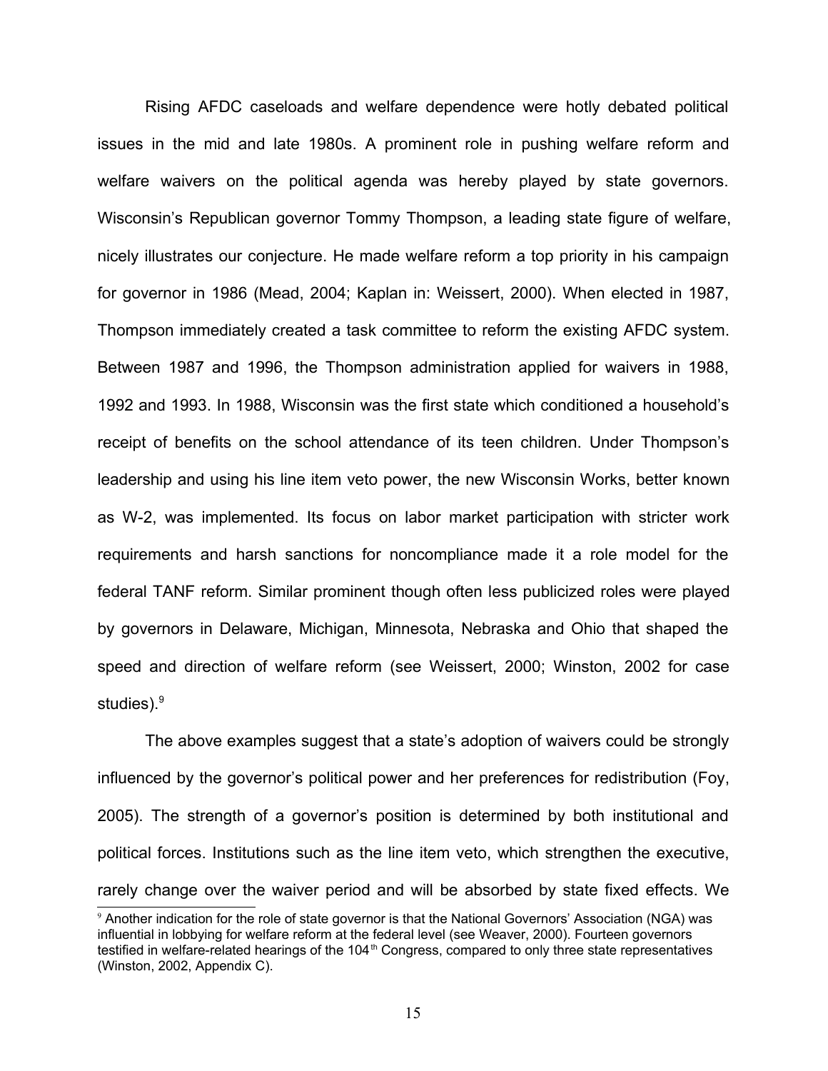Rising AFDC caseloads and welfare dependence were hotly debated political issues in the mid and late 1980s. A prominent role in pushing welfare reform and welfare waivers on the political agenda was hereby played by state governors. Wisconsin's Republican governor Tommy Thompson, a leading state figure of welfare, nicely illustrates our conjecture. He made welfare reform a top priority in his campaign for governor in 1986 (Mead, 2004; Kaplan in: Weissert, 2000). When elected in 1987, Thompson immediately created a task committee to reform the existing AFDC system. Between 1987 and 1996, the Thompson administration applied for waivers in 1988, 1992 and 1993. In 1988, Wisconsin was the first state which conditioned a household's receipt of benefits on the school attendance of its teen children. Under Thompson's leadership and using his line item veto power, the new Wisconsin Works, better known as W-2, was implemented. Its focus on labor market participation with stricter work requirements and harsh sanctions for noncompliance made it a role model for the federal TANF reform. Similar prominent though often less publicized roles were played by governors in Delaware, Michigan, Minnesota, Nebraska and Ohio that shaped the speed and direction of welfare reform (see Weissert, 2000; Winston, 2002 for case studies).[9]

The above examples suggest that a state's adoption of waivers could be strongly influenced by the governor's political power and her preferences for redistribution (Foy, 2005). The strength of a governor's position is determined by both institutional and political forces. Institutions such as the line item veto, which strengthen the executive, rarely change over the waiver period and will be absorbed by state fixed effects. We

[9] Another indication for the role of state governor is that the National Governors' Association (NGA) was influential in lobbying for welfare reform at the federal level (see Weaver, 2000). Fourteen governors testified in welfare-related hearings of the 104th Congress, compared to only three state representatives (Winston, 2002, Appendix C).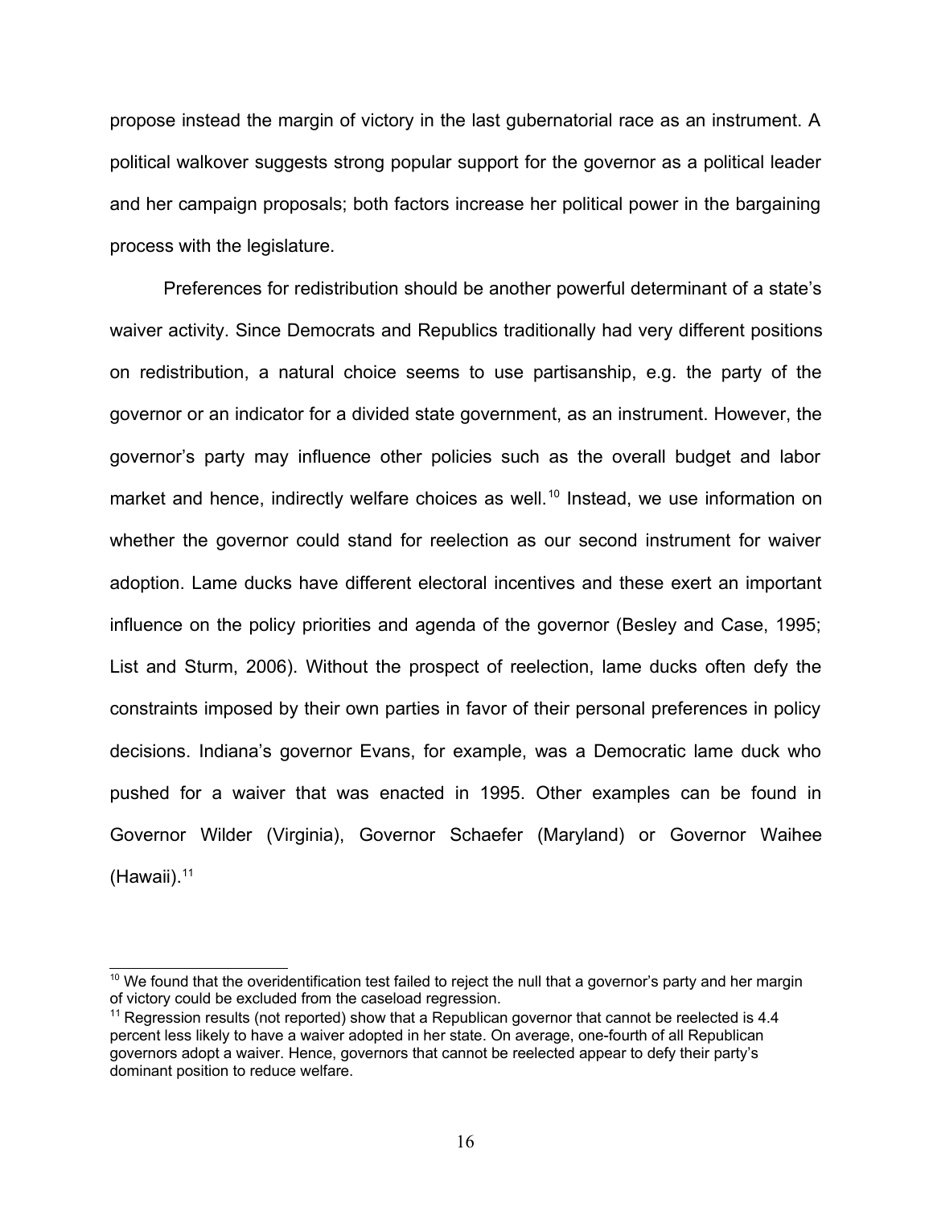propose instead the margin of victory in the last gubernatorial race as an instrument. A political walkover suggests strong popular support for the governor as a political leader and her campaign proposals; both factors increase her political power in the bargaining process with the legislature.

Preferences for redistribution should be another powerful determinant of a state's waiver activity. Since Democrats and Republics traditionally had very different positions on redistribution, a natural choice seems to use partisanship, e.g. the party of the governor or an indicator for a divided state government, as an instrument. However, the governor's party may influence other policies such as the overall budget and labor market and hence, indirectly welfare choices as well.[10] Instead, we use information on whether the governor could stand for reelection as our second instrument for waiver adoption. Lame ducks have different electoral incentives and these exert an important influence on the policy priorities and agenda of the governor (Besley and Case, 1995; List and Sturm, 2006). Without the prospect of reelection, lame ducks often defy the constraints imposed by their own parties in favor of their personal preferences in policy decisions. Indiana's governor Evans, for example, was a Democratic lame duck who pushed for a waiver that was enacted in 1995. Other examples can be found in Governor Wilder (Virginia), Governor Schaefer (Maryland) or Governor Waihee (Hawaii).[11]

---

[10] We found that the overidentification test failed to reject the null that a governor's party and her margin of victory could be excluded from the caseload regression.

[11] Regression results (not reported) show that a Republican governor that cannot be reelected is 4.4 percent less likely to have a waiver adopted in her state. On average, one-fourth of all Republican governors adopt a waiver. Hence, governors that cannot be reelected appear to defy their party's dominant position to reduce welfare.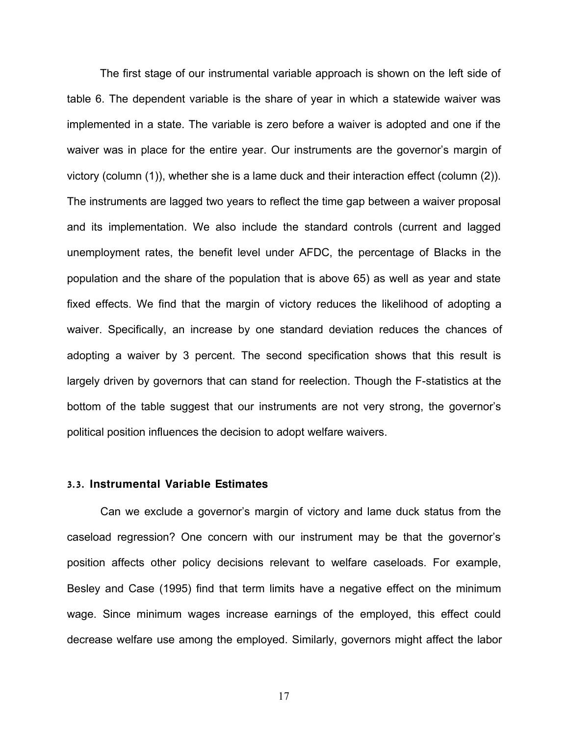The first stage of our instrumental variable approach is shown on the left side of table 6. The dependent variable is the share of year in which a statewide waiver was implemented in a state. The variable is zero before a waiver is adopted and one if the waiver was in place for the entire year. Our instruments are the governor's margin of victory (column (1)), whether she is a lame duck and their interaction effect (column (2)). The instruments are lagged two years to reflect the time gap between a waiver proposal and its implementation. We also include the standard controls (current and lagged unemployment rates, the benefit level under AFDC, the percentage of Blacks in the population and the share of the population that is above 65) as well as year and state fixed effects. We find that the margin of victory reduces the likelihood of adopting a waiver. Specifically, an increase by one standard deviation reduces the chances of adopting a waiver by 3 percent. The second specification shows that this result is largely driven by governors that can stand for reelection. Though the F-statistics at the bottom of the table suggest that our instruments are not very strong, the governor's political position influences the decision to adopt welfare waivers.

### 3.3. Instrumental Variable Estimates

Can we exclude a governor's margin of victory and lame duck status from the caseload regression? One concern with our instrument may be that the governor's position affects other policy decisions relevant to welfare caseloads. For example, Besley and Case (1995) find that term limits have a negative effect on the minimum wage. Since minimum wages increase earnings of the employed, this effect could decrease welfare use among the employed. Similarly, governors might affect the labor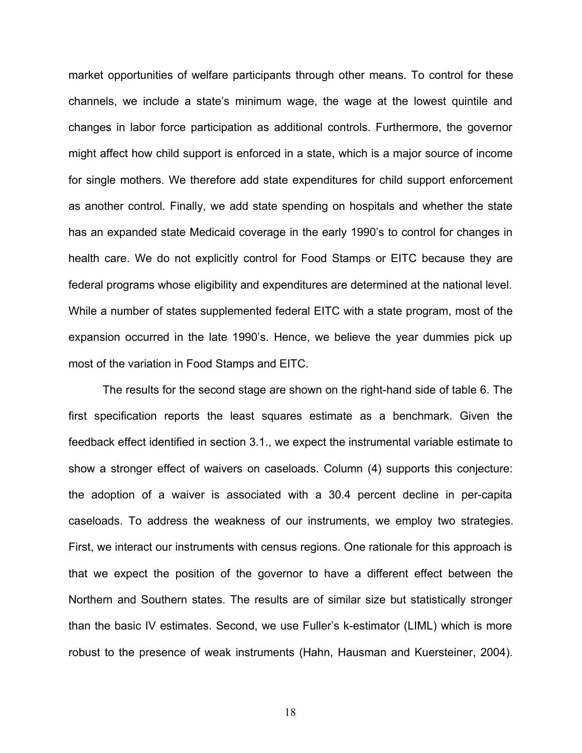market opportunities of welfare participants through other means. To control for these channels, we include a state's minimum wage, the wage at the lowest quintile and changes in labor force participation as additional controls. Furthermore, the governor might affect how child support is enforced in a state, which is a major source of income for single mothers. We therefore add state expenditures for child support enforcement as another control. Finally, we add state spending on hospitals and whether the state has an expanded state Medicaid coverage in the early 1990's to control for changes in health care. We do not explicitly control for Food Stamps or EITC because they are federal programs whose eligibility and expenditures are determined at the national level. While a number of states supplemented federal EITC with a state program, most of the expansion occurred in the late 1990's. Hence, we believe the year dummies pick up most of the variation in Food Stamps and EITC.

The results for the second stage are shown on the right-hand side of table 6. The first specification reports the least squares estimate as a benchmark. Given the feedback effect identified in section 3.1., we expect the instrumental variable estimate to show a stronger effect of waivers on caseloads. Column (4) supports this conjecture: the adoption of a waiver is associated with a 30.4 percent decline in per-capita caseloads. To address the weakness of our instruments, we employ two strategies. First, we interact our instruments with census regions. One rationale for this approach is that we expect the position of the governor to have a different effect between the Northern and Southern states. The results are of similar size but statistically stronger than the basic IV estimates. Second, we use Fuller's k-estimator (LIML) which is more robust to the presence of weak instruments (Hahn, Hausman and Kuersteiner, 2004).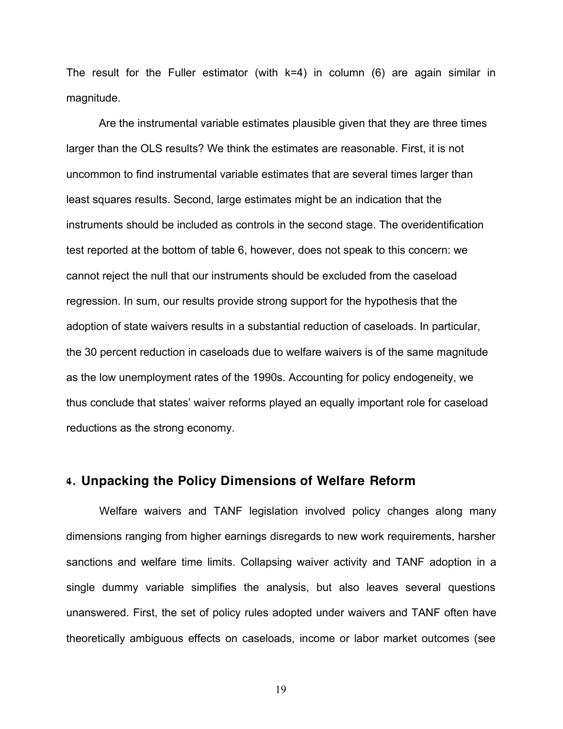The result for the Fuller estimator (with k=4) in column (6) are again similar in magnitude.

Are the instrumental variable estimates plausible given that they are three times larger than the OLS results? We think the estimates are reasonable. First, it is not uncommon to find instrumental variable estimates that are several times larger than least squares results. Second, large estimates might be an indication that the instruments should be included as controls in the second stage. The overidentification test reported at the bottom of table 6, however, does not speak to this concern: we cannot reject the null that our instruments should be excluded from the caseload regression. In sum, our results provide strong support for the hypothesis that the adoption of state waivers results in a substantial reduction of caseloads. In particular, the 30 percent reduction in caseloads due to welfare waivers is of the same magnitude as the low unemployment rates of the 1990s. Accounting for policy endogeneity, we thus conclude that states' waiver reforms played an equally important role for caseload reductions as the strong economy.

## 4. Unpacking the Policy Dimensions of Welfare Reform

Welfare waivers and TANF legislation involved policy changes along many dimensions ranging from higher earnings disregards to new work requirements, harsher sanctions and welfare time limits. Collapsing waiver activity and TANF adoption in a single dummy variable simplifies the analysis, but also leaves several questions unanswered. First, the set of policy rules adopted under waivers and TANF often have theoretically ambiguous effects on caseloads, income or labor market outcomes (see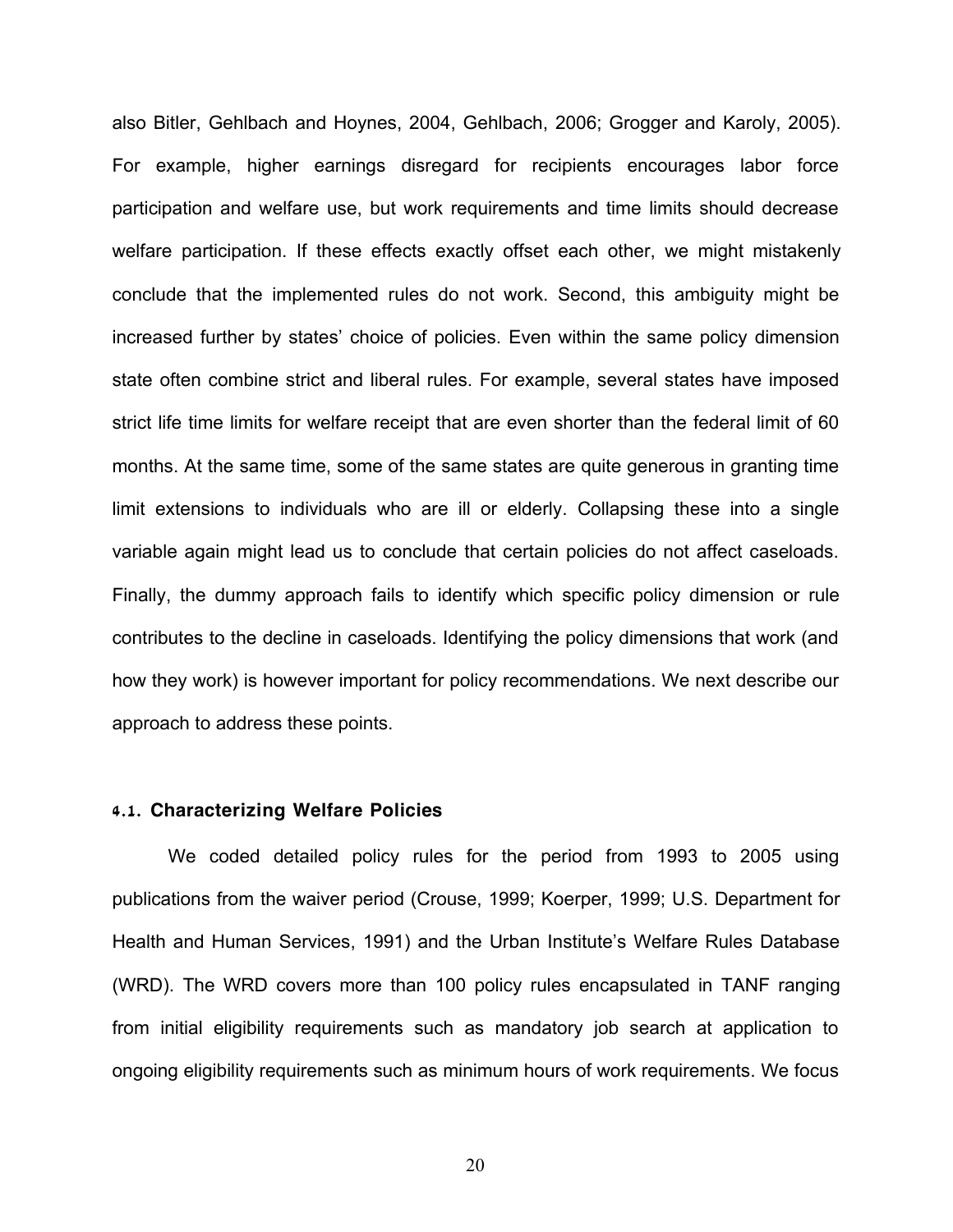also Bitler, Gehlbach and Hoynes, 2004, Gehlbach, 2006; Grogger and Karoly, 2005). For example, higher earnings disregard for recipients encourages labor force participation and welfare use, but work requirements and time limits should decrease welfare participation. If these effects exactly offset each other, we might mistakenly conclude that the implemented rules do not work. Second, this ambiguity might be increased further by states' choice of policies. Even within the same policy dimension state often combine strict and liberal rules. For example, several states have imposed strict life time limits for welfare receipt that are even shorter than the federal limit of 60 months. At the same time, some of the same states are quite generous in granting time limit extensions to individuals who are ill or elderly. Collapsing these into a single variable again might lead us to conclude that certain policies do not affect caseloads. Finally, the dummy approach fails to identify which specific policy dimension or rule contributes to the decline in caseloads. Identifying the policy dimensions that work (and how they work) is however important for policy recommendations. We next describe our approach to address these points.

### 4.1. Characterizing Welfare Policies

We coded detailed policy rules for the period from 1993 to 2005 using publications from the waiver period (Crouse, 1999; Koerper, 1999; U.S. Department for Health and Human Services, 1991) and the Urban Institute's Welfare Rules Database (WRD). The WRD covers more than 100 policy rules encapsulated in TANF ranging from initial eligibility requirements such as mandatory job search at application to ongoing eligibility requirements such as minimum hours of work requirements. We focus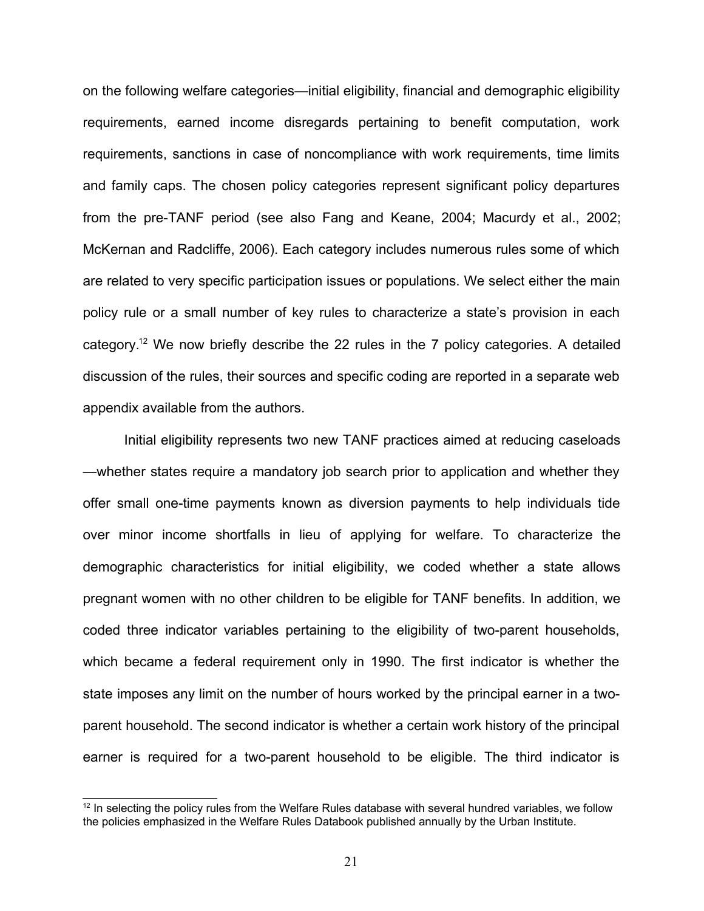on the following welfare categories—initial eligibility, financial and demographic eligibility requirements, earned income disregards pertaining to benefit computation, work requirements, sanctions in case of noncompliance with work requirements, time limits and family caps. The chosen policy categories represent significant policy departures from the pre-TANF period (see also Fang and Keane, 2004; Macurdy et al., 2002; McKernan and Radcliffe, 2006). Each category includes numerous rules some of which are related to very specific participation issues or populations. We select either the main policy rule or a small number of key rules to characterize a state's provision in each category.[12] We now briefly describe the 22 rules in the 7 policy categories. A detailed discussion of the rules, their sources and specific coding are reported in a separate web appendix available from the authors.

Initial eligibility represents two new TANF practices aimed at reducing caseloads —whether states require a mandatory job search prior to application and whether they offer small one-time payments known as diversion payments to help individuals tide over minor income shortfalls in lieu of applying for welfare. To characterize the demographic characteristics for initial eligibility, we coded whether a state allows pregnant women with no other children to be eligible for TANF benefits. In addition, we coded three indicator variables pertaining to the eligibility of two-parent households, which became a federal requirement only in 1990. The first indicator is whether the state imposes any limit on the number of hours worked by the principal earner in a two-parent household. The second indicator is whether a certain work history of the principal earner is required for a two-parent household to be eligible. The third indicator is

[12] In selecting the policy rules from the Welfare Rules database with several hundred variables, we follow the policies emphasized in the Welfare Rules Databook published annually by the Urban Institute.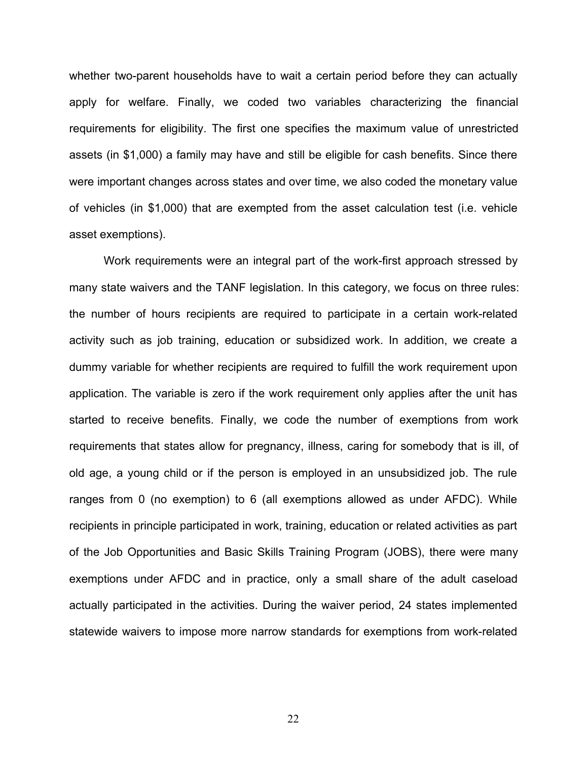whether two-parent households have to wait a certain period before they can actually apply for welfare. Finally, we coded two variables characterizing the financial requirements for eligibility. The first one specifies the maximum value of unrestricted assets (in $1,000) a family may have and still be eligible for cash benefits. Since there were important changes across states and over time, we also coded the monetary value of vehicles (in $1,000) that are exempted from the asset calculation test (i.e. vehicle asset exemptions).

Work requirements were an integral part of the work-first approach stressed by many state waivers and the TANF legislation. In this category, we focus on three rules: the number of hours recipients are required to participate in a certain work-related activity such as job training, education or subsidized work. In addition, we create a dummy variable for whether recipients are required to fulfill the work requirement upon application. The variable is zero if the work requirement only applies after the unit has started to receive benefits. Finally, we code the number of exemptions from work requirements that states allow for pregnancy, illness, caring for somebody that is ill, of old age, a young child or if the person is employed in an unsubsidized job. The rule ranges from 0 (no exemption) to 6 (all exemptions allowed as under AFDC). While recipients in principle participated in work, training, education or related activities as part of the Job Opportunities and Basic Skills Training Program (JOBS), there were many exemptions under AFDC and in practice, only a small share of the adult caseload actually participated in the activities. During the waiver period, 24 states implemented statewide waivers to impose more narrow standards for exemptions from work-related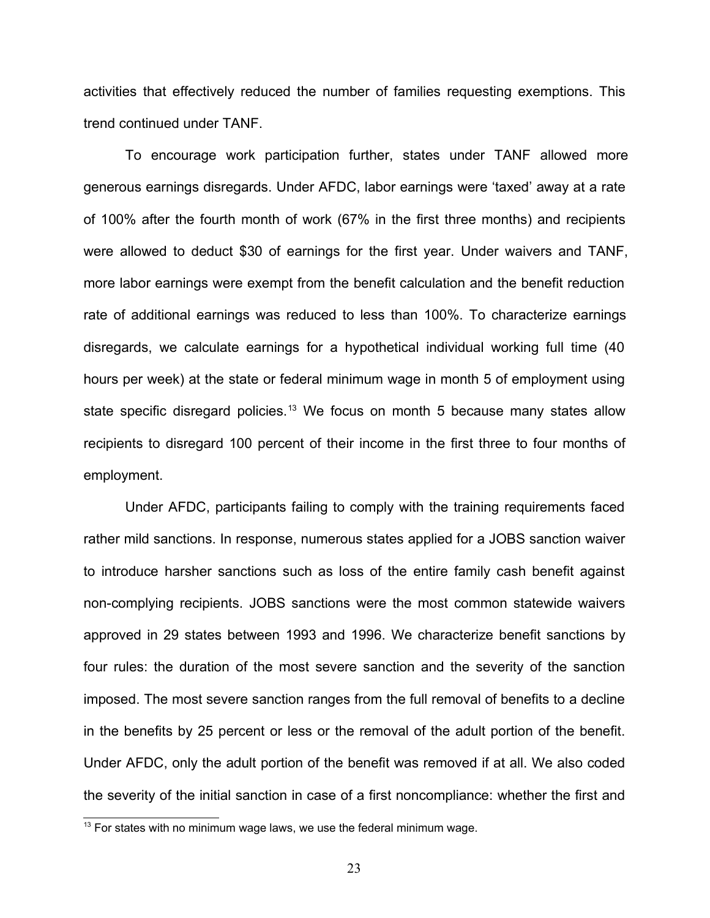activities that effectively reduced the number of families requesting exemptions. This trend continued under TANF.

To encourage work participation further, states under TANF allowed more generous earnings disregards. Under AFDC, labor earnings were 'taxed' away at a rate of 100% after the fourth month of work (67% in the first three months) and recipients were allowed to deduct $30 of earnings for the first year. Under waivers and TANF, more labor earnings were exempt from the benefit calculation and the benefit reduction rate of additional earnings was reduced to less than 100%. To characterize earnings disregards, we calculate earnings for a hypothetical individual working full time (40 hours per week) at the state or federal minimum wage in month 5 of employment using state specific disregard policies.[13] We focus on month 5 because many states allow recipients to disregard 100 percent of their income in the first three to four months of employment.

Under AFDC, participants failing to comply with the training requirements faced rather mild sanctions. In response, numerous states applied for a JOBS sanction waiver to introduce harsher sanctions such as loss of the entire family cash benefit against non-complying recipients. JOBS sanctions were the most common statewide waivers approved in 29 states between 1993 and 1996. We characterize benefit sanctions by four rules: the duration of the most severe sanction and the severity of the sanction imposed. The most severe sanction ranges from the full removal of benefits to a decline in the benefits by 25 percent or less or the removal of the adult portion of the benefit. Under AFDC, only the adult portion of the benefit was removed if at all. We also coded the severity of the initial sanction in case of a first noncompliance: whether the first and

[13] For states with no minimum wage laws, we use the federal minimum wage.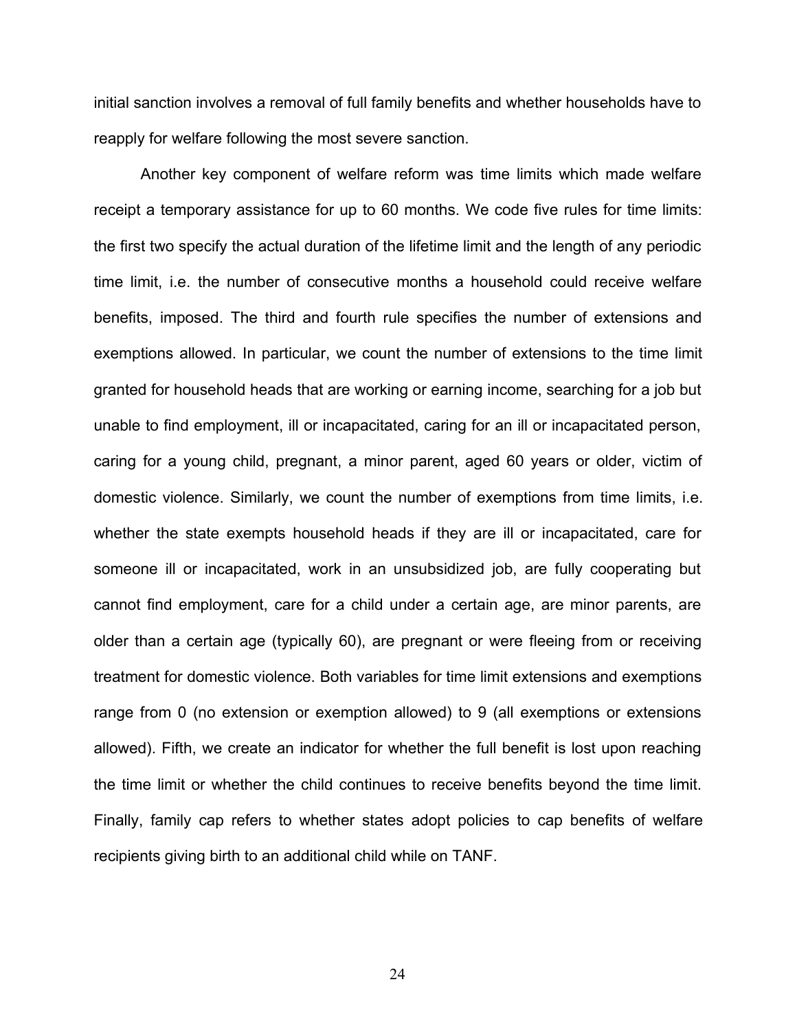initial sanction involves a removal of full family benefits and whether households have to reapply for welfare following the most severe sanction.

Another key component of welfare reform was time limits which made welfare receipt a temporary assistance for up to 60 months. We code five rules for time limits: the first two specify the actual duration of the lifetime limit and the length of any periodic time limit, i.e. the number of consecutive months a household could receive welfare benefits, imposed. The third and fourth rule specifies the number of extensions and exemptions allowed. In particular, we count the number of extensions to the time limit granted for household heads that are working or earning income, searching for a job but unable to find employment, ill or incapacitated, caring for an ill or incapacitated person, caring for a young child, pregnant, a minor parent, aged 60 years or older, victim of domestic violence. Similarly, we count the number of exemptions from time limits, i.e. whether the state exempts household heads if they are ill or incapacitated, care for someone ill or incapacitated, work in an unsubsidized job, are fully cooperating but cannot find employment, care for a child under a certain age, are minor parents, are older than a certain age (typically 60), are pregnant or were fleeing from or receiving treatment for domestic violence. Both variables for time limit extensions and exemptions range from 0 (no extension or exemption allowed) to 9 (all exemptions or extensions allowed). Fifth, we create an indicator for whether the full benefit is lost upon reaching the time limit or whether the child continues to receive benefits beyond the time limit. Finally, family cap refers to whether states adopt policies to cap benefits of welfare recipients giving birth to an additional child while on TANF.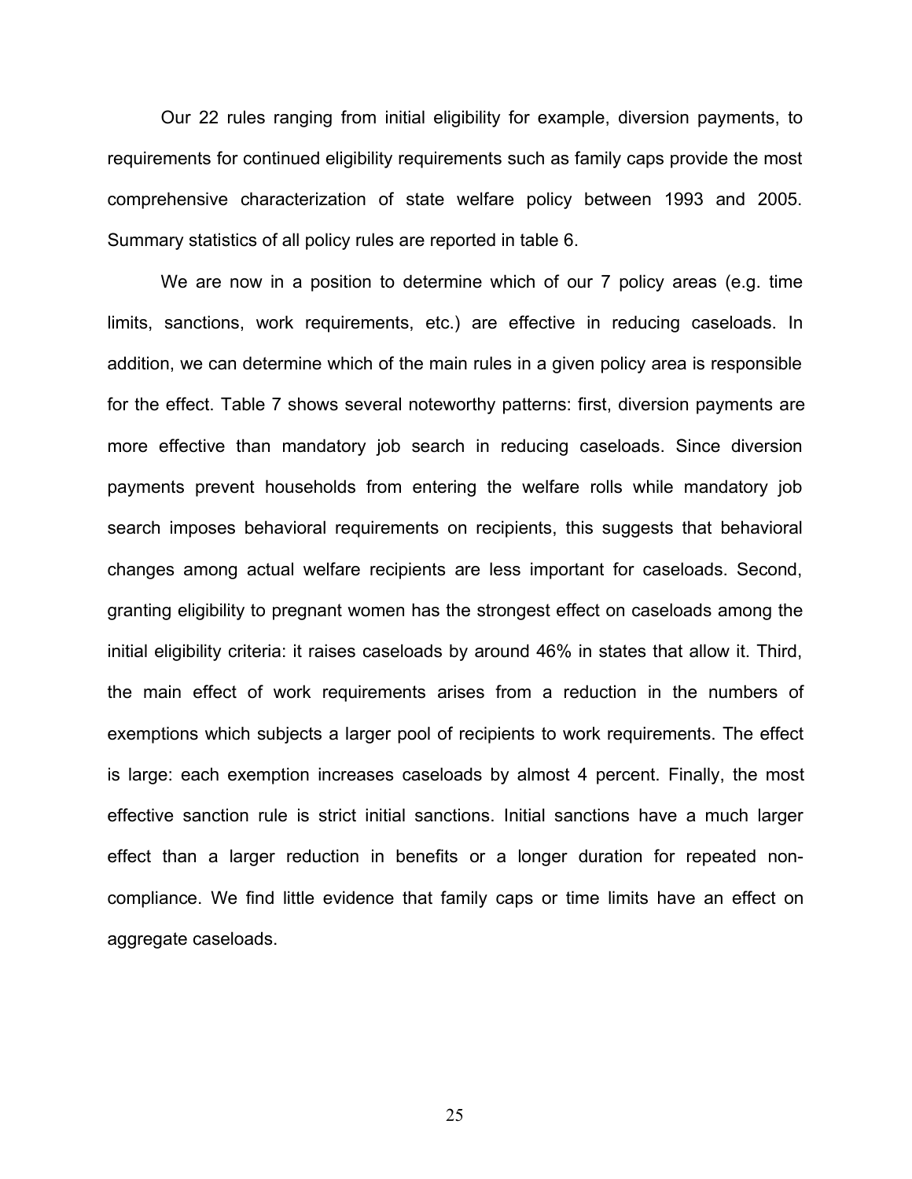Our 22 rules ranging from initial eligibility for example, diversion payments, to requirements for continued eligibility requirements such as family caps provide the most comprehensive characterization of state welfare policy between 1993 and 2005. Summary statistics of all policy rules are reported in table 6.

We are now in a position to determine which of our 7 policy areas (e.g. time limits, sanctions, work requirements, etc.) are effective in reducing caseloads. In addition, we can determine which of the main rules in a given policy area is responsible for the effect. Table 7 shows several noteworthy patterns: first, diversion payments are more effective than mandatory job search in reducing caseloads. Since diversion payments prevent households from entering the welfare rolls while mandatory job search imposes behavioral requirements on recipients, this suggests that behavioral changes among actual welfare recipients are less important for caseloads. Second, granting eligibility to pregnant women has the strongest effect on caseloads among the initial eligibility criteria: it raises caseloads by around 46% in states that allow it. Third, the main effect of work requirements arises from a reduction in the numbers of exemptions which subjects a larger pool of recipients to work requirements. The effect is large: each exemption increases caseloads by almost 4 percent. Finally, the most effective sanction rule is strict initial sanctions. Initial sanctions have a much larger effect than a larger reduction in benefits or a longer duration for repeated non-compliance. We find little evidence that family caps or time limits have an effect on aggregate caseloads.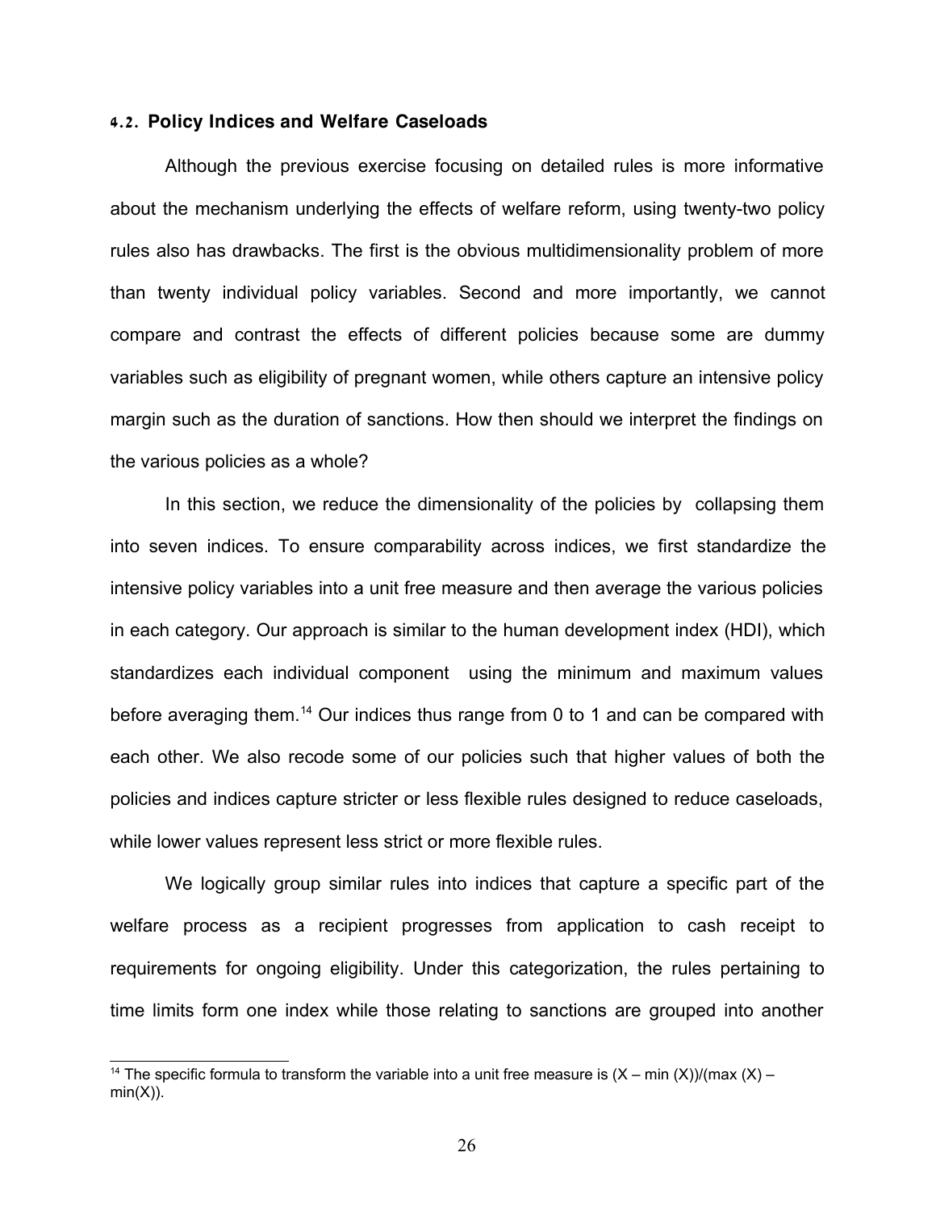### 4.2. Policy Indices and Welfare Caseloads

Although the previous exercise focusing on detailed rules is more informative about the mechanism underlying the effects of welfare reform, using twenty-two policy rules also has drawbacks. The first is the obvious multidimensionality problem of more than twenty individual policy variables. Second and more importantly, we cannot compare and contrast the effects of different policies because some are dummy variables such as eligibility of pregnant women, while others capture an intensive policy margin such as the duration of sanctions. How then should we interpret the findings on the various policies as a whole?

In this section, we reduce the dimensionality of the policies by collapsing them into seven indices. To ensure comparability across indices, we first standardize the intensive policy variables into a unit free measure and then average the various policies in each category. Our approach is similar to the human development index (HDI), which standardizes each individual component using the minimum and maximum values before averaging them.[14] Our indices thus range from 0 to 1 and can be compared with each other. We also recode some of our policies such that higher values of both the policies and indices capture stricter or less flexible rules designed to reduce caseloads, while lower values represent less strict or more flexible rules.

We logically group similar rules into indices that capture a specific part of the welfare process as a recipient progresses from application to cash receipt to requirements for ongoing eligibility. Under this categorization, the rules pertaining to time limits form one index while those relating to sanctions are grouped into another

---

[14] The specific formula to transform the variable into a unit free measure is $(X - \min(X))/(\max(X) - \min(X))$.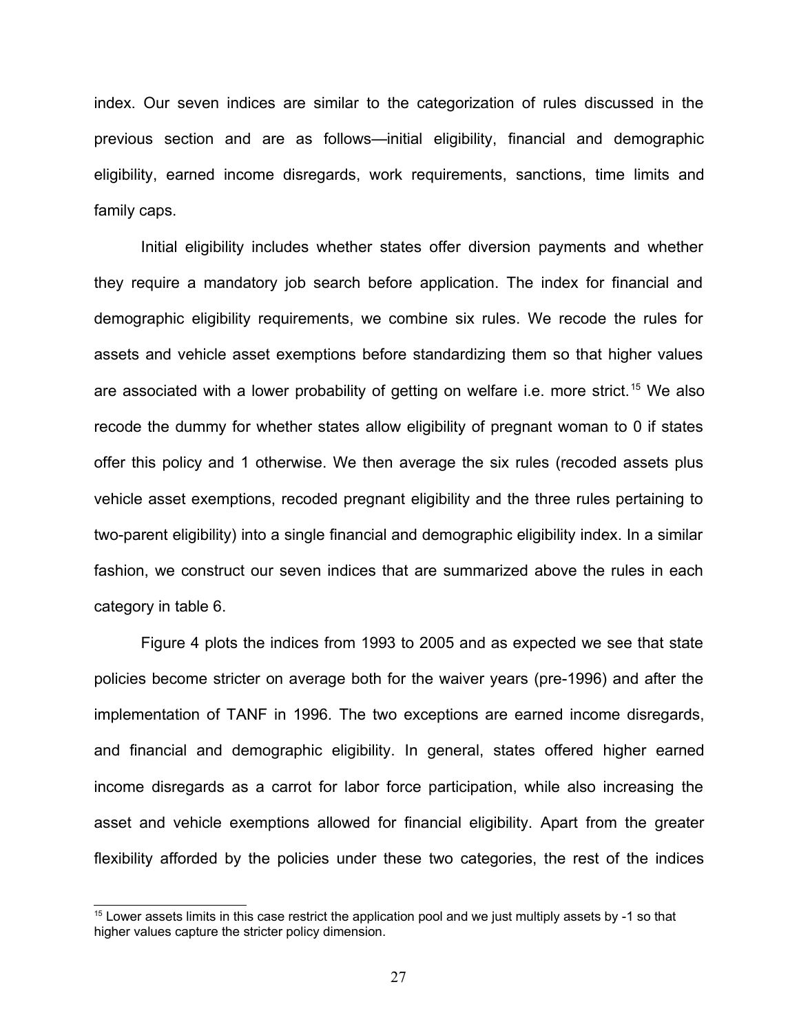index. Our seven indices are similar to the categorization of rules discussed in the previous section and are as follows—initial eligibility, financial and demographic eligibility, earned income disregards, work requirements, sanctions, time limits and family caps.

Initial eligibility includes whether states offer diversion payments and whether they require a mandatory job search before application. The index for financial and demographic eligibility requirements, we combine six rules. We recode the rules for assets and vehicle asset exemptions before standardizing them so that higher values are associated with a lower probability of getting on welfare i.e. more strict.[15] We also recode the dummy for whether states allow eligibility of pregnant woman to 0 if states offer this policy and 1 otherwise. We then average the six rules (recoded assets plus vehicle asset exemptions, recoded pregnant eligibility and the three rules pertaining to two-parent eligibility) into a single financial and demographic eligibility index. In a similar fashion, we construct our seven indices that are summarized above the rules in each category in table 6.

Figure 4 plots the indices from 1993 to 2005 and as expected we see that state policies become stricter on average both for the waiver years (pre-1996) and after the implementation of TANF in 1996. The two exceptions are earned income disregards, and financial and demographic eligibility. In general, states offered higher earned income disregards as a carrot for labor force participation, while also increasing the asset and vehicle exemptions allowed for financial eligibility. Apart from the greater flexibility afforded by the policies under these two categories, the rest of the indices

[15] Lower assets limits in this case restrict the application pool and we just multiply assets by -1 so that higher values capture the stricter policy dimension.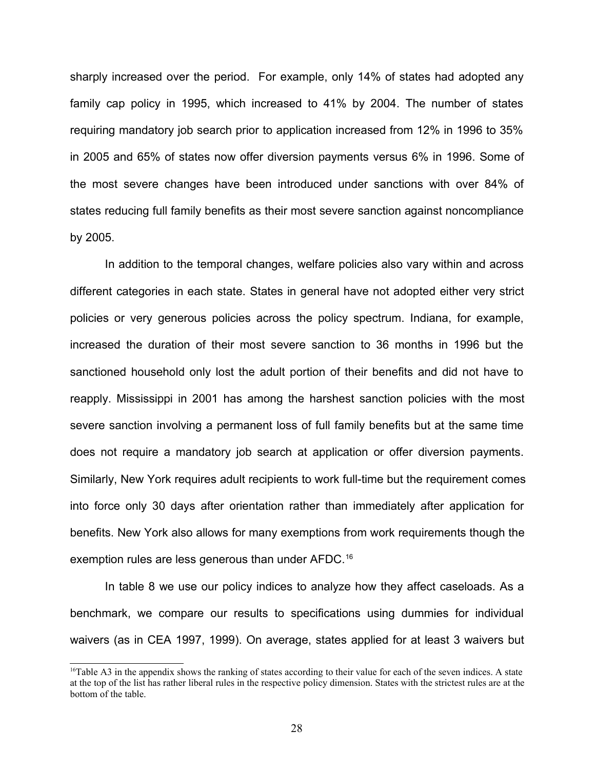sharply increased over the period. For example, only 14% of states had adopted any family cap policy in 1995, which increased to 41% by 2004. The number of states requiring mandatory job search prior to application increased from 12% in 1996 to 35% in 2005 and 65% of states now offer diversion payments versus 6% in 1996. Some of the most severe changes have been introduced under sanctions with over 84% of states reducing full family benefits as their most severe sanction against noncompliance by 2005.

In addition to the temporal changes, welfare policies also vary within and across different categories in each state. States in general have not adopted either very strict policies or very generous policies across the policy spectrum. Indiana, for example, increased the duration of their most severe sanction to 36 months in 1996 but the sanctioned household only lost the adult portion of their benefits and did not have to reapply. Mississippi in 2001 has among the harshest sanction policies with the most severe sanction involving a permanent loss of full family benefits but at the same time does not require a mandatory job search at application or offer diversion payments. Similarly, New York requires adult recipients to work full-time but the requirement comes into force only 30 days after orientation rather than immediately after application for benefits. New York also allows for many exemptions from work requirements though the exemption rules are less generous than under AFDC.[16]

In table 8 we use our policy indices to analyze how they affect caseloads. As a benchmark, we compare our results to specifications using dummies for individual waivers (as in CEA 1997, 1999). On average, states applied for at least 3 waivers but

[16] Table A3 in the appendix shows the ranking of states according to their value for each of the seven indices. A state at the top of the list has rather liberal rules in the respective policy dimension. States with the strictest rules are at the bottom of the table.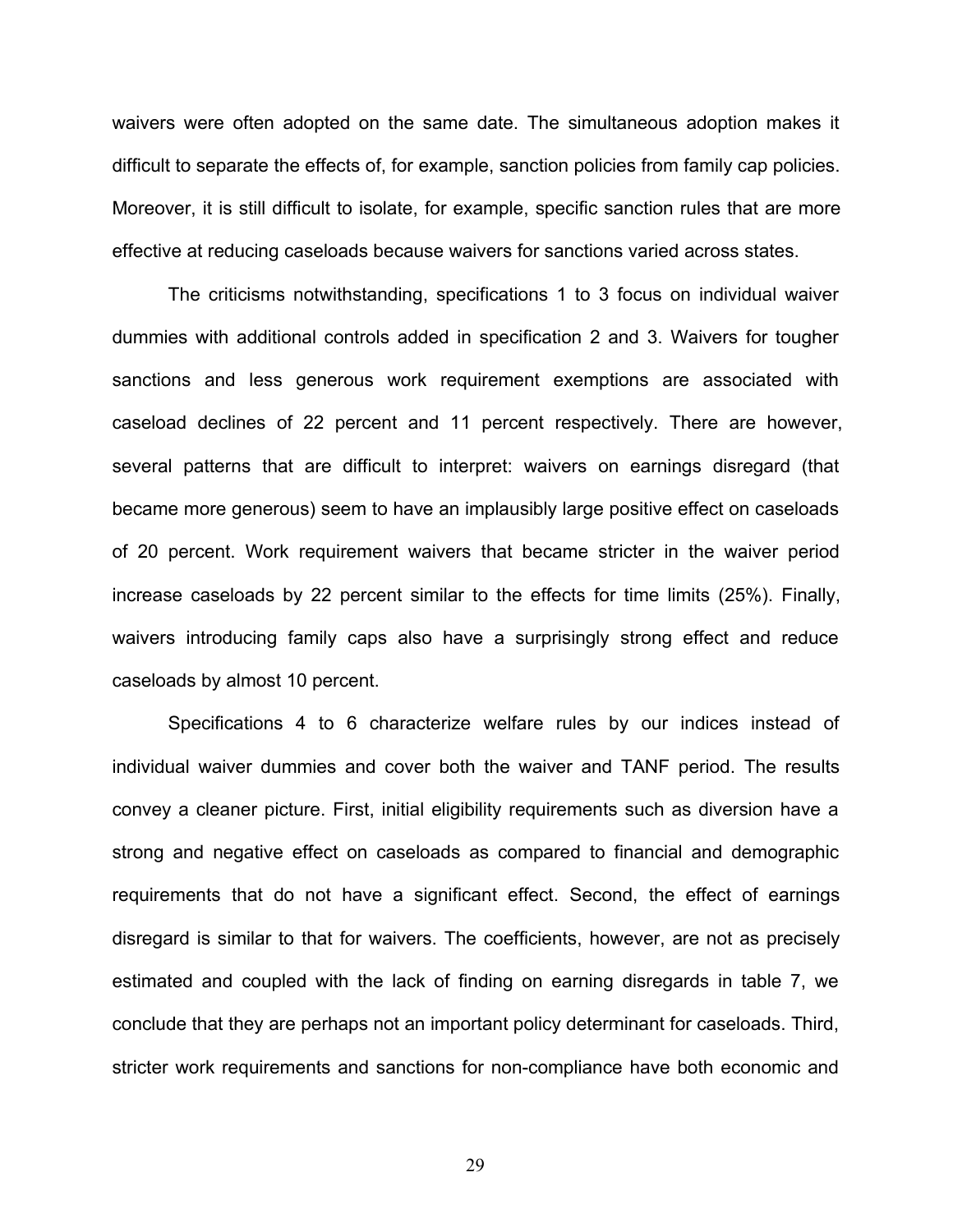waivers were often adopted on the same date. The simultaneous adoption makes it difficult to separate the effects of, for example, sanction policies from family cap policies. Moreover, it is still difficult to isolate, for example, specific sanction rules that are more effective at reducing caseloads because waivers for sanctions varied across states.

The criticisms notwithstanding, specifications 1 to 3 focus on individual waiver dummies with additional controls added in specification 2 and 3. Waivers for tougher sanctions and less generous work requirement exemptions are associated with caseload declines of 22 percent and 11 percent respectively. There are however, several patterns that are difficult to interpret: waivers on earnings disregard (that became more generous) seem to have an implausibly large positive effect on caseloads of 20 percent. Work requirement waivers that became stricter in the waiver period increase caseloads by 22 percent similar to the effects for time limits (25%). Finally, waivers introducing family caps also have a surprisingly strong effect and reduce caseloads by almost 10 percent.

Specifications 4 to 6 characterize welfare rules by our indices instead of individual waiver dummies and cover both the waiver and TANF period. The results convey a cleaner picture. First, initial eligibility requirements such as diversion have a strong and negative effect on caseloads as compared to financial and demographic requirements that do not have a significant effect. Second, the effect of earnings disregard is similar to that for waivers. The coefficients, however, are not as precisely estimated and coupled with the lack of finding on earning disregards in table 7, we conclude that they are perhaps not an important policy determinant for caseloads. Third, stricter work requirements and sanctions for non-compliance have both economic and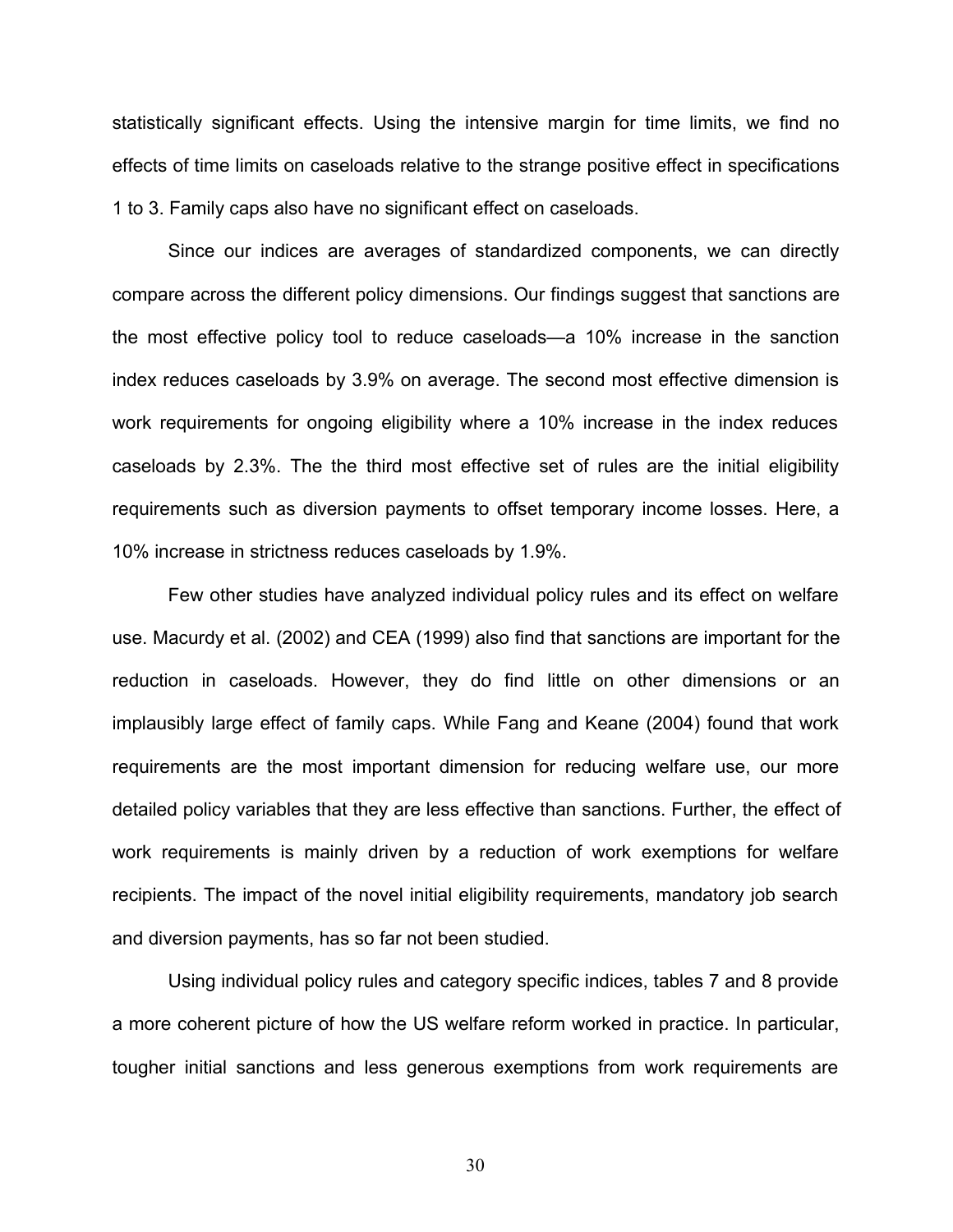statistically significant effects. Using the intensive margin for time limits, we find no effects of time limits on caseloads relative to the strange positive effect in specifications 1 to 3. Family caps also have no significant effect on caseloads.

Since our indices are averages of standardized components, we can directly compare across the different policy dimensions. Our findings suggest that sanctions are the most effective policy tool to reduce caseloads—a 10% increase in the sanction index reduces caseloads by 3.9% on average. The second most effective dimension is work requirements for ongoing eligibility where a 10% increase in the index reduces caseloads by 2.3%. The the third most effective set of rules are the initial eligibility requirements such as diversion payments to offset temporary income losses. Here, a 10% increase in strictness reduces caseloads by 1.9%.

Few other studies have analyzed individual policy rules and its effect on welfare use. Macurdy et al. (2002) and CEA (1999) also find that sanctions are important for the reduction in caseloads. However, they do find little on other dimensions or an implausibly large effect of family caps. While Fang and Keane (2004) found that work requirements are the most important dimension for reducing welfare use, our more detailed policy variables that they are less effective than sanctions. Further, the effect of work requirements is mainly driven by a reduction of work exemptions for welfare recipients. The impact of the novel initial eligibility requirements, mandatory job search and diversion payments, has so far not been studied.

Using individual policy rules and category specific indices, tables 7 and 8 provide a more coherent picture of how the US welfare reform worked in practice. In particular, tougher initial sanctions and less generous exemptions from work requirements are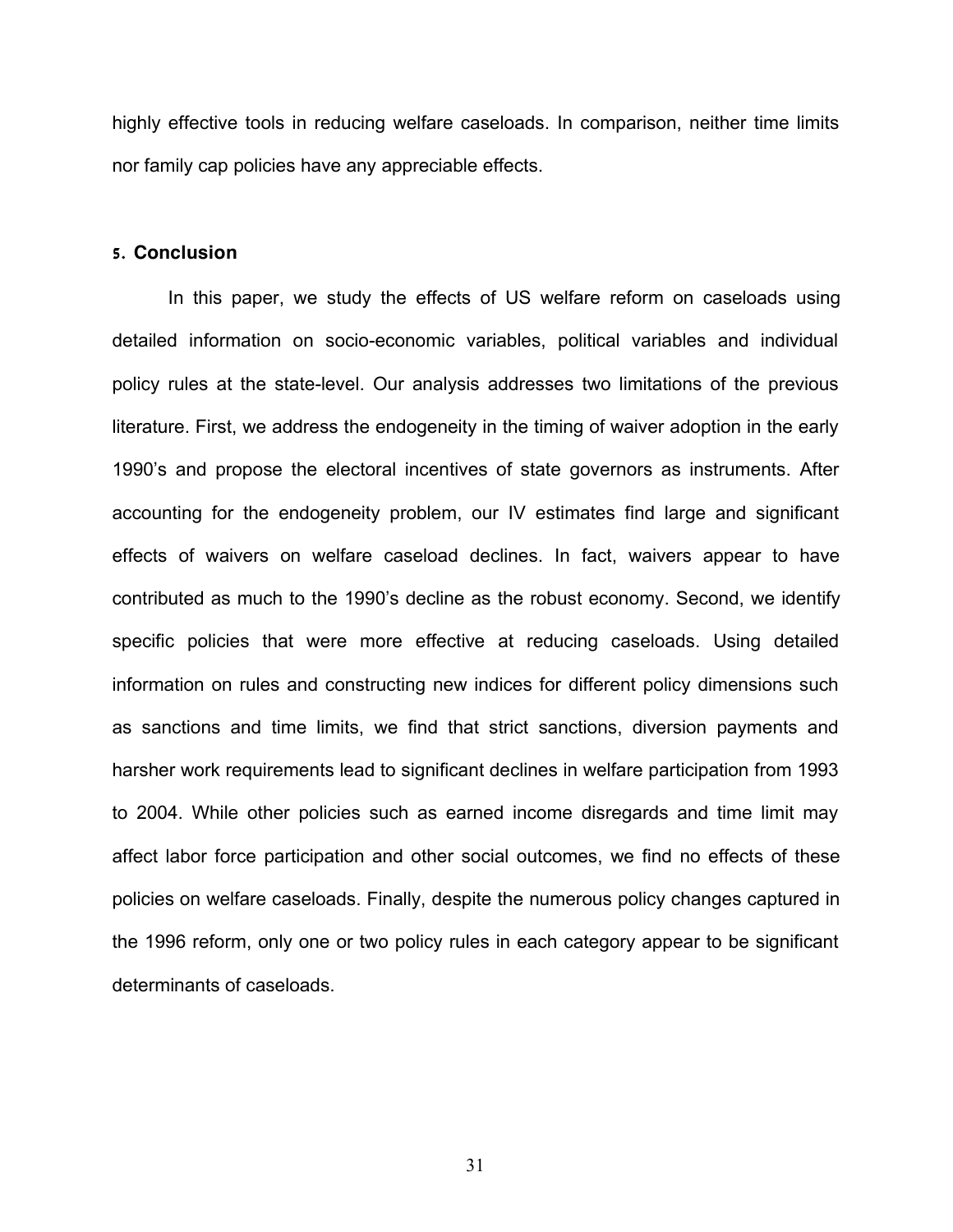highly effective tools in reducing welfare caseloads. In comparison, neither time limits nor family cap policies have any appreciable effects.

## 5. Conclusion

In this paper, we study the effects of US welfare reform on caseloads using detailed information on socio-economic variables, political variables and individual policy rules at the state-level. Our analysis addresses two limitations of the previous literature. First, we address the endogeneity in the timing of waiver adoption in the early 1990's and propose the electoral incentives of state governors as instruments. After accounting for the endogeneity problem, our IV estimates find large and significant effects of waivers on welfare caseload declines. In fact, waivers appear to have contributed as much to the 1990's decline as the robust economy. Second, we identify specific policies that were more effective at reducing caseloads. Using detailed information on rules and constructing new indices for different policy dimensions such as sanctions and time limits, we find that strict sanctions, diversion payments and harsher work requirements lead to significant declines in welfare participation from 1993 to 2004. While other policies such as earned income disregards and time limit may affect labor force participation and other social outcomes, we find no effects of these policies on welfare caseloads. Finally, despite the numerous policy changes captured in the 1996 reform, only one or two policy rules in each category appear to be significant determinants of caseloads.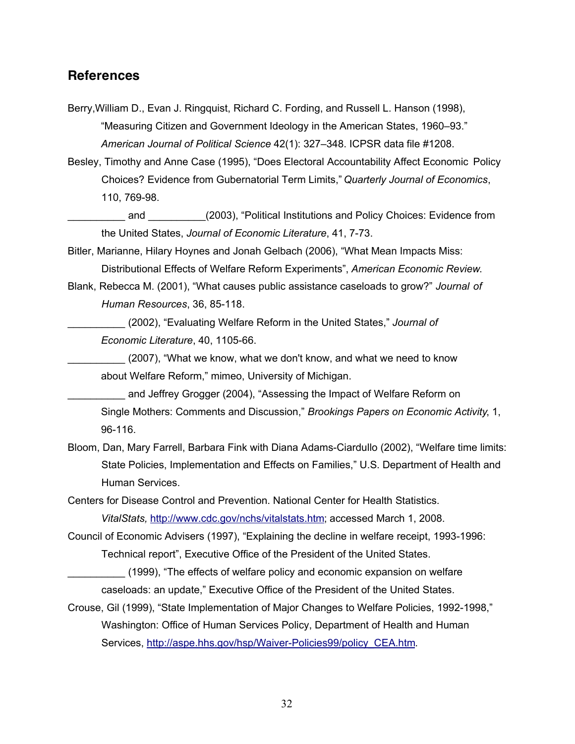## References

Berry,William D., Evan J. Ringquist, Richard C. Fording, and Russell L. Hanson (1998), "Measuring Citizen and Government Ideology in the American States, 1960–93." *American Journal of Political Science* 42(1): 327–348. ICPSR data file #1208.

Besley, Timothy and Anne Case (1995), "Does Electoral Accountability Affect Economic Policy Choices? Evidence from Gubernatorial Term Limits," *Quarterly Journal of Economics*, 110, 769-98.

__________ and __________(2003), "Political Institutions and Policy Choices: Evidence from the United States, *Journal of Economic Literature*, 41, 7-73.

Bitler, Marianne, Hilary Hoynes and Jonah Gelbach (2006), "What Mean Impacts Miss: Distributional Effects of Welfare Reform Experiments", *American Economic Review*.

Blank, Rebecca M. (2001), "What causes public assistance caseloads to grow?" *Journal of Human Resources*, 36, 85-118.

__________ (2002), "Evaluating Welfare Reform in the United States," *Journal of Economic Literature*, 40, 1105-66.

__________ (2007), "What we know, what we don't know, and what we need to know about Welfare Reform," mimeo, University of Michigan.

__________ and Jeffrey Grogger (2004), "Assessing the Impact of Welfare Reform on Single Mothers: Comments and Discussion," *Brookings Papers on Economic Activity*, 1, 96-116.

Bloom, Dan, Mary Farrell, Barbara Fink with Diana Adams-Ciardullo (2002), "Welfare time limits: State Policies, Implementation and Effects on Families," U.S. Department of Health and Human Services.

Centers for Disease Control and Prevention. National Center for Health Statistics. *VitalStats,* http://www.cdc.gov/nchs/vitalstats.htm; accessed March 1, 2008.

Council of Economic Advisers (1997), "Explaining the decline in welfare receipt, 1993-1996: Technical report", Executive Office of the President of the United States.

__________ (1999), "The effects of welfare policy and economic expansion on welfare caseloads: an update," Executive Office of the President of the United States.

Crouse, Gil (1999), "State Implementation of Major Changes to Welfare Policies, 1992-1998," Washington: Office of Human Services Policy, Department of Health and Human Services, http://aspe.hhs.gov/hsp/Waiver-Policies99/policy_CEA.htm.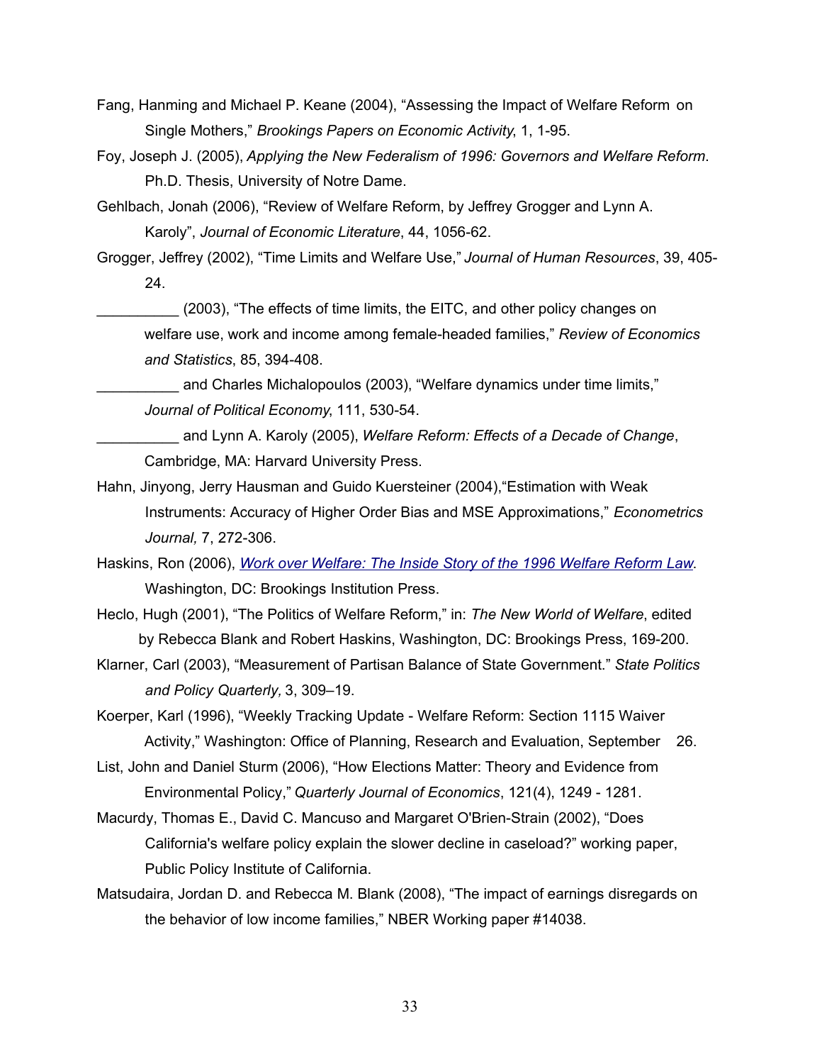Fang, Hanming and Michael P. Keane (2004), "Assessing the Impact of Welfare Reform on Single Mothers," *Brookings Papers on Economic Activity*, 1, 1-95.

Foy, Joseph J. (2005), *Applying the New Federalism of 1996: Governors and Welfare Reform*. Ph.D. Thesis, University of Notre Dame.

Gehlbach, Jonah (2006), "Review of Welfare Reform, by Jeffrey Grogger and Lynn A. Karoly", *Journal of Economic Literature*, 44, 1056-62.

Grogger, Jeffrey (2002), "Time Limits and Welfare Use," *Journal of Human Resources*, 39, 405-24.

__________ (2003), "The effects of time limits, the EITC, and other policy changes on welfare use, work and income among female-headed families," *Review of Economics and Statistics*, 85, 394-408.

__________ and Charles Michalopoulos (2003), "Welfare dynamics under time limits," *Journal of Political Economy*, 111, 530-54.

__________ and Lynn A. Karoly (2005), *Welfare Reform: Effects of a Decade of Change*, Cambridge, MA: Harvard University Press.

Hahn, Jinyong, Jerry Hausman and Guido Kuersteiner (2004),"Estimation with Weak Instruments: Accuracy of Higher Order Bias and MSE Approximations," *Econometrics Journal,* 7, 272-306.

Haskins, Ron (2006), *Work over Welfare: The Inside Story of the 1996 Welfare Reform Law*. Washington, DC: Brookings Institution Press.

Heclo, Hugh (2001), "The Politics of Welfare Reform," in: *The New World of Welfare*, edited by Rebecca Blank and Robert Haskins, Washington, DC: Brookings Press, 169-200.

Klarner, Carl (2003), "Measurement of Partisan Balance of State Government." *State Politics and Policy Quarterly,* 3, 309–19.

Koerper, Karl (1996), "Weekly Tracking Update - Welfare Reform: Section 1115 Waiver Activity," Washington: Office of Planning, Research and Evaluation, September 26.

List, John and Daniel Sturm (2006), "How Elections Matter: Theory and Evidence from Environmental Policy," *Quarterly Journal of Economics*, 121(4), 1249 - 1281.

Macurdy, Thomas E., David C. Mancuso and Margaret O'Brien-Strain (2002), "Does California's welfare policy explain the slower decline in caseload?" working paper, Public Policy Institute of California.

Matsudaira, Jordan D. and Rebecca M. Blank (2008), "The impact of earnings disregards on the behavior of low income families," NBER Working paper #14038.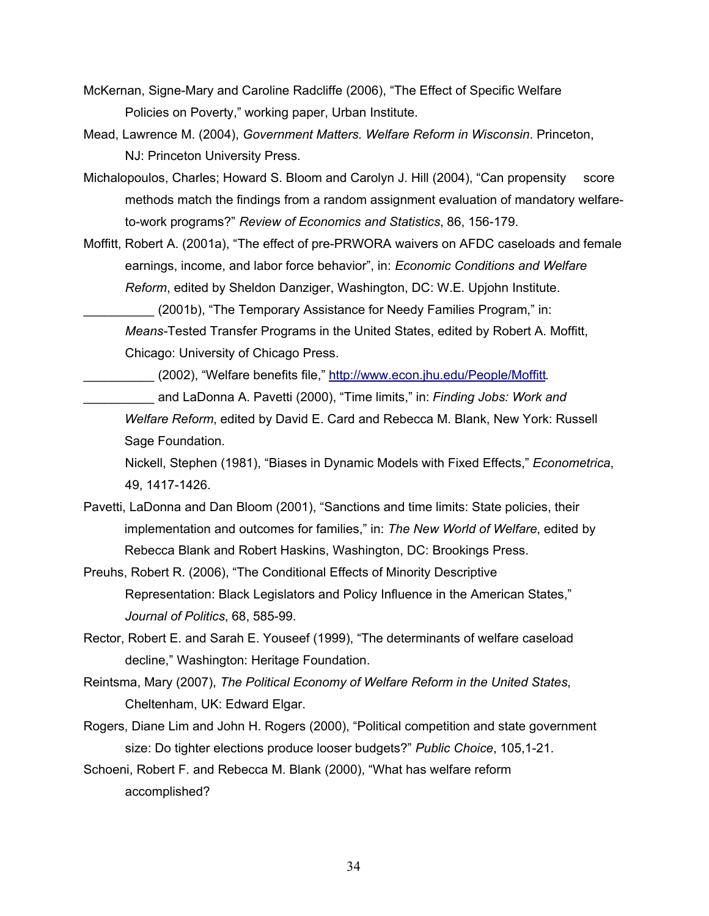McKernan, Signe-Mary and Caroline Radcliffe (2006), “The Effect of Specific Welfare Policies on Poverty,” working paper, Urban Institute.

Mead, Lawrence M. (2004), *Government Matters. Welfare Reform in Wisconsin*. Princeton, NJ: Princeton University Press.

Michalopoulos, Charles; Howard S. Bloom and Carolyn J. Hill (2004), “Can propensity score methods match the findings from a random assignment evaluation of mandatory welfare-to-work programs?” *Review of Economics and Statistics*, 86, 156-179.

Moffitt, Robert A. (2001a), “The effect of pre-PRWORA waivers on AFDC caseloads and female earnings, income, and labor force behavior”, in: *Economic Conditions and Welfare Reform*, edited by Sheldon Danziger, Washington, DC: W.E. Upjohn Institute.

__________ (2001b), “The Temporary Assistance for Needy Families Program,” in: *Means*-Tested Transfer Programs in the United States, edited by Robert A. Moffitt, Chicago: University of Chicago Press.

__________ (2002), “Welfare benefits file,” http://www.econ.jhu.edu/People/Moffitt.

__________ and LaDonna A. Pavetti (2000), “Time limits,” in: *Finding Jobs: Work and Welfare Reform*, edited by David E. Card and Rebecca M. Blank, New York: Russell Sage Foundation.

Nickell, Stephen (1981), “Biases in Dynamic Models with Fixed Effects,” *Econometrica*, 49, 1417-1426.

Pavetti, LaDonna and Dan Bloom (2001), “Sanctions and time limits: State policies, their implementation and outcomes for families,” in: *The New World of Welfare*, edited by Rebecca Blank and Robert Haskins, Washington, DC: Brookings Press.

Preuhs, Robert R. (2006), “The Conditional Effects of Minority Descriptive Representation: Black Legislators and Policy Influence in the American States,” *Journal of Politics*, 68, 585-99.

Rector, Robert E. and Sarah E. Youseef (1999), “The determinants of welfare caseload decline,” Washington: Heritage Foundation.

Reintsma, Mary (2007), *The Political Economy of Welfare Reform in the United States*, Cheltenham, UK: Edward Elgar.

Rogers, Diane Lim and John H. Rogers (2000), “Political competition and state government size: Do tighter elections produce looser budgets?” *Public Choice*, 105,1-21.

Schoeni, Robert F. and Rebecca M. Blank (2000), “What has welfare reform accomplished?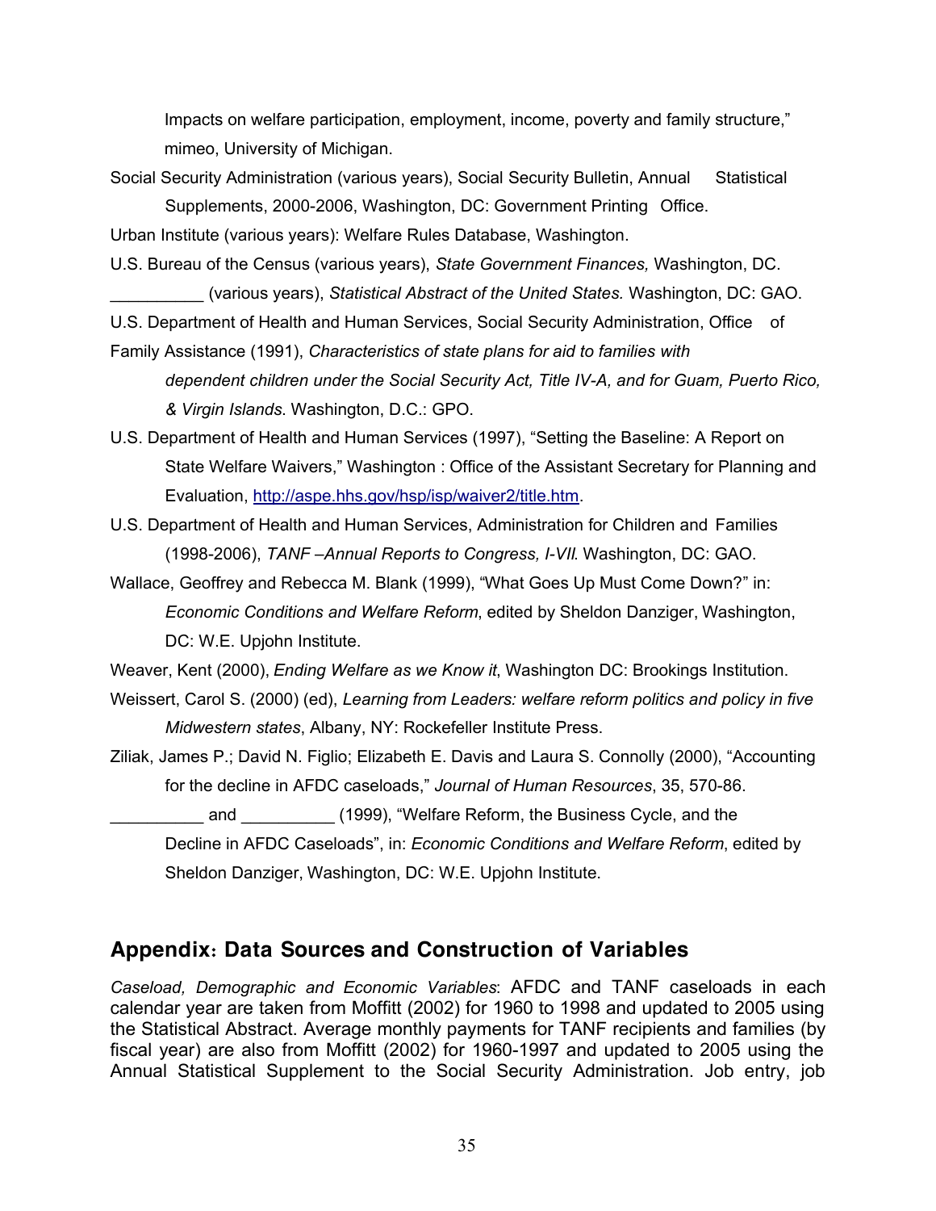Impacts on welfare participation, employment, income, poverty and family structure," mimeo, University of Michigan.

Social Security Administration (various years), Social Security Bulletin, Annual Statistical Supplements, 2000-2006, Washington, DC: Government Printing Office.

Urban Institute (various years): Welfare Rules Database, Washington.

U.S. Bureau of the Census (various years), *State Government Finances,* Washington, DC.

__________ (various years), *Statistical Abstract of the United States.* Washington, DC: GAO.

U.S. Department of Health and Human Services, Social Security Administration, Office of Family Assistance (1991), *Characteristics of state plans for aid to families with dependent children under the Social Security Act, Title IV-A, and for Guam, Puerto Rico, & Virgin Islands.* Washington, D.C.: GPO.

U.S. Department of Health and Human Services (1997), "Setting the Baseline: A Report on State Welfare Waivers," Washington : Office of the Assistant Secretary for Planning and Evaluation, http://aspe.hhs.gov/hsp/isp/waiver2/title.htm.

U.S. Department of Health and Human Services, Administration for Children and Families (1998-2006), *TANF –Annual Reports to Congress, I-VII.* Washington, DC: GAO.

Wallace, Geoffrey and Rebecca M. Blank (1999), "What Goes Up Must Come Down?" in: *Economic Conditions and Welfare Reform*, edited by Sheldon Danziger, Washington, DC: W.E. Upjohn Institute.

Weaver, Kent (2000), *Ending Welfare as we Know it*, Washington DC: Brookings Institution.

Weissert, Carol S. (2000) (ed), *Learning from Leaders: welfare reform politics and policy in five Midwestern states*, Albany, NY: Rockefeller Institute Press.

Ziliak, James P.; David N. Figlio; Elizabeth E. Davis and Laura S. Connolly (2000), "Accounting for the decline in AFDC caseloads," *Journal of Human Resources*, 35, 570-86.

__________ and __________ (1999), "Welfare Reform, the Business Cycle, and the Decline in AFDC Caseloads", in: *Economic Conditions and Welfare Reform*, edited by Sheldon Danziger, Washington, DC: W.E. Upjohn Institute.

## Appendix: Data Sources and Construction of Variables

*Caseload, Demographic and Economic Variables*: AFDC and TANF caseloads in each calendar year are taken from Moffitt (2002) for 1960 to 1998 and updated to 2005 using the Statistical Abstract. Average monthly payments for TANF recipients and families (by fiscal year) are also from Moffitt (2002) for 1960-1997 and updated to 2005 using the Annual Statistical Supplement to the Social Security Administration. Job entry, job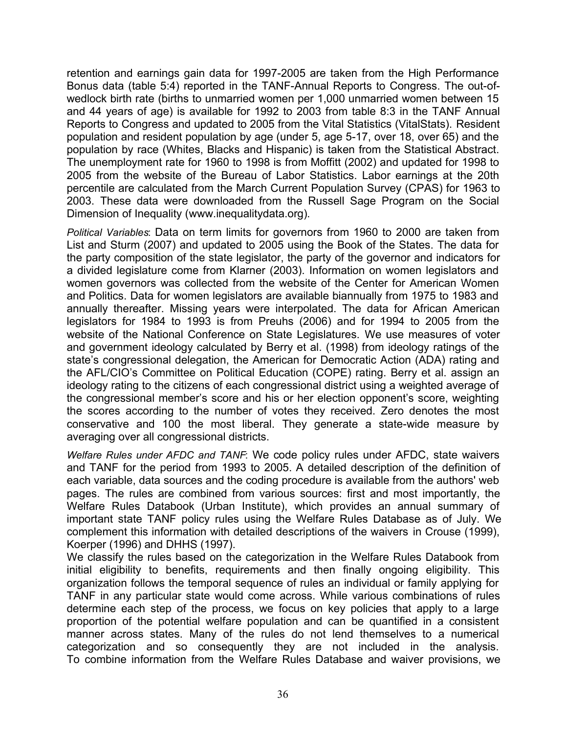retention and earnings gain data for 1997-2005 are taken from the High Performance Bonus data (table 5:4) reported in the TANF-Annual Reports to Congress. The out-of-wedlock birth rate (births to unmarried women per 1,000 unmarried women between 15 and 44 years of age) is available for 1992 to 2003 from table 8:3 in the TANF Annual Reports to Congress and updated to 2005 from the Vital Statistics (VitalStats). Resident population and resident population by age (under 5, age 5-17, over 18, over 65) and the population by race (Whites, Blacks and Hispanic) is taken from the Statistical Abstract. The unemployment rate for 1960 to 1998 is from Moffitt (2002) and updated for 1998 to 2005 from the website of the Bureau of Labor Statistics. Labor earnings at the 20th percentile are calculated from the March Current Population Survey (CPAS) for 1963 to 2003. These data were downloaded from the Russell Sage Program on the Social Dimension of Inequality (www.inequalitydata.org).

*Political Variables*: Data on term limits for governors from 1960 to 2000 are taken from List and Sturm (2007) and updated to 2005 using the Book of the States. The data for the party composition of the state legislator, the party of the governor and indicators for a divided legislature come from Klarner (2003). Information on women legislators and women governors was collected from the website of the Center for American Women and Politics. Data for women legislators are available biannually from 1975 to 1983 and annually thereafter. Missing years were interpolated. The data for African American legislators for 1984 to 1993 is from Preuhs (2006) and for 1994 to 2005 from the website of the National Conference on State Legislatures. We use measures of voter and government ideology calculated by Berry et al. (1998) from ideology ratings of the state's congressional delegation, the American for Democratic Action (ADA) rating and the AFL/CIO's Committee on Political Education (COPE) rating. Berry et al. assign an ideology rating to the citizens of each congressional district using a weighted average of the congressional member's score and his or her election opponent's score, weighting the scores according to the number of votes they received. Zero denotes the most conservative and 100 the most liberal. They generate a state-wide measure by averaging over all congressional districts.

*Welfare Rules under AFDC and TANF*: We code policy rules under AFDC, state waivers and TANF for the period from 1993 to 2005. A detailed description of the definition of each variable, data sources and the coding procedure is available from the authors' web pages. The rules are combined from various sources: first and most importantly, the Welfare Rules Databook (Urban Institute), which provides an annual summary of important state TANF policy rules using the Welfare Rules Database as of July. We complement this information with detailed descriptions of the waivers in Crouse (1999), Koerper (1996) and DHHS (1997).

We classify the rules based on the categorization in the Welfare Rules Databook from initial eligibility to benefits, requirements and then finally ongoing eligibility. This organization follows the temporal sequence of rules an individual or family applying for TANF in any particular state would come across. While various combinations of rules determine each step of the process, we focus on key policies that apply to a large proportion of the potential welfare population and can be quantified in a consistent manner across states. Many of the rules do not lend themselves to a numerical categorization and so consequently they are not included in the analysis. To combine information from the Welfare Rules Database and waiver provisions, we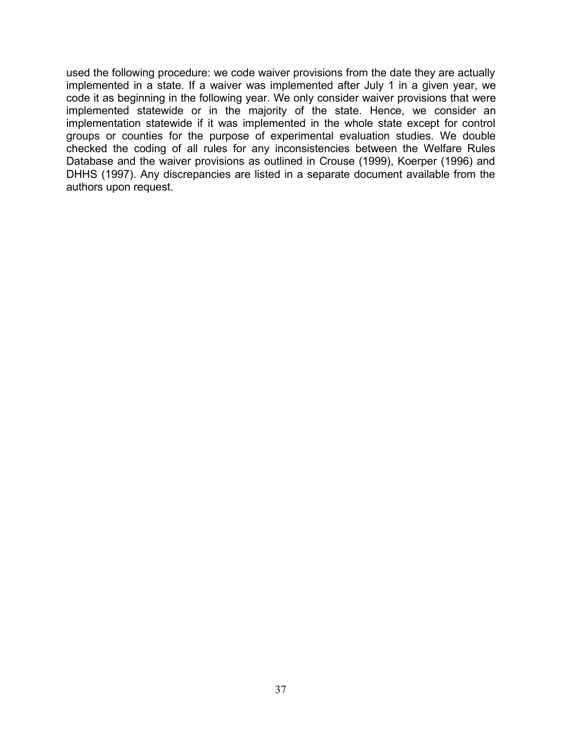used the following procedure: we code waiver provisions from the date they are actually implemented in a state. If a waiver was implemented after July 1 in a given year, we code it as beginning in the following year. We only consider waiver provisions that were implemented statewide or in the majority of the state. Hence, we consider an implementation statewide if it was implemented in the whole state except for control groups or counties for the purpose of experimental evaluation studies. We double checked the coding of all rules for any inconsistencies between the Welfare Rules Database and the waiver provisions as outlined in Crouse (1999), Koerper (1996) and DHHS (1997). Any discrepancies are listed in a separate document available from the authors upon request.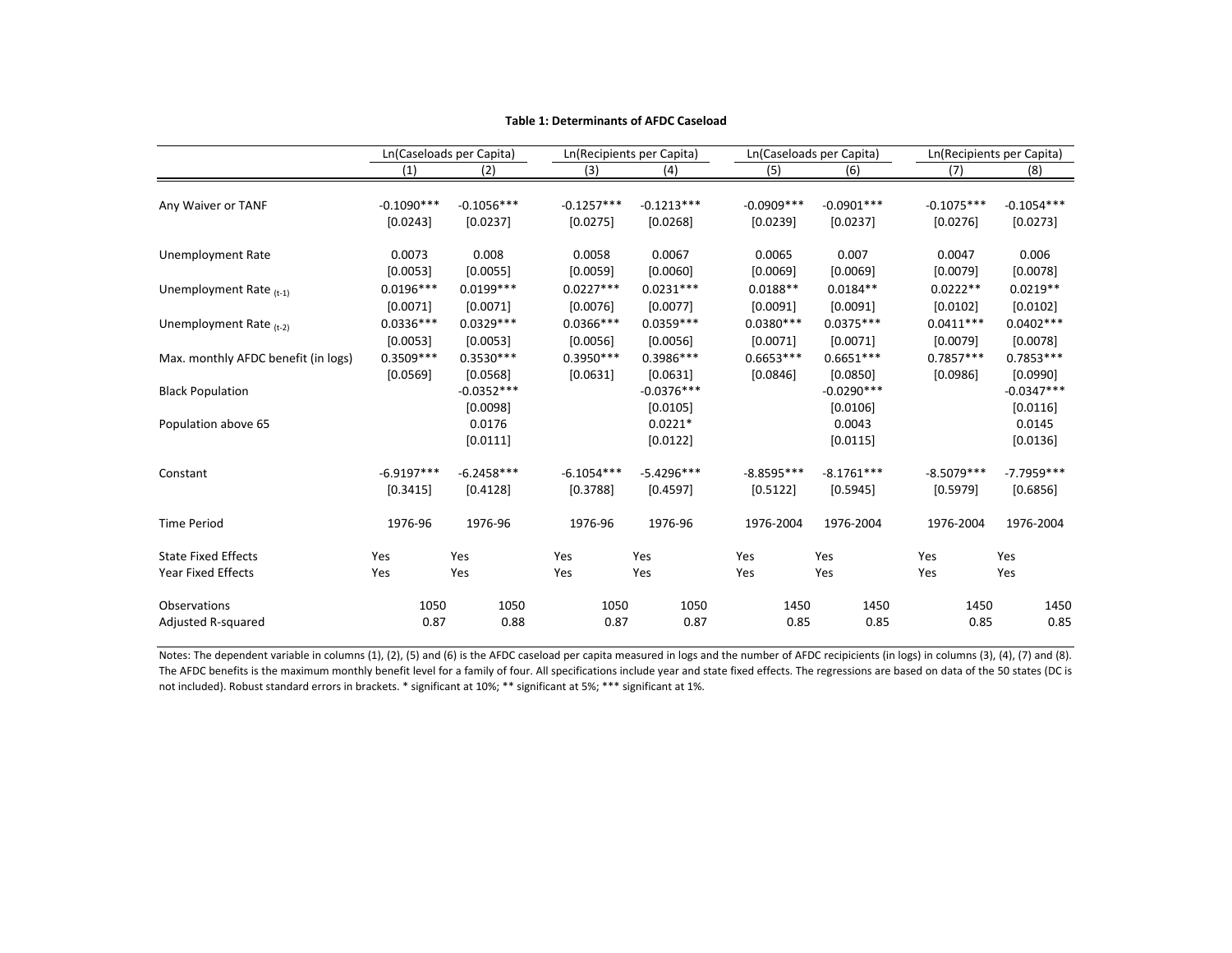**Table 1: Determinants of AFDC Caseload**

| | Ln(Caseloads per Capita) | | Ln(Recipients per Capita) | | Ln(Caseloads per Capita) | | Ln(Recipients per Capita) | |
|---|---|---|---|---|---|---|---|---|
| | (1) | (2) | (3) | (4) | (5) | (6) | (7) | (8) |
| Any Waiver or TANF | -0.1090*** | -0.1056*** | -0.1257*** | -0.1213*** | -0.0909*** | -0.0901*** | -0.1075*** | -0.1054*** |
| | [0.0243] | [0.0237] | [0.0275] | [0.0268] | [0.0239] | [0.0237] | [0.0276] | [0.0273] |
| Unemployment Rate | 0.0073 | 0.008 | 0.0058 | 0.0067 | 0.0065 | 0.007 | 0.0047 | 0.006 |
| | [0.0053] | [0.0055] | [0.0059] | [0.0060] | [0.0069] | [0.0069] | [0.0079] | [0.0078] |
| Unemployment Rate $_{(t-1)}$ | 0.0196*** | 0.0199*** | 0.0227*** | 0.0231*** | 0.0188** | 0.0184** | 0.0222** | 0.0219** |
| | [0.0071] | [0.0071] | [0.0076] | [0.0077] | [0.0091] | [0.0091] | [0.0102] | [0.0102] |
| Unemployment Rate $_{(t-2)}$ | 0.0336*** | 0.0329*** | 0.0366*** | 0.0359*** | 0.0380*** | 0.0375*** | 0.0411*** | 0.0402*** |
| | [0.0053] | [0.0053] | [0.0056] | [0.0056] | [0.0071] | [0.0071] | [0.0079] | [0.0078] |
| Max. monthly AFDC benefit (in logs) | 0.3509*** | 0.3530*** | 0.3950*** | 0.3986*** | 0.6653*** | 0.6651*** | 0.7857*** | 0.7853*** |
| | [0.0569] | [0.0568] | [0.0631] | [0.0631] | [0.0846] | [0.0850] | [0.0986] | [0.0990] |
| Black Population | | -0.0352*** | | -0.0376*** | | -0.0290*** | | -0.0347*** |
| | | [0.0098] | | [0.0105] | | [0.0106] | | [0.0116] |
| Population above 65 | | 0.0176 | | 0.0221* | | 0.0043 | | 0.0145 |
| | | [0.0111] | | [0.0122] | | [0.0115] | | [0.0136] |
| Constant | -6.9197*** | -6.2458*** | -6.1054*** | -5.4296*** | -8.8595*** | -8.1761*** | -8.5079*** | -7.7959*** |
| | [0.3415] | [0.4128] | [0.3788] | [0.4597] | [0.5122] | [0.5945] | [0.5979] | [0.6856] |
| Time Period | 1976-96 | 1976-96 | 1976-96 | 1976-96 | 1976-2004 | 1976-2004 | 1976-2004 | 1976-2004 |
| State Fixed Effects | Yes | Yes | Yes | Yes | Yes | Yes | Yes | Yes |
| Year Fixed Effects | Yes | Yes | Yes | Yes | Yes | Yes | Yes | Yes |
| Observations | 1050 | 1050 | 1050 | 1050 | 1450 | 1450 | 1450 | 1450 |
| Adjusted R-squared | 0.87 | 0.88 | 0.87 | 0.87 | 0.85 | 0.85 | 0.85 | 0.85 |

Notes: The dependent variable in columns (1), (2), (5) and (6) is the AFDC caseload per capita measured in logs and the number of AFDC recipicients (in logs) in columns (3), (4), (7) and (8). The AFDC benefits is the maximum monthly benefit level for a family of four. All specifications include year and state fixed effects. The regressions are based on data of the 50 states (DC is not included). Robust standard errors in brackets. * significant at 10%; ** significant at 5%; *** significant at 1%.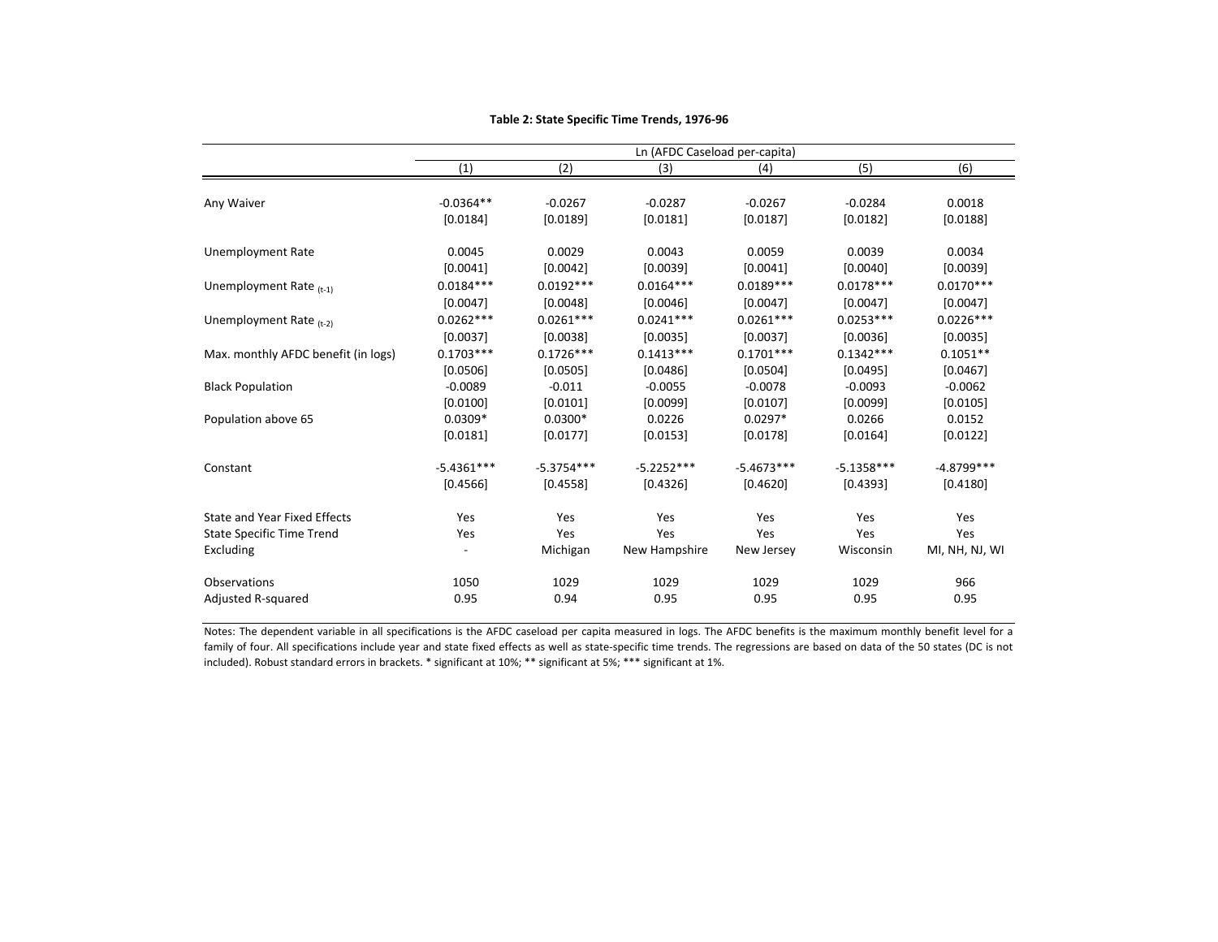**Table 2: State Specific Time Trends, 1976-96**

| | Ln (AFDC Caseload per-capita) | | | | | |
|---|---|---|---|---|---|---|
| | (1) | (2) | (3) | (4) | (5) | (6) |
| Any Waiver | -0.0364** | -0.0267 | -0.0287 | -0.0267 | -0.0284 | 0.0018 |
| | [0.0184] | [0.0189] | [0.0181] | [0.0187] | [0.0182] | [0.0188] |
| Unemployment Rate | 0.0045 | 0.0029 | 0.0043 | 0.0059 | 0.0039 | 0.0034 |
| | [0.0041] | [0.0042] | [0.0039] | [0.0041] | [0.0040] | [0.0039] |
| Unemployment Rate $_{(t-1)}$ | 0.0184*** | 0.0192*** | 0.0164*** | 0.0189*** | 0.0178*** | 0.0170*** |
| | [0.0047] | [0.0048] | [0.0046] | [0.0047] | [0.0047] | [0.0047] |
| Unemployment Rate $_{(t-2)}$ | 0.0262*** | 0.0261*** | 0.0241*** | 0.0261*** | 0.0253*** | 0.0226*** |
| | [0.0037] | [0.0038] | [0.0035] | [0.0037] | [0.0036] | [0.0035] |
| Max. monthly AFDC benefit (in logs) | 0.1703*** | 0.1726*** | 0.1413*** | 0.1701*** | 0.1342*** | 0.1051** |
| | [0.0506] | [0.0505] | [0.0486] | [0.0504] | [0.0495] | [0.0467] |
| Black Population | -0.0089 | -0.011 | -0.0055 | -0.0078 | -0.0093 | -0.0062 |
| | [0.0100] | [0.0101] | [0.0099] | [0.0107] | [0.0099] | [0.0105] |
| Population above 65 | 0.0309* | 0.0300* | 0.0226 | 0.0297* | 0.0266 | 0.0152 |
| | [0.0181] | [0.0177] | [0.0153] | [0.0178] | [0.0164] | [0.0122] |
| Constant | -5.4361*** | -5.3754*** | -5.2252*** | -5.4673*** | -5.1358*** | -4.8799*** |
| | [0.4566] | [0.4558] | [0.4326] | [0.4620] | [0.4393] | [0.4180] |
| State and Year Fixed Effects | Yes | Yes | Yes | Yes | Yes | Yes |
| State Specific Time Trend | Yes | Yes | Yes | Yes | Yes | Yes |
| Excluding | - | Michigan | New Hampshire | New Jersey | Wisconsin | MI, NH, NJ, WI |
| Observations | 1050 | 1029 | 1029 | 1029 | 1029 | 966 |
| Adjusted R-squared | 0.95 | 0.94 | 0.95 | 0.95 | 0.95 | 0.95 |

Notes: The dependent variable in all specifications is the AFDC caseload per capita measured in logs. The AFDC benefits is the maximum monthly benefit level for a family of four. All specifications include year and state fixed effects as well as state-specific time trends. The regressions are based on data of the 50 states (DC is not included). Robust standard errors in brackets. * significant at 10%; ** significant at 5%; *** significant at 1%.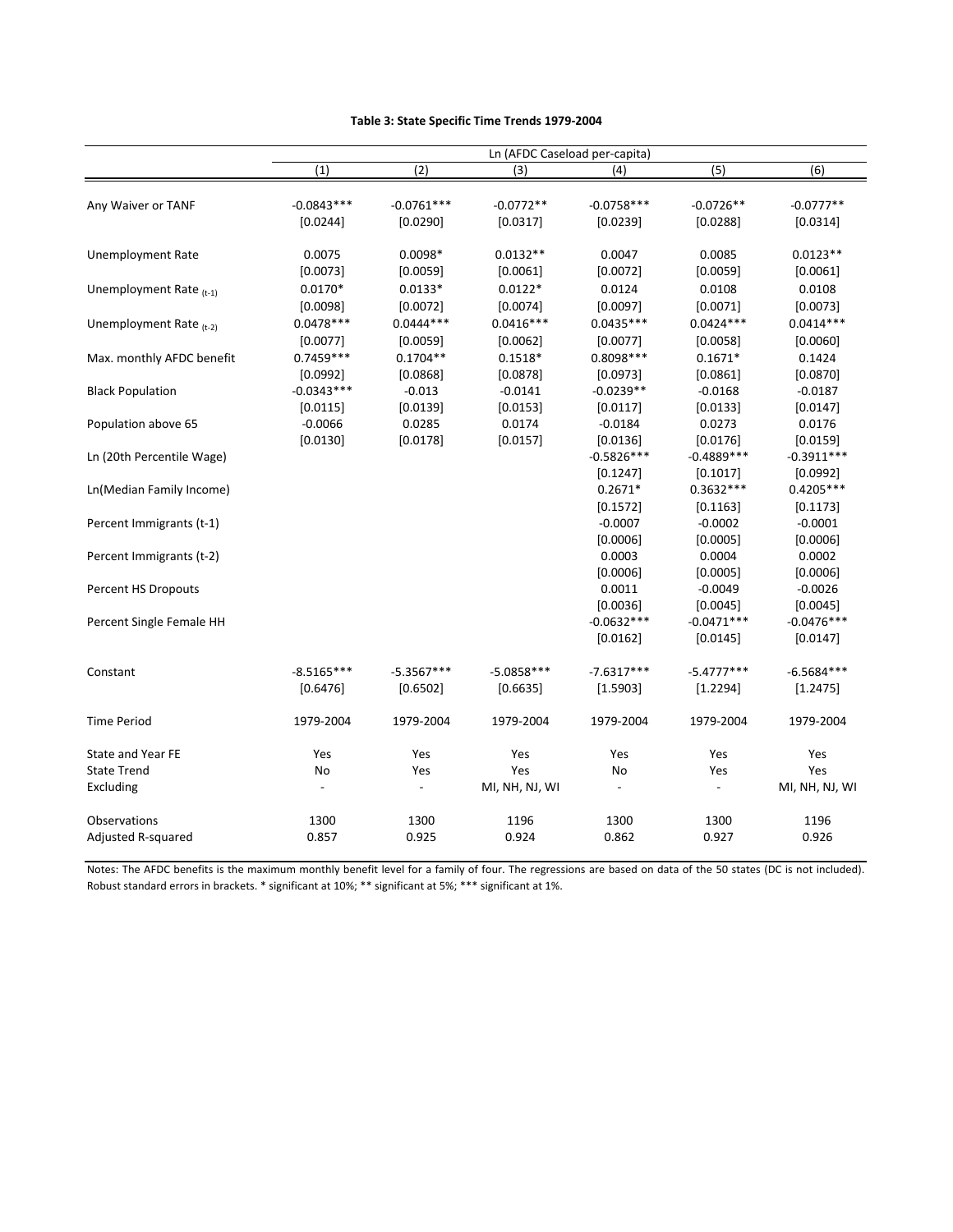**Table 3: State Specific Time Trends 1979-2004**

| | Ln (AFDC Caseload per-capita) | | | | | |
|---|---|---|---|---|---|---|
| | (1) | (2) | (3) | (4) | (5) | (6) |
| Any Waiver or TANF | -0.0843*** | -0.0761*** | -0.0772** | -0.0758*** | -0.0726** | -0.0777** |
| | [0.0244] | [0.0290] | [0.0317] | [0.0239] | [0.0288] | [0.0314] |
| Unemployment Rate | 0.0075 | 0.0098* | 0.0132** | 0.0047 | 0.0085 | 0.0123** |
| | [0.0073] | [0.0059] | [0.0061] | [0.0072] | [0.0059] | [0.0061] |
| Unemployment Rate $_{(t-1)}$ | 0.0170* | 0.0133* | 0.0122* | 0.0124 | 0.0108 | 0.0108 |
| | [0.0098] | [0.0072] | [0.0074] | [0.0097] | [0.0071] | [0.0073] |
| Unemployment Rate $_{(t-2)}$ | 0.0478*** | 0.0444*** | 0.0416*** | 0.0435*** | 0.0424*** | 0.0414*** |
| | [0.0077] | [0.0059] | [0.0062] | [0.0077] | [0.0058] | [0.0060] |
| Max. monthly AFDC benefit | 0.7459*** | 0.1704** | 0.1518* | 0.8098*** | 0.1671* | 0.1424 |
| | [0.0992] | [0.0868] | [0.0878] | [0.0973] | [0.0861] | [0.0870] |
| Black Population | -0.0343*** | -0.013 | -0.0141 | -0.0239** | -0.0168 | -0.0187 |
| | [0.0115] | [0.0139] | [0.0153] | [0.0117] | [0.0133] | [0.0147] |
| Population above 65 | -0.0066 | 0.0285 | 0.0174 | -0.0184 | 0.0273 | 0.0176 |
| | [0.0130] | [0.0178] | [0.0157] | [0.0136] | [0.0176] | [0.0159] |
| Ln (20th Percentile Wage) | | | | -0.5826*** | -0.4889*** | -0.3911*** |
| | | | | [0.1247] | [0.1017] | [0.0992] |
| Ln(Median Family Income) | | | | 0.2671* | 0.3632*** | 0.4205*** |
| | | | | [0.1572] | [0.1163] | [0.1173] |
| Percent Immigrants (t-1) | | | | -0.0007 | -0.0002 | -0.0001 |
| | | | | [0.0006] | [0.0005] | [0.0006] |
| Percent Immigrants (t-2) | | | | 0.0003 | 0.0004 | 0.0002 |
| | | | | [0.0006] | [0.0005] | [0.0006] |
| Percent HS Dropouts | | | | 0.0011 | -0.0049 | -0.0026 |
| | | | | [0.0036] | [0.0045] | [0.0045] |
| Percent Single Female HH | | | | -0.0632*** | -0.0471*** | -0.0476*** |
| | | | | [0.0162] | [0.0145] | [0.0147] |
| Constant | -8.5165*** | -5.3567*** | -5.0858*** | -7.6317*** | -5.4777*** | -6.5684*** |
| | [0.6476] | [0.6502] | [0.6635] | [1.5903] | [1.2294] | [1.2475] |
| Time Period | 1979-2004 | 1979-2004 | 1979-2004 | 1979-2004 | 1979-2004 | 1979-2004 |
| State and Year FE | Yes | Yes | Yes | Yes | Yes | Yes |
| State Trend | No | Yes | Yes | No | Yes | Yes |
| Excluding | - | - | MI, NH, NJ, WI | - | - | MI, NH, NJ, WI |
| Observations | 1300 | 1300 | 1196 | 1300 | 1300 | 1196 |
| Adjusted R-squared | 0.857 | 0.925 | 0.924 | 0.862 | 0.927 | 0.926 |

Notes: The AFDC benefits is the maximum monthly benefit level for a family of four. The regressions are based on data of the 50 states (DC is not included). Robust standard errors in brackets. * significant at 10%; ** significant at 5%; *** significant at 1%.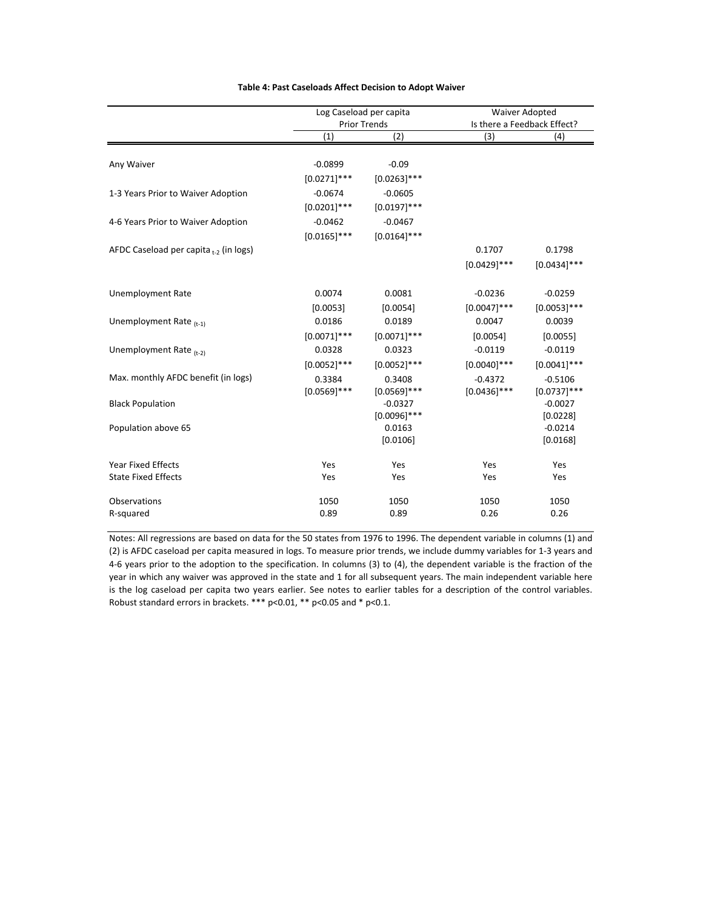**Table 4: Past Caseloads Affect Decision to Adopt Waiver**

| | Log Caseload per capita Prior Trends | | Waiver Adopted Is there a Feedback Effect? | |
|---|---|---|---|---|
| | (1) | (2) | (3) | (4) |
| Any Waiver | -0.0899 | -0.09 | | |
| | [0.0271]*** | [0.0263]*** | | |
| 1-3 Years Prior to Waiver Adoption | -0.0674 | -0.0605 | | |
| | [0.0201]*** | [0.0197]*** | | |
| 4-6 Years Prior to Waiver Adoption | -0.0462 | -0.0467 | | |
| | [0.0165]*** | [0.0164]*** | | |
| AFDC Caseload per capita $_{t-2}$ (in logs) | | | 0.1707 | 0.1798 |
| | | | [0.0429]*** | [0.0434]*** |
| Unemployment Rate | 0.0074 | 0.0081 | -0.0236 | -0.0259 |
| | [0.0053] | [0.0054] | [0.0047]*** | [0.0053]*** |
| Unemployment Rate $_{(t-1)}$ | 0.0186 | 0.0189 | 0.0047 | 0.0039 |
| | [0.0071]*** | [0.0071]*** | [0.0054] | [0.0055] |
| Unemployment Rate $_{(t-2)}$ | 0.0328 | 0.0323 | -0.0119 | -0.0119 |
| | [0.0052]*** | [0.0052]*** | [0.0040]*** | [0.0041]*** |
| Max. monthly AFDC benefit (in logs) | 0.3384 | 0.3408 | -0.4372 | -0.5106 |
| | [0.0569]*** | [0.0569]*** | [0.0436]*** | [0.0737]*** |
| Black Population | | -0.0327 | | -0.0027 |
| | | [0.0096]*** | | [0.0228] |
| Population above 65 | | 0.0163 | | -0.0214 |
| | | [0.0106] | | [0.0168] |
| Year Fixed Effects | Yes | Yes | Yes | Yes |
| State Fixed Effects | Yes | Yes | Yes | Yes |
| Observations | 1050 | 1050 | 1050 | 1050 |
| R-squared | 0.89 | 0.89 | 0.26 | 0.26 |

Notes: All regressions are based on data for the 50 states from 1976 to 1996. The dependent variable in columns (1) and (2) is AFDC caseload per capita measured in logs. To measure prior trends, we include dummy variables for 1-3 years and 4-6 years prior to the adoption to the specification. In columns (3) to (4), the dependent variable is the fraction of the year in which any waiver was approved in the state and 1 for all subsequent years. The main independent variable here is the log caseload per capita two years earlier. See notes to earlier tables for a description of the control variables. Robust standard errors in brackets. *** p<0.01, ** p<0.05 and * p<0.1.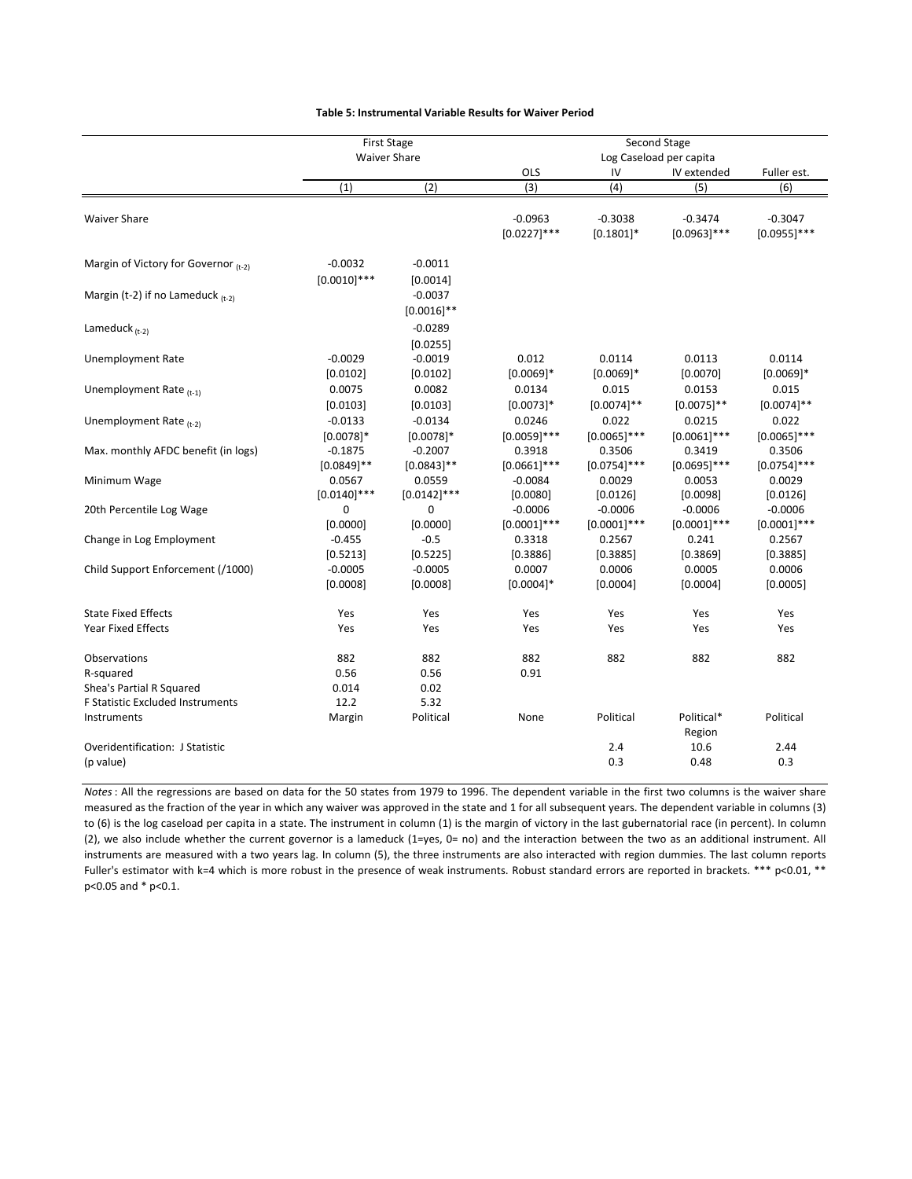**Table 5: Instrumental Variable Results for Waiver Period**

| | First Stage | | Second Stage | | | |
|---|---|---|---|---|---|---|
| | Waiver Share | | Log Caseload per capita | | | |
| | | | OLS | IV | IV extended | Fuller est. |
| | (1) | (2) | (3) | (4) | (5) | (6) |
| Waiver Share | | | -0.0963 | -0.3038 | -0.3474 | -0.3047 |
| | | | [0.0227]*** | [0.1801]* | [0.0963]*** | [0.0955]*** |
| Margin of Victory for Governor $_{(t-2)}$ | -0.0032 | -0.0011 | | | | |
| | [0.0010]*** | [0.0014] | | | | |
| Margin (t-2) if no Lameduck $_{(t-2)}$ | | -0.0037 | | | | |
| | | [0.0016]** | | | | |
| Lameduck $_{(t-2)}$ | | -0.0289 | | | | |
| | | [0.0255] | | | | |
| Unemployment Rate | -0.0029 | -0.0019 | 0.012 | 0.0114 | 0.0113 | 0.0114 |
| | [0.0102] | [0.0102] | [0.0069]* | [0.0069]* | [0.0070] | [0.0069]* |
| Unemployment Rate $_{(t-1)}$ | 0.0075 | 0.0082 | 0.0134 | 0.015 | 0.0153 | 0.015 |
| | [0.0103] | [0.0103] | [0.0073]* | [0.0074]** | [0.0075]** | [0.0074]** |
| Unemployment Rate $_{(t-2)}$ | -0.0133 | -0.0134 | 0.0246 | 0.022 | 0.0215 | 0.022 |
| | [0.0078]* | [0.0078]* | [0.0059]*** | [0.0065]*** | [0.0061]*** | [0.0065]*** |
| Max. monthly AFDC benefit (in logs) | -0.1875 | -0.2007 | 0.3918 | 0.3506 | 0.3419 | 0.3506 |
| | [0.0849]** | [0.0843]** | [0.0661]*** | [0.0754]*** | [0.0695]*** | [0.0754]*** |
| Minimum Wage | 0.0567 | 0.0559 | -0.0084 | 0.0029 | 0.0053 | 0.0029 |
| | [0.0140]*** | [0.0142]*** | [0.0080] | [0.0126] | [0.0098] | [0.0126] |
| 20th Percentile Log Wage | 0 | 0 | -0.0006 | -0.0006 | -0.0006 | -0.0006 |
| | [0.0000] | [0.0000] | [0.0001]*** | [0.0001]*** | [0.0001]*** | [0.0001]*** |
| Change in Log Employment | -0.455 | -0.5 | 0.3318 | 0.2567 | 0.241 | 0.2567 |
| | [0.5213] | [0.5225] | [0.3886] | [0.3885] | [0.3869] | [0.3885] |
| Child Support Enforcement (/1000) | -0.0005 | -0.0005 | 0.0007 | 0.0006 | 0.0005 | 0.0006 |
| | [0.0008] | [0.0008] | [0.0004]* | [0.0004] | [0.0004] | [0.0005] |
| State Fixed Effects | Yes | Yes | Yes | Yes | Yes | Yes |
| Year Fixed Effects | Yes | Yes | Yes | Yes | Yes | Yes |
| Observations | 882 | 882 | 882 | 882 | 882 | 882 |
| R-squared | 0.56 | 0.56 | 0.91 | | | |
| Shea's Partial R Squared | 0.014 | 0.02 | | | | |
| F Statistic Excluded Instruments | 12.2 | 5.32 | | | | |
| Instruments | Margin | Political | None | Political | Political* Region | Political |
| Overidentification: J Statistic | | | | 2.4 | 10.6 | 2.44 |
| (p value) | | | | 0.3 | 0.48 | 0.3 |

*Notes*: All the regressions are based on data for the 50 states from 1979 to 1996. The dependent variable in the first two columns is the waiver share measured as the fraction of the year in which any waiver was approved in the state and 1 for all subsequent years. The dependent variable in columns (3) to (6) is the log caseload per capita in a state. The instrument in column (1) is the margin of victory in the last gubernatorial race (in percent). In column (2), we also include whether the current governor is a lameduck (1=yes, 0= no) and the interaction between the two as an additional instrument. All instruments are measured with a two years lag. In column (5), the three instruments are also interacted with region dummies. The last column reports Fuller's estimator with k=4 which is more robust in the presence of weak instruments. Robust standard errors are reported in brackets. *** p<0.01, ** p<0.05 and * p<0.1.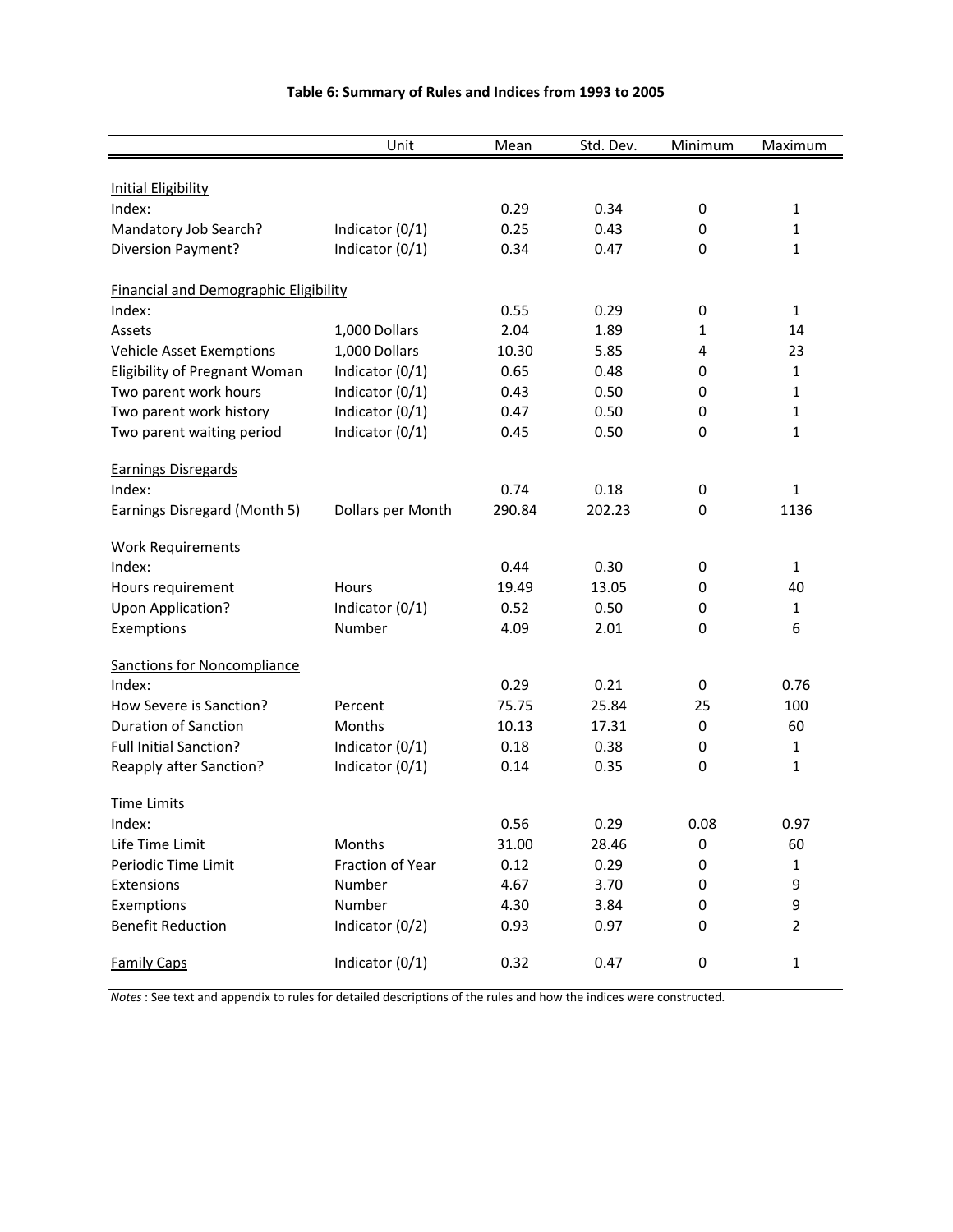# Table 6: Summary of Rules and Indices from 1993 to 2005

| | Unit | Mean | Std. Dev. | Minimum | Maximum |
|---|---|---|---|---|---|
| Initial Eligibility | | | | | |
| Index: | | 0.29 | 0.34 | 0 | 1 |
| Mandatory Job Search? | Indicator (0/1) | 0.25 | 0.43 | 0 | 1 |
| Diversion Payment? | Indicator (0/1) | 0.34 | 0.47 | 0 | 1 |
| Financial and Demographic Eligibility | | | | | |
| Index: | | 0.55 | 0.29 | 0 | 1 |
| Assets | 1,000 Dollars | 2.04 | 1.89 | 1 | 14 |
| Vehicle Asset Exemptions | 1,000 Dollars | 10.30 | 5.85 | 4 | 23 |
| Eligibility of Pregnant Woman | Indicator (0/1) | 0.65 | 0.48 | 0 | 1 |
| Two parent work hours | Indicator (0/1) | 0.43 | 0.50 | 0 | 1 |
| Two parent work history | Indicator (0/1) | 0.47 | 0.50 | 0 | 1 |
| Two parent waiting period | Indicator (0/1) | 0.45 | 0.50 | 0 | 1 |
| Earnings Disregards | | | | | |
| Index: | | 0.74 | 0.18 | 0 | 1 |
| Earnings Disregard (Month 5) | Dollars per Month | 290.84 | 202.23 | 0 | 1136 |
| Work Requirements | | | | | |
| Index: | | 0.44 | 0.30 | 0 | 1 |
| Hours requirement | Hours | 19.49 | 13.05 | 0 | 40 |
| Upon Application? | Indicator (0/1) | 0.52 | 0.50 | 0 | 1 |
| Exemptions | Number | 4.09 | 2.01 | 0 | 6 |
| Sanctions for Noncompliance | | | | | |
| Index: | | 0.29 | 0.21 | 0 | 0.76 |
| How Severe is Sanction? | Percent | 75.75 | 25.84 | 25 | 100 |
| Duration of Sanction | Months | 10.13 | 17.31 | 0 | 60 |
| Full Initial Sanction? | Indicator (0/1) | 0.18 | 0.38 | 0 | 1 |
| Reapply after Sanction? | Indicator (0/1) | 0.14 | 0.35 | 0 | 1 |
| Time Limits | | | | | |
| Index: | | 0.56 | 0.29 | 0.08 | 0.97 |
| Life Time Limit | Months | 31.00 | 28.46 | 0 | 60 |
| Periodic Time Limit | Fraction of Year | 0.12 | 0.29 | 0 | 1 |
| Extensions | Number | 4.67 | 3.70 | 0 | 9 |
| Exemptions | Number | 4.30 | 3.84 | 0 | 9 |
| Benefit Reduction | Indicator (0/2) | 0.93 | 0.97 | 0 | 2 |
| Family Caps | Indicator (0/1) | 0.32 | 0.47 | 0 | 1 |

*Notes* : See text and appendix to rules for detailed descriptions of the rules and how the indices were constructed.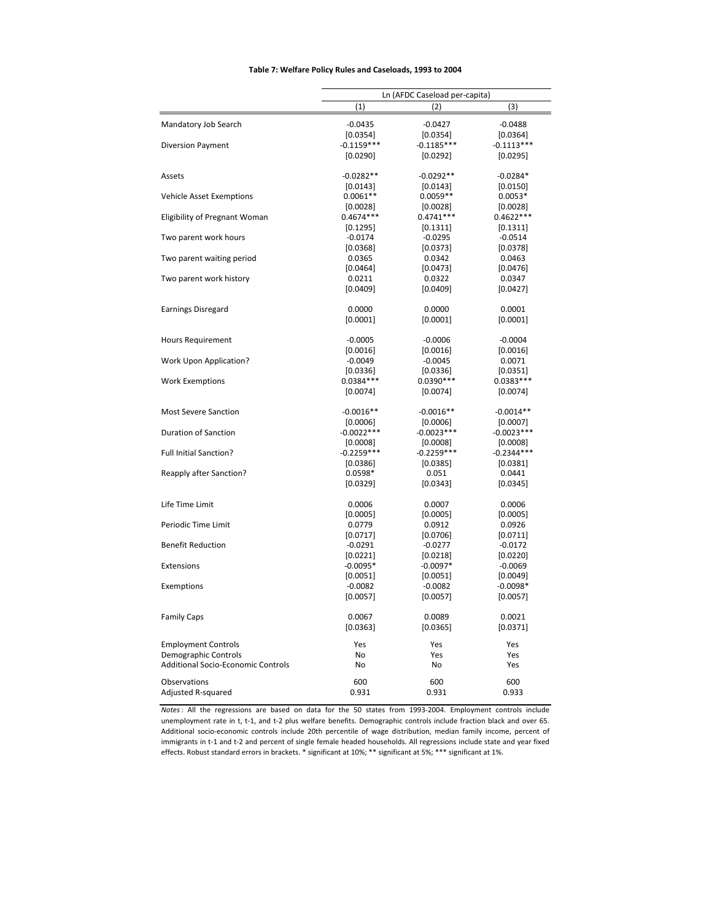**Table 7: Welfare Policy Rules and Caseloads, 1993 to 2004**

| | Ln (AFDC Caseload per-capita) | | |
|---|---|---|---|
| | (1) | (2) | (3) |
| Mandatory Job Search | -0.0435 | -0.0427 | -0.0488 |
| | [0.0354] | [0.0354] | [0.0364] |
| Diversion Payment | -0.1159*** | -0.1185*** | -0.1113*** |
| | [0.0290] | [0.0292] | [0.0295] |
| Assets | -0.0282** | -0.0292** | -0.0284* |
| | [0.0143] | [0.0143] | [0.0150] |
| Vehicle Asset Exemptions | 0.0061** | 0.0059** | 0.0053* |
| | [0.0028] | [0.0028] | [0.0028] |
| Eligibility of Pregnant Woman | 0.4674*** | 0.4741*** | 0.4622*** |
| | [0.1295] | [0.1311] | [0.1311] |
| Two parent work hours | -0.0174 | -0.0295 | -0.0514 |
| | [0.0368] | [0.0373] | [0.0378] |
| Two parent waiting period | 0.0365 | 0.0342 | 0.0463 |
| | [0.0464] | [0.0473] | [0.0476] |
| Two parent work history | 0.0211 | 0.0322 | 0.0347 |
| | [0.0409] | [0.0409] | [0.0427] |
| Earnings Disregard | 0.0000 | 0.0000 | 0.0001 |
| | [0.0001] | [0.0001] | [0.0001] |
| Hours Requirement | -0.0005 | -0.0006 | -0.0004 |
| | [0.0016] | [0.0016] | [0.0016] |
| Work Upon Application? | -0.0049 | -0.0045 | 0.0071 |
| | [0.0336] | [0.0336] | [0.0351] |
| Work Exemptions | 0.0384*** | 0.0390*** | 0.0383*** |
| | [0.0074] | [0.0074] | [0.0074] |
| Most Severe Sanction | -0.0016** | -0.0016** | -0.0014** |
| | [0.0006] | [0.0006] | [0.0007] |
| Duration of Sanction | -0.0022*** | -0.0023*** | -0.0023*** |
| | [0.0008] | [0.0008] | [0.0008] |
| Full Initial Sanction? | -0.2259*** | -0.2259*** | -0.2344*** |
| | [0.0386] | [0.0385] | [0.0381] |
| Reapply after Sanction? | 0.0598* | 0.051 | 0.0441 |
| | [0.0329] | [0.0343] | [0.0345] |
| Life Time Limit | 0.0006 | 0.0007 | 0.0006 |
| | [0.0005] | [0.0005] | [0.0005] |
| Periodic Time Limit | 0.0779 | 0.0912 | 0.0926 |
| | [0.0717] | [0.0706] | [0.0711] |
| Benefit Reduction | -0.0291 | -0.0277 | -0.0172 |
| | [0.0221] | [0.0218] | [0.0220] |
| Extensions | -0.0095* | -0.0097* | -0.0069 |
| | [0.0051] | [0.0051] | [0.0049] |
| Exemptions | -0.0082 | -0.0082 | -0.0098* |
| | [0.0057] | [0.0057] | [0.0057] |
| Family Caps | 0.0067 | 0.0089 | 0.0021 |
| | [0.0363] | [0.0365] | [0.0371] |
| Employment Controls | Yes | Yes | Yes |
| Demographic Controls | No | Yes | Yes |
| Additional Socio-Economic Controls | No | No | Yes |
| Observations | 600 | 600 | 600 |
| Adjusted R-squared | 0.931 | 0.931 | 0.933 |

*Notes*: All the regressions are based on data for the 50 states from 1993-2004. Employment controls include unemployment rate in t, t-1, and t-2 plus welfare benefits. Demographic controls include fraction black and over 65. Additional socio-economic controls include 20th percentile of wage distribution, median family income, percent of immigrants in t-1 and t-2 and percent of single female headed households. All regressions include state and year fixed effects. Robust standard errors in brackets. * significant at 10%; ** significant at 5%; *** significant at 1%.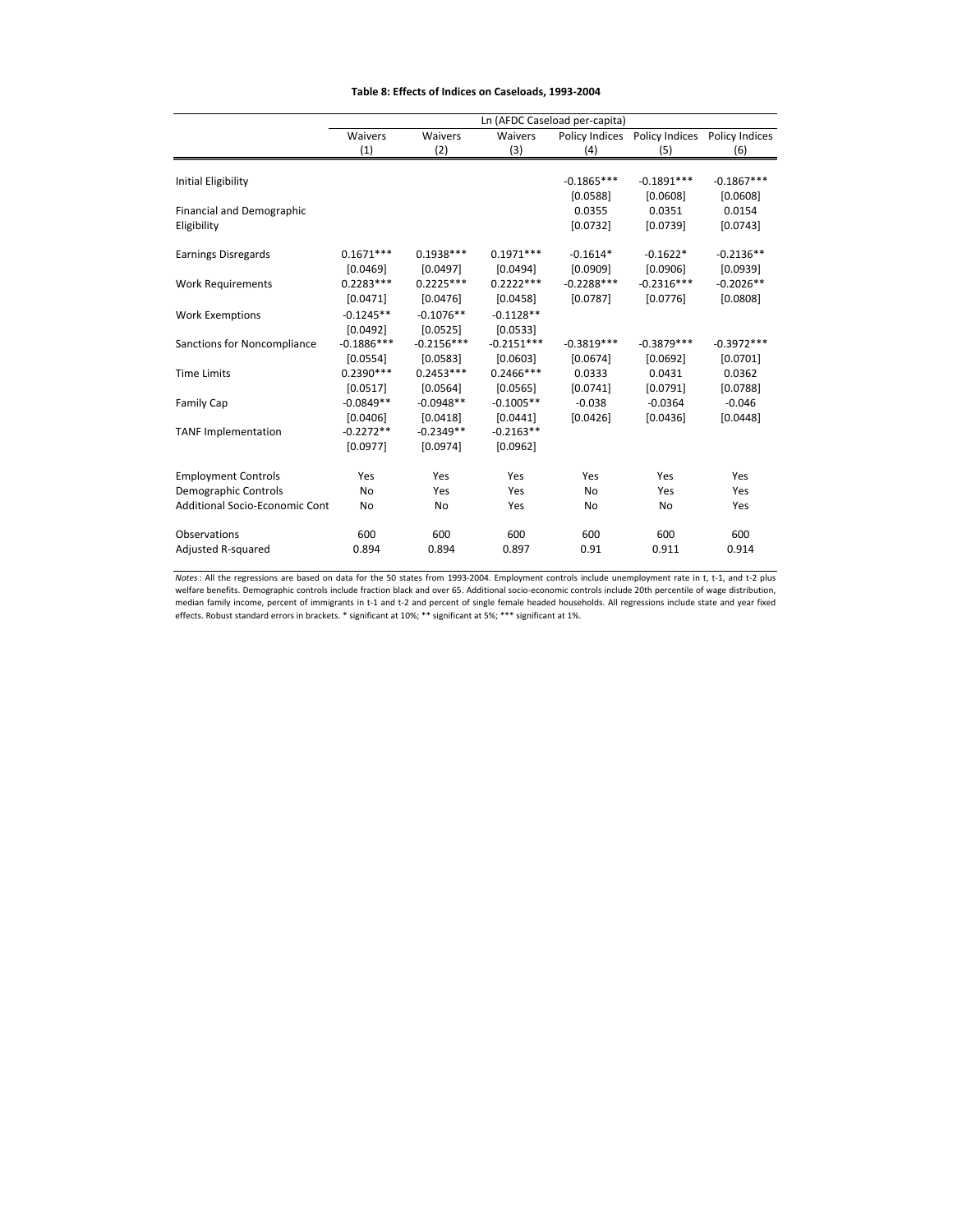**Table 8: Effects of Indices on Caseloads, 1993-2004**

| | Ln (AFDC Caseload per-capita) | | | | | |
|---|---|---|---|---|---|---|
| | Waivers | Waivers | Waivers | Policy Indices | Policy Indices | Policy Indices |
| | (1) | (2) | (3) | (4) | (5) | (6) |
| Initial Eligibility | | | | -0.1865*** | -0.1891*** | -0.1867*** |
| | | | | [0.0588] | [0.0608] | [0.0608] |
| Financial and Demographic Eligibility | | | | 0.0355 | 0.0351 | 0.0154 |
| | | | | [0.0732] | [0.0739] | [0.0743] |
| Earnings Disregards | 0.1671*** | 0.1938*** | 0.1971*** | -0.1614* | -0.1622* | -0.2136** |
| | [0.0469] | [0.0497] | [0.0494] | [0.0909] | [0.0906] | [0.0939] |
| Work Requirements | 0.2283*** | 0.2225*** | 0.2222*** | -0.2288*** | -0.2316*** | -0.2026** |
| | [0.0471] | [0.0476] | [0.0458] | [0.0787] | [0.0776] | [0.0808] |
| Work Exemptions | -0.1245** | -0.1076** | -0.1128** | | | |
| | [0.0492] | [0.0525] | [0.0533] | | | |
| Sanctions for Noncompliance | -0.1886*** | -0.2156*** | -0.2151*** | -0.3819*** | -0.3879*** | -0.3972*** |
| | [0.0554] | [0.0583] | [0.0603] | [0.0674] | [0.0692] | [0.0701] |
| Time Limits | 0.2390*** | 0.2453*** | 0.2466*** | 0.0333 | 0.0431 | 0.0362 |
| | [0.0517] | [0.0564] | [0.0565] | [0.0741] | [0.0791] | [0.0788] |
| Family Cap | -0.0849** | -0.0948** | -0.1005** | -0.038 | -0.0364 | -0.046 |
| | [0.0406] | [0.0418] | [0.0441] | [0.0426] | [0.0436] | [0.0448] |
| TANF Implementation | -0.2272** | -0.2349** | -0.2163** | | | |
| | [0.0977] | [0.0974] | [0.0962] | | | |
| Employment Controls | Yes | Yes | Yes | Yes | Yes | Yes |
| Demographic Controls | No | Yes | Yes | No | Yes | Yes |
| Additional Socio-Economic Cont | No | No | Yes | No | No | Yes |
| Observations | 600 | 600 | 600 | 600 | 600 | 600 |
| Adjusted R-squared | 0.894 | 0.894 | 0.897 | 0.91 | 0.911 | 0.914 |

*Notes*: All the regressions are based on data for the 50 states from 1993-2004. Employment controls include unemployment rate in t, t-1, and t-2 plus welfare benefits. Demographic controls include fraction black and over 65. Additional socio-economic controls include 20th percentile of wage distribution, median family income, percent of immigrants in t-1 and t-2 and percent of single female headed households. All regressions include state and year fixed effects. Robust standard errors in brackets. * significant at 10%; ** significant at 5%; *** significant at 1%.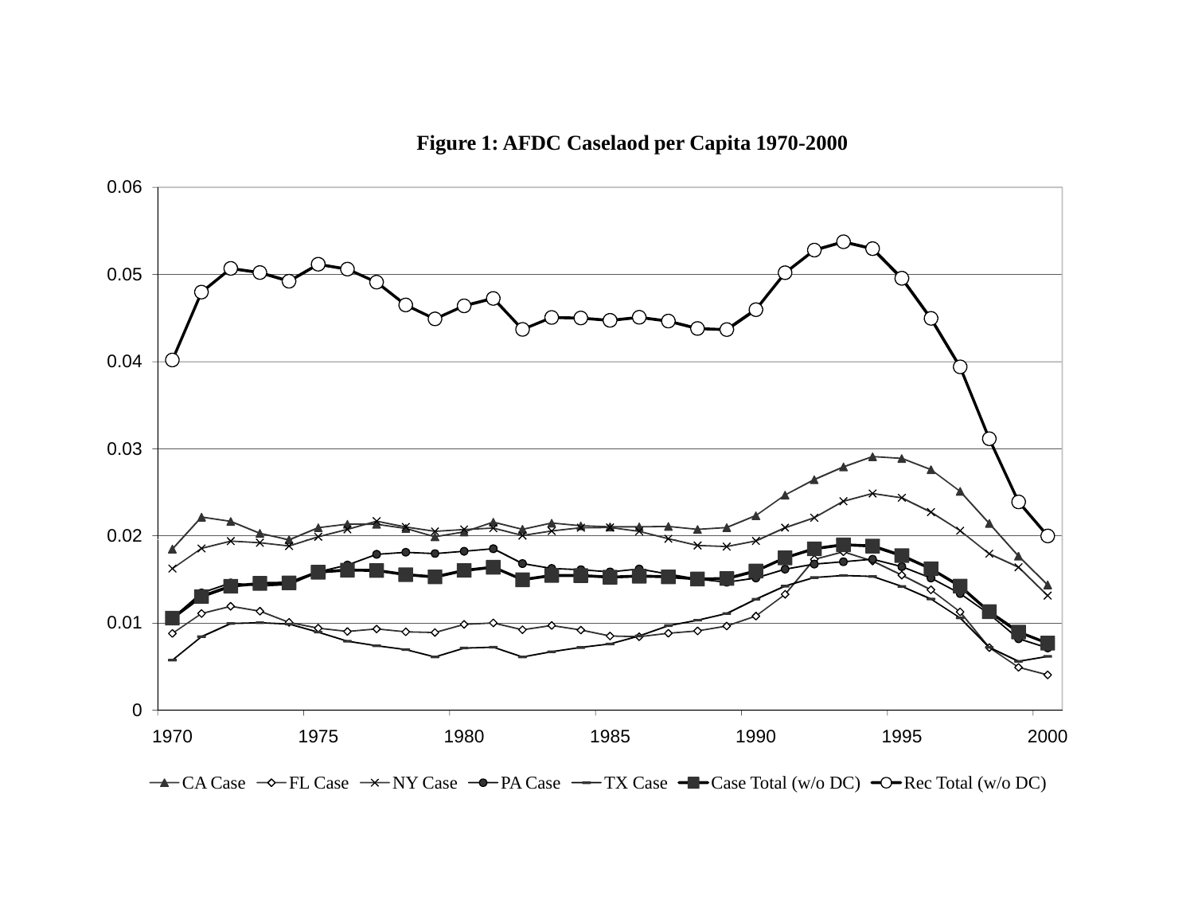**Figure 1: AFDC Caselaod per Capita 1970-2000**

0.06
0.05
0.04
0.03
0.02
0.01
0

1970 1975 1980 1985 1990 1995 2000

CA Case FL Case NY Case PA Case TX Case Case Total (w/o DC) Rec Total (w/o DC)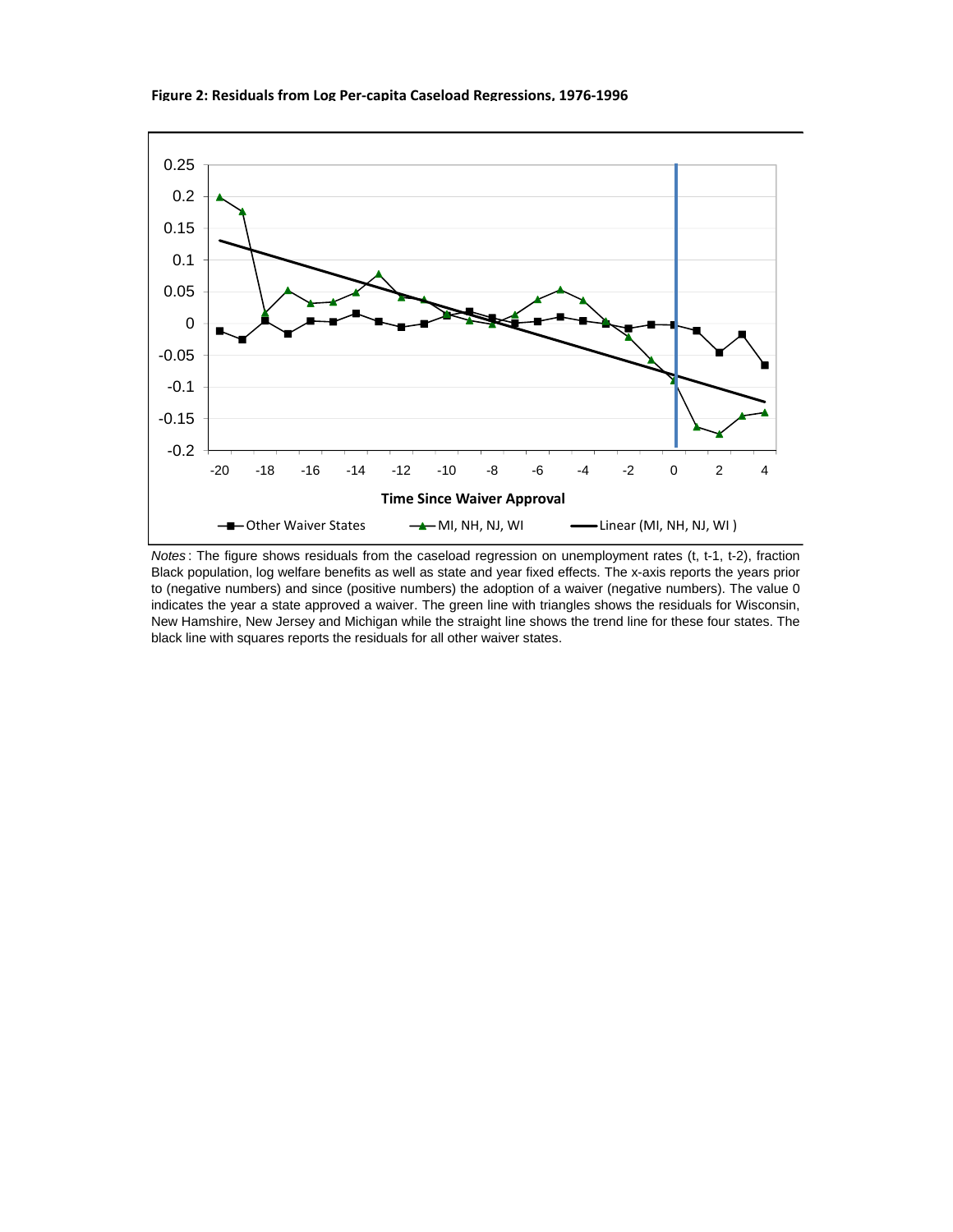**Figure 2: Residuals from Log Per-capita Caseload Regressions, 1976-1996**

*Notes*: The figure shows residuals from the caseload regression on unemployment rates (t, t-1, t-2), fraction Black population, log welfare benefits as well as state and year fixed effects. The x-axis reports the years prior to (negative numbers) and since (positive numbers) the adoption of a waiver (negative numbers). The value 0 indicates the year a state approved a waiver. The green line with triangles shows the residuals for Wisconsin, New Hamshire, New Jersey and Michigan while the straight line shows the trend line for these four states. The black line with squares reports the residuals for all other waiver states.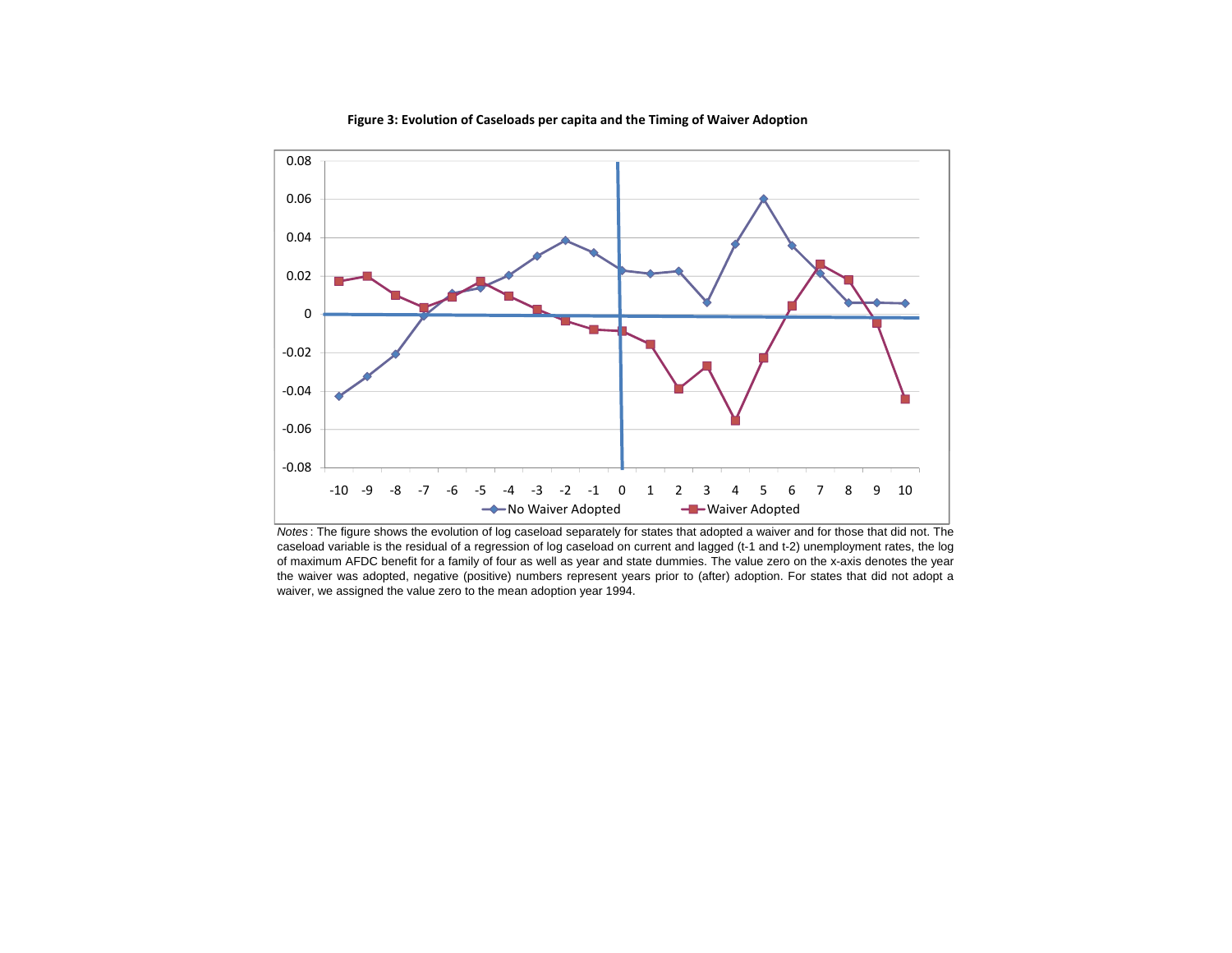**Figure 3: Evolution of Caseloads per capita and the Timing of Waiver Adoption**

*Notes*: The figure shows the evolution of log caseload separately for states that adopted a waiver and for those that did not. The caseload variable is the residual of a regression of log caseload on current and lagged (t-1 and t-2) unemployment rates, the log of maximum AFDC benefit for a family of four as well as year and state dummies. The value zero on the x-axis denotes the year the waiver was adopted, negative (positive) numbers represent years prior to (after) adoption. For states that did not adopt a waiver, we assigned the value zero to the mean adoption year 1994.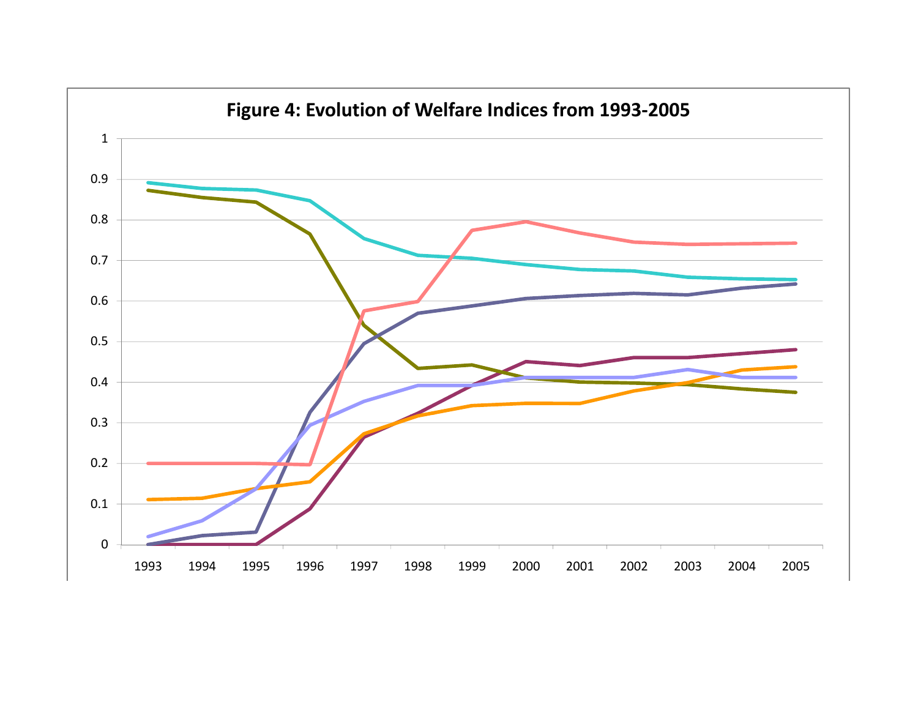**Figure 4: Evolution of Welfare Indices from 1993-2005**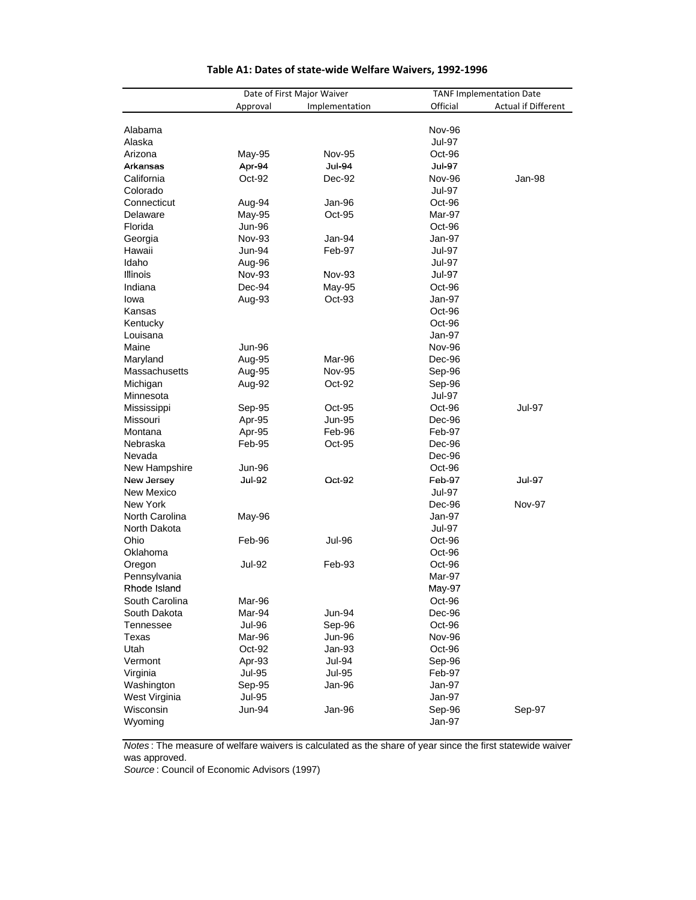**Table A1: Dates of state-wide Welfare Waivers, 1992-1996**

| | Date of First Major Waiver | | TANF Implementation Date | |
|---|---|---|---|---|
| | Approval | Implementation | Official | Actual if Different |
| Alabama | | | Nov-96 | |
| Alaska | | | Jul-97 | |
| Arizona | May-95 | Nov-95 | Oct-96 | |
| Arkansas | Apr-94 | Jul-94 | Jul-97 | |
| California | Oct-92 | Dec-92 | Nov-96 | Jan-98 |
| Colorado | | | Jul-97 | |
| Connecticut | Aug-94 | Jan-96 | Oct-96 | |
| Delaware | May-95 | Oct-95 | Mar-97 | |
| Florida | Jun-96 | | Oct-96 | |
| Georgia | Nov-93 | Jan-94 | Jan-97 | |
| Hawaii | Jun-94 | Feb-97 | Jul-97 | |
| Idaho | Aug-96 | | Jul-97 | |
| Illinois | Nov-93 | Nov-93 | Jul-97 | |
| Indiana | Dec-94 | May-95 | Oct-96 | |
| Iowa | Aug-93 | Oct-93 | Jan-97 | |
| Kansas | | | Oct-96 | |
| Kentucky | | | Oct-96 | |
| Louisana | | | Jan-97 | |
| Maine | Jun-96 | | Nov-96 | |
| Maryland | Aug-95 | Mar-96 | Dec-96 | |
| Massachusetts | Aug-95 | Nov-95 | Sep-96 | |
| Michigan | Aug-92 | Oct-92 | Sep-96 | |
| Minnesota | | | Jul-97 | |
| Mississippi | Sep-95 | Oct-95 | Oct-96 | Jul-97 |
| Missouri | Apr-95 | Jun-95 | Dec-96 | |
| Montana | Apr-95 | Feb-96 | Feb-97 | |
| Nebraska | Feb-95 | Oct-95 | Dec-96 | |
| Nevada | | | Dec-96 | |
| New Hampshire | Jun-96 | | Oct-96 | |
| New Jersey | Jul-92 | Oct-92 | Feb-97 | Jul-97 |
| New Mexico | | | Jul-97 | |
| New York | | | Dec-96 | Nov-97 |
| North Carolina | May-96 | | Jan-97 | |
| North Dakota | | | Jul-97 | |
| Ohio | Feb-96 | Jul-96 | Oct-96 | |
| Oklahoma | | | Oct-96 | |
| Oregon | Jul-92 | Feb-93 | Oct-96 | |
| Pennsylvania | | | Mar-97 | |
| Rhode Island | | | May-97 | |
| South Carolina | Mar-96 | | Oct-96 | |
| South Dakota | Mar-94 | Jun-94 | Dec-96 | |
| Tennessee | Jul-96 | Sep-96 | Oct-96 | |
| Texas | Mar-96 | Jun-96 | Nov-96 | |
| Utah | Oct-92 | Jan-93 | Oct-96 | |
| Vermont | Apr-93 | Jul-94 | Sep-96 | |
| Virginia | Jul-95 | Jul-95 | Feb-97 | |
| Washington | Sep-95 | Jan-96 | Jan-97 | |
| West Virginia | Jul-95 | | Jan-97 | |
| Wisconsin | Jun-94 | Jan-96 | Sep-96 | Sep-97 |
| Wyoming | | | Jan-97 | |

*Notes* : The measure of welfare waivers is calculated as the share of year since the first statewide waiver was approved.
*Source* : Council of Economic Advisors (1997)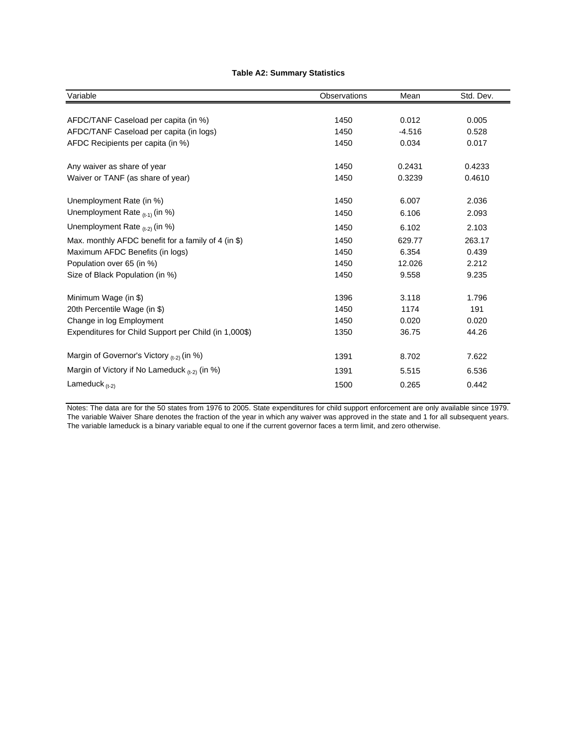**Table A2: Summary Statistics**

| Variable | Observations | Mean | Std. Dev. |
|---|---|---|---|
| AFDC/TANF Caseload per capita (in %) | 1450 | 0.012 | 0.005 |
| AFDC/TANF Caseload per capita (in logs) | 1450 | -4.516 | 0.528 |
| AFDC Recipients per capita (in %) | 1450 | 0.034 | 0.017 |
| Any waiver as share of year | 1450 | 0.2431 | 0.4233 |
| Waiver or TANF (as share of year) | 1450 | 0.3239 | 0.4610 |
| Unemployment Rate (in %) | 1450 | 6.007 | 2.036 |
| Unemployment Rate $_{(t-1)}$ (in %) | 1450 | 6.106 | 2.093 |
| Unemployment Rate $_{(t-2)}$ (in %) | 1450 | 6.102 | 2.103 |
| Max. monthly AFDC benefit for a family of 4 (in $) | 1450 | 629.77 | 263.17 |
| Maximum AFDC Benefits (in logs) | 1450 | 6.354 | 0.439 |
| Population over 65 (in %) | 1450 | 12.026 | 2.212 |
| Size of Black Population (in %) | 1450 | 9.558 | 9.235 |
| Minimum Wage (in $) | 1396 | 3.118 | 1.796 |
| 20th Percentile Wage (in $) | 1450 | 1174 | 191 |
| Change in log Employment | 1450 | 0.020 | 0.020 |
| Expenditures for Child Support per Child (in 1,000$) | 1350 | 36.75 | 44.26 |
| Margin of Governor's Victory $_{(t-2)}$ (in %) | 1391 | 8.702 | 7.622 |
| Margin of Victory if No Lameduck $_{(t-2)}$ (in %) | 1391 | 5.515 | 6.536 |
| Lameduck $_{(t-2)}$ | 1500 | 0.265 | 0.442 |

Notes: The data are for the 50 states from 1976 to 2005. State expenditures for child support enforcement are only available since 1979. The variable Waiver Share denotes the fraction of the year in which any waiver was approved in the state and 1 for all subsequent years. The variable lameduck is a binary variable equal to one if the current governor faces a term limit, and zero otherwise.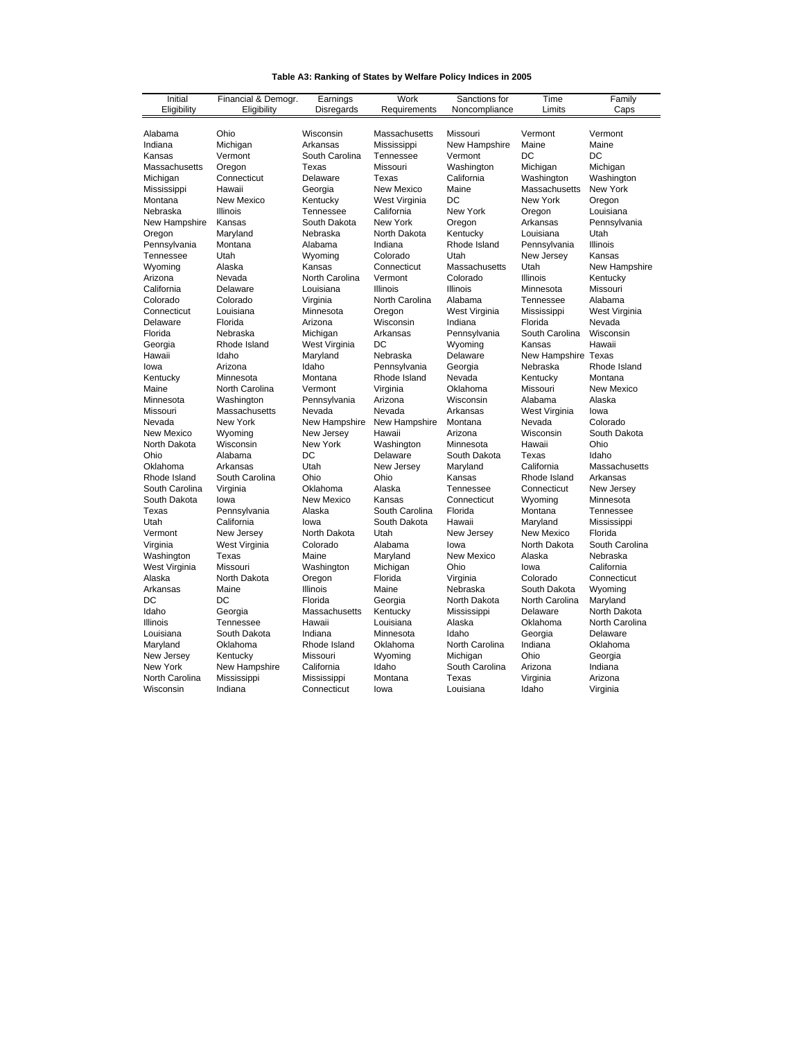**Table A3: Ranking of States by Welfare Policy Indices in 2005**

| Initial Eligibility | Financial & Demogr. Eligibility | Earnings Disregards | Work Requirements | Sanctions for Noncompliance | Time Limits | Family Caps |
|---|---|---|---|---|---|---|
| Alabama | Ohio | Wisconsin | Massachusetts | Missouri | Vermont | Vermont |
| Indiana | Michigan | Arkansas | Mississippi | New Hampshire | Maine | Maine |
| Kansas | Vermont | South Carolina | Tennessee | Vermont | DC | DC |
| Massachusetts | Oregon | Texas | Missouri | Washington | Michigan | Michigan |
| Michigan | Connecticut | Delaware | Texas | California | Washington | Washington |
| Mississippi | Hawaii | Georgia | New Mexico | Maine | Massachusetts | New York |
| Montana | New Mexico | Kentucky | West Virginia | DC | New York | Oregon |
| Nebraska | Illinois | Tennessee | California | New York | Oregon | Louisiana |
| New Hampshire | Kansas | South Dakota | New York | Oregon | Arkansas | Pennsylvania |
| Oregon | Maryland | Nebraska | North Dakota | Kentucky | Louisiana | Utah |
| Pennsylvania | Montana | Alabama | Indiana | Rhode Island | Pennsylvania | Illinois |
| Tennessee | Utah | Wyoming | Colorado | Utah | New Jersey | Kansas |
| Wyoming | Alaska | Kansas | Connecticut | Massachusetts | Utah | New Hampshire |
| Arizona | Nevada | North Carolina | Vermont | Colorado | Illinois | Kentucky |
| California | Delaware | Louisiana | Illinois | Illinois | Minnesota | Missouri |
| Colorado | Colorado | Virginia | North Carolina | Alabama | Tennessee | Alabama |
| Connecticut | Louisiana | Minnesota | Oregon | West Virginia | Mississippi | West Virginia |
| Delaware | Florida | Arizona | Wisconsin | Indiana | Florida | Nevada |
| Florida | Nebraska | Michigan | Arkansas | Pennsylvania | South Carolina | Wisconsin |
| Georgia | Rhode Island | West Virginia | DC | Wyoming | Kansas | Hawaii |
| Hawaii | Idaho | Maryland | Nebraska | Delaware | New Hampshire | Texas |
| Iowa | Arizona | Idaho | Pennsylvania | Georgia | Nebraska | Rhode Island |
| Kentucky | Minnesota | Montana | Rhode Island | Nevada | Kentucky | Montana |
| Maine | North Carolina | Vermont | Virginia | Oklahoma | Missouri | New Mexico |
| Minnesota | Washington | Pennsylvania | Arizona | Wisconsin | Alabama | Alaska |
| Missouri | Massachusetts | Nevada | Nevada | Arkansas | West Virginia | Iowa |
| Nevada | New York | New Hampshire | New Hampshire | Montana | Nevada | Colorado |
| New Mexico | Wyoming | New Jersey | Hawaii | Arizona | Wisconsin | South Dakota |
| North Dakota | Wisconsin | New York | Washington | Minnesota | Hawaii | Ohio |
| Ohio | Alabama | DC | Delaware | South Dakota | Texas | Idaho |
| Oklahoma | Arkansas | Utah | New Jersey | Maryland | California | Massachusetts |
| Rhode Island | South Carolina | Ohio | Ohio | Kansas | Rhode Island | Arkansas |
| South Carolina | Virginia | Oklahoma | Alaska | Tennessee | Connecticut | New Jersey |
| South Dakota | Iowa | New Mexico | Kansas | Connecticut | Wyoming | Minnesota |
| Texas | Pennsylvania | Alaska | South Carolina | Florida | Montana | Tennessee |
| Utah | California | Iowa | South Dakota | Hawaii | Maryland | Mississippi |
| Vermont | New Jersey | North Dakota | Utah | New Jersey | New Mexico | Florida |
| Virginia | West Virginia | Colorado | Alabama | Iowa | North Dakota | South Carolina |
| Washington | Texas | Maine | Maryland | New Mexico | Alaska | Nebraska |
| West Virginia | Missouri | Washington | Michigan | Ohio | Iowa | California |
| Alaska | North Dakota | Oregon | Florida | Virginia | Colorado | Connecticut |
| Arkansas | Maine | Illinois | Maine | Nebraska | South Dakota | Wyoming |
| DC | DC | Florida | Georgia | North Dakota | North Carolina | Maryland |
| Idaho | Georgia | Massachusetts | Kentucky | Mississippi | Delaware | North Dakota |
| Illinois | Tennessee | Hawaii | Louisiana | Alaska | Oklahoma | North Carolina |
| Louisiana | South Dakota | Indiana | Minnesota | Idaho | Georgia | Delaware |
| Maryland | Oklahoma | Rhode Island | Oklahoma | North Carolina | Indiana | Oklahoma |
| New Jersey | Kentucky | Missouri | Wyoming | Michigan | Ohio | Georgia |
| New York | New Hampshire | California | Idaho | South Carolina | Arizona | Indiana |
| North Carolina | Mississippi | Mississippi | Montana | Texas | Virginia | Arizona |
| Wisconsin | Indiana | Connecticut | Iowa | Louisiana | Idaho | Virginia |